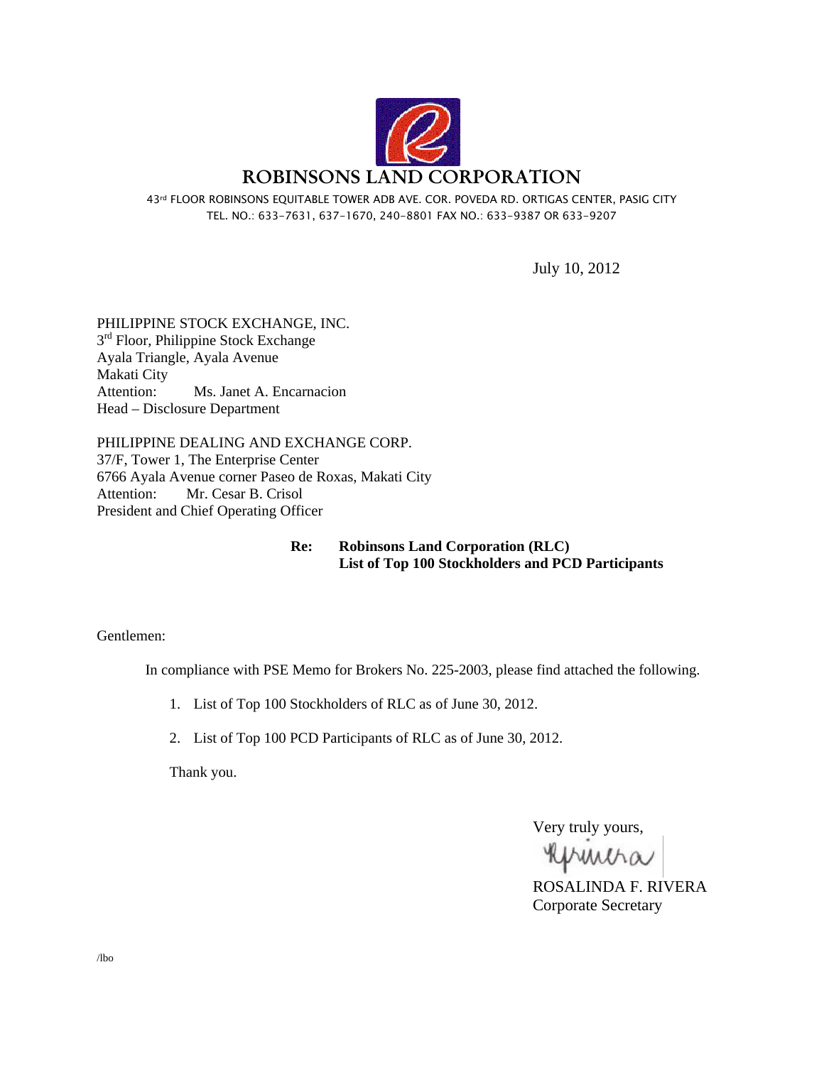# ROBINSONS LAND CORPORATION

43rd FLOOR ROBINSONS EQUITABLE TOWER ADB AVE. COR. POVEDA RD. ORTIGAS CENTER, PASIG CITY
TEL. NO.: 633-7631, 637-1670, 240-8801 FAX NO.: 633-9387 OR 633-9207

July 10, 2012

PHILIPPINE STOCK EXCHANGE, INC.
3rd Floor, Philippine Stock Exchange
Ayala Triangle, Ayala Avenue
Makati City
Attention: Ms. Janet A. Encarnacion
Head – Disclosure Department

PHILIPPINE DEALING AND EXCHANGE CORP.
37/F, Tower 1, The Enterprise Center
6766 Ayala Avenue corner Paseo de Roxas, Makati City
Attention: Mr. Cesar B. Crisol
President and Chief Operating Officer

**Re: Robinsons Land Corporation (RLC)
List of Top 100 Stockholders and PCD Participants**

Gentlemen:

In compliance with PSE Memo for Brokers No. 225-2003, please find attached the following.

1. List of Top 100 Stockholders of RLC as of June 30, 2012.
2. List of Top 100 PCD Participants of RLC as of June 30, 2012.

Thank you.

Very truly yours,

ROSALINDA F. RIVERA
Corporate Secretary

/lbo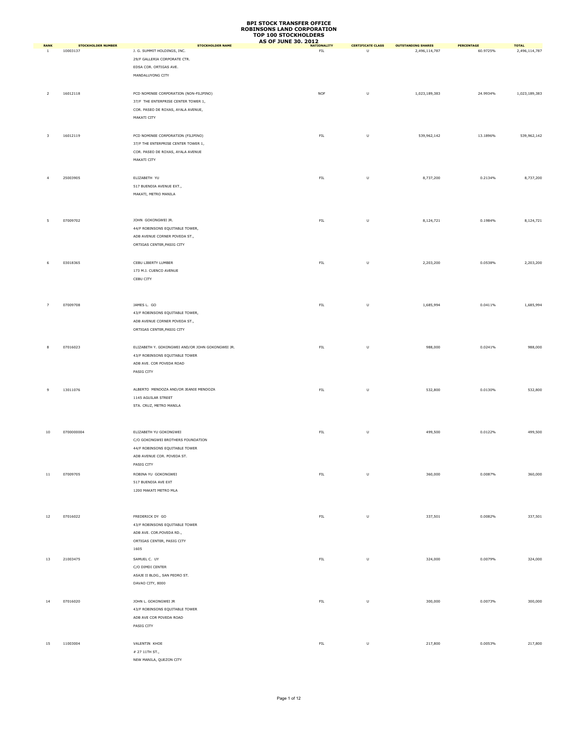**BPI STOCK TRANSFER OFFICE**
**ROBINSONS LAND CORPORATION**
**TOP 100 STOCKHOLDERS**
**AS OF JUNE 30. 2012**

| RANK | STOCKHOLDER NUMBER | STOCKHOLDER NAME | NATIONALITY | CERTIFICATE CLASS | OUTSTANDING SHARES | PERCENTAGE | TOTAL |
|---|---|---|---|---|---|---|---|
| 1 | 10003137 | J. G. SUMMIT HOLDINGS, INC.<br>29/F GALLERIA CORPORATE CTR.<br>EDSA COR. ORTIGAS AVE.<br>MANDALUYONG CITY | FIL | U | 2,496,114,787 | 60.9725% | 2,496,114,787 |
| 2 | 16012118 | PCD NOMINEE CORPORATION (NON-FILIPINO)<br>37/F THE ENTERPRISE CENTER TOWER 1,<br>COR. PASEO DE ROXAS, AYALA AVENUE,<br>MAKATI CITY | NOF | U | 1,023,189,383 | 24.9934% | 1,023,189,383 |
| 3 | 16012119 | PCD NOMINEE CORPORATION (FILIPINO)<br>37/F THE ENTERPRISE CENTER TOWER 1,<br>COR. PASEO DE ROXAS, AYALA AVENUE<br>MAKATI CITY | FIL | U | 539,962,142 | 13.1896% | 539,962,142 |
| 4 | 25003905 | ELIZABETH YU<br>517 BUENDIA AVENUE EXT.,<br>MAKATI, METRO MANILA | FIL | U | 8,737,200 | 0.2134% | 8,737,200 |
| 5 | 07009702 | JOHN GOKONGWEI JR.<br>44/F ROBINSONS EQUITABLE TOWER,<br>ADB AVENUE CORNER POVEDA ST.,<br>ORTIGAS CENTER,PASIG CITY | FIL | U | 8,124,721 | 0.1984% | 8,124,721 |
| 6 | 03018365 | CEBU LIBERTY LUMBER<br>173 M.J. CUENCO AVENUE<br>CEBU CITY | FIL | U | 2,203,200 | 0.0538% | 2,203,200 |
| 7 | 07009708 | JAMES L. GO<br>43/F ROBINSONS EQUITABLE TOWER,<br>ADB AVENUE CORNER POVEDA ST.,<br>ORTIGAS CENTER,PASIG CITY | FIL | U | 1,685,994 | 0.0411% | 1,685,994 |
| 8 | 07016023 | ELIZABETH Y. GOKONGWEI AND/OR JOHN GOKONGWEI JR.<br>43/F ROBINSONS EQUITABLE TOWER<br>ADB AVE. COR POVEDA ROAD<br>PASIG CITY | FIL | U | 988,000 | 0.0241% | 988,000 |
| 9 | 13011076 | ALBERTO MENDOZA AND/OR JEANIE MENDOZA<br>1145 AGUILAR STREET<br>STA. CRUZ, METRO MANILA | FIL | U | 532,800 | 0.0130% | 532,800 |
| 10 | 0700000004 | ELIZABETH YU GOKONGWEI<br>C/O GOKONGWEI BROTHERS FOUNDATION<br>44/F ROBINSONS EQUITABLE TOWER<br>ADB AVENUE COR. POVEDA ST.<br>PASIG CITY | FIL | U | 499,500 | 0.0122% | 499,500 |
| 11 | 07009705 | ROBINA YU GOKONGWEI<br>517 BUENDIA AVE EXT<br>1200 MAKATI METRO MLA | FIL | U | 360,000 | 0.0087% | 360,000 |
| 12 | 07016022 | FREDERICK DY GO<br>43/F ROBINSONS EQUITABLE TOWER<br>ADB AVE. COR.POVEDA RD.,<br>ORTIGAS CENTER, PASIG CITY<br>1605 | FIL | U | 337,501 | 0.0082% | 337,501 |
| 13 | 21003475 | SAMUEL C. UY<br>C/O DIMDI CENTER<br>ASAJE II BLDG., SAN PEDRO ST.<br>DAVAO CITY, 8000 | FIL | U | 324,000 | 0.0079% | 324,000 |
| 14 | 07016020 | JOHN L. GOKONGWEI JR<br>43/F ROBINSONS EQUITABLE TOWER<br>ADB AVE COR POVEDA ROAD<br>PASIG CITY | FIL | U | 300,000 | 0.0073% | 300,000 |
| 15 | 11003004 | VALENTIN KHOE<br># 27 11TH ST.,<br>NEW MANILA, QUEZON CITY | FIL | U | 217,800 | 0.0053% | 217,800 |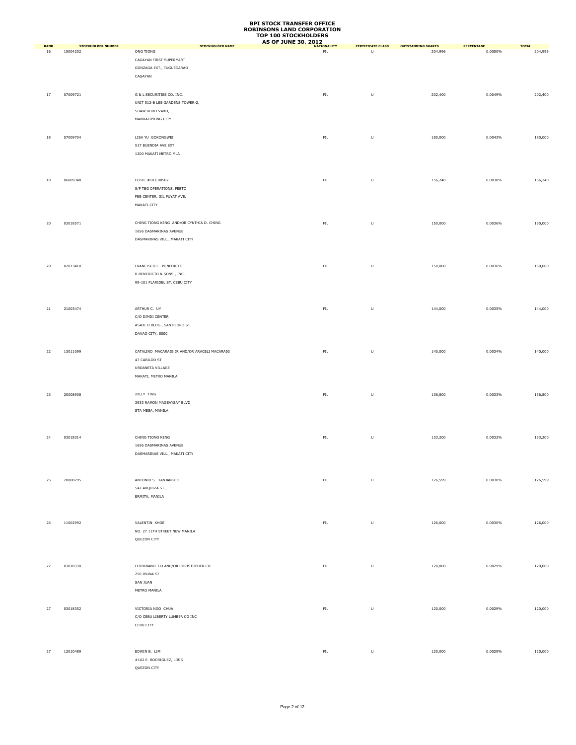# BPI STOCK TRANSFER OFFICE
# ROBINSONS LAND CORPORATION
# TOP 100 STOCKHOLDERS
# AS OF JUNE 30, 2012

| RANK | STOCKHOLDER NUMBER | STOCKHOLDER NAME | NATIONALITY | CERTIFICATE CLASS | OUTSTANDING SHARES | PERCENTAGE | TOTAL |
|---|---|---|---|---|---|---|---|
| 16 | 15004202 | ONG TIONG<br>CAGAYAN FIRST SUPERMART<br>GONZAGA EXT., TUGUEGARAO<br>CAGAYAN | FIL | U | 204,996 | 0.0050% | 204,996 |
| 17 | 07009721 | G & L SECURITIES CO. INC.<br>UNIT 512-B LEE GARDENS TOWER-2,<br>SHAW BOULEVARD,<br>MANDALUYONG CITY | FIL | U | 202,400 | 0.0049% | 202,400 |
| 18 | 07009704 | LISA YU GOKONGWEI<br>517 BUENDIA AVE EXT<br>1200 MAKATI METRO MLA | FIL | U | 180,000 | 0.0043% | 180,000 |
| 19 | 06009348 | FEBTC #103-00507<br>8/F TBG OPERATIONS, FEBTC<br>FEB CENTER, GIL PUYAT AVE.<br>MAKATI CITY | FIL | U | 156,240 | 0.0038% | 156,240 |
| 20 | 03018571 | CHING TIONG KENG AND/OR CYNTHIA D. CHING<br>1656 DASMARINAS AVENUE<br>DASMARINAS VILL., MAKATI CITY | FIL | U | 150,000 | 0.0036% | 150,000 |
| 20 | 02013410 | FRANCISCO L. BENEDICTO<br>B.BENEDICTO & SONS., INC.<br>99-101 PLARIDEL ST. CEBU CITY | FIL | U | 150,000 | 0.0036% | 150,000 |
| 21 | 21003474 | ARTHUR C. UY<br>C/O DIMDI CENTER<br>ASAJE II BLDG., SAN PEDRO ST.<br>DAVAO CITY, 8000 | FIL | U | 144,000 | 0.0035% | 144,000 |
| 22 | 13011099 | CATALINO MACARAIG JR AND/OR ARACELI MACARAIG<br>47 CABILDO ST<br>URDANETA VILLAGE<br>MAKATI, METRO MANILA | FIL | U | 140,000 | 0.0034% | 140,000 |
| 23 | 20008908 | JOLLY TING<br>3933 RAMON MAGSAYSAY BLVD<br>STA MESA, MANILA | FIL | U | 136,800 | 0.0033% | 136,800 |
| 24 | 03018314 | CHING TIONG KENG<br>1656 DASMARINAS AVENUE<br>DASMARINAS VILL., MAKATI CITY | FIL | U | 133,200 | 0.0032% | 133,200 |
| 25 | 20008795 | ANTONIO S. TANJANGCO<br>542 ARQUIZA ST.,<br>ERMITA, MANILA | FIL | U | 126,599 | 0.0030% | 126,599 |
| 26 | 11002992 | VALENTIN KHOE<br>NO. 27 11TH STREET NEW MANILA<br>QUEZON CITY | FIL | U | 126,000 | 0.0030% | 126,000 |
| 27 | 03018330 | FERDINAND CO AND/OR CHRISTOPHER CO<br>250 IBUNA ST<br>SAN JUAN<br>METRO MANILA | FIL | U | 120,000 | 0.0029% | 120,000 |
| 27 | 03018352 | VICTORIA NGO CHUA<br>C/O CEBU LIBERTY LUMBER CO INC<br>CEBU CITY | FIL | U | 120,000 | 0.0029% | 120,000 |
| 27 | 12010489 | EDWIN B. LIM<br>#102 E. RODRIGUEZ, LIBIS<br>QUEZON CITY | FIL | U | 120,000 | 0.0029% | 120,000 |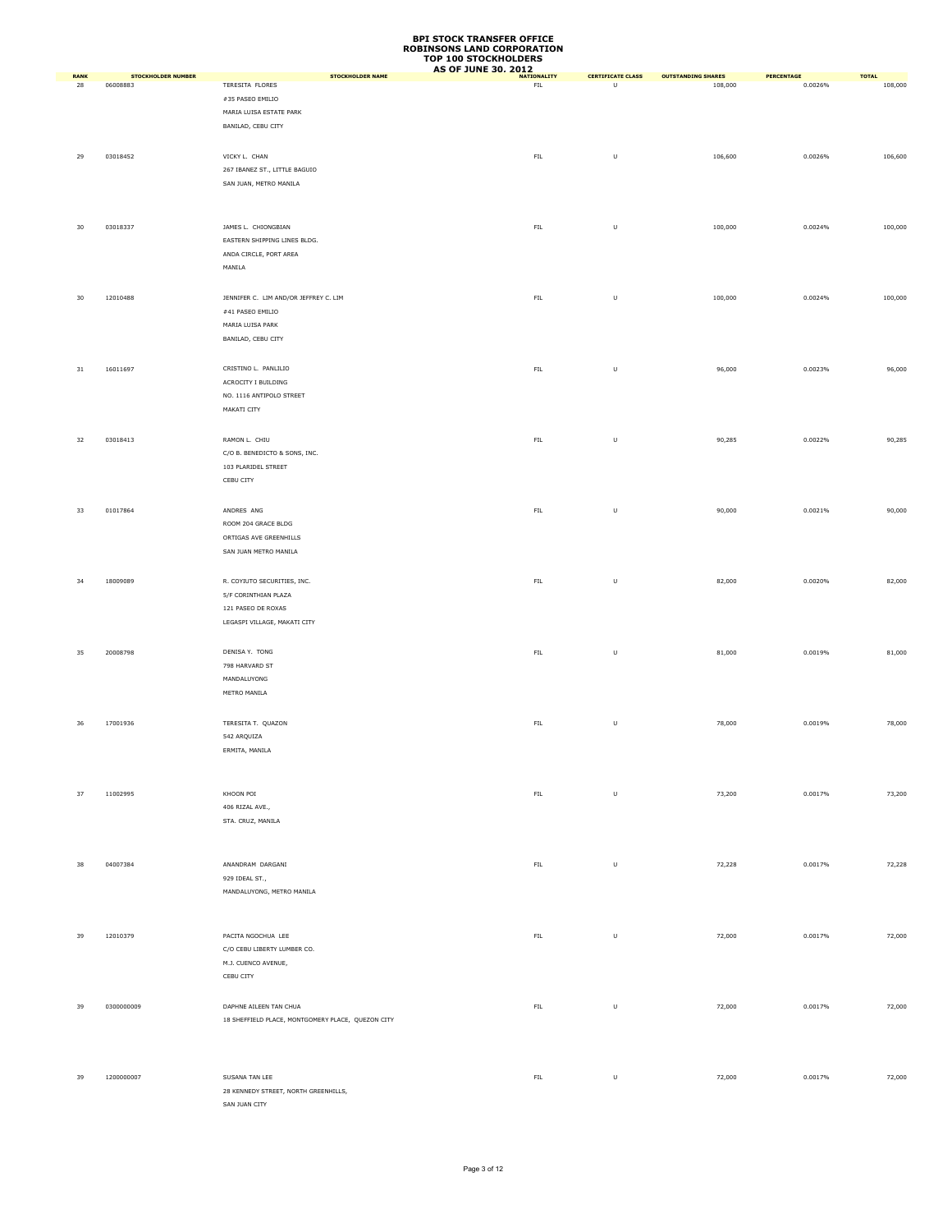**BPI STOCK TRANSFER OFFICE**
**ROBINSONS LAND CORPORATION**
**TOP 100 STOCKHOLDERS**
**AS OF JUNE 30. 2012**

| RANK | STOCKHOLDER NUMBER | STOCKHOLDER NAME | NATIONALITY | CERTIFICATE CLASS | OUTSTANDING SHARES | PERCENTAGE | TOTAL |
|---|---|---|---|---|---|---|---|
| 28 | 06008883 | TERESITA FLORES<br>#35 PASEO EMILIO<br>MARIA LUISA ESTATE PARK<br>BANILAD, CEBU CITY | FIL | U | 108,000 | 0.0026% | 108,000 |
| 29 | 03018452 | VICKY L. CHAN<br>267 IBANEZ ST., LITTLE BAGUIO<br>SAN JUAN, METRO MANILA | FIL | U | 106,600 | 0.0026% | 106,600 |
| 30 | 03018337 | JAMES L. CHIONGBIAN<br>EASTERN SHIPPING LINES BLDG.<br>ANDA CIRCLE, PORT AREA<br>MANILA | FIL | U | 100,000 | 0.0024% | 100,000 |
| 30 | 12010488 | JENNIFER C. LIM AND/OR JEFFREY C. LIM<br>#41 PASEO EMILIO<br>MARIA LUISA PARK<br>BANILAD, CEBU CITY | FIL | U | 100,000 | 0.0024% | 100,000 |
| 31 | 16011697 | CRISTINO L. PANLILIO<br>ACROCITY I BUILDING<br>NO. 1116 ANTIPOLO STREET<br>MAKATI CITY | FIL | U | 96,000 | 0.0023% | 96,000 |
| 32 | 03018413 | RAMON L. CHIU<br>C/O B. BENEDICTO & SONS, INC.<br>103 PLARIDEL STREET<br>CEBU CITY | FIL | U | 90,285 | 0.0022% | 90,285 |
| 33 | 01017864 | ANDRES ANG<br>ROOM 204 GRACE BLDG<br>ORTIGAS AVE GREENHILLS<br>SAN JUAN METRO MANILA | FIL | U | 90,000 | 0.0021% | 90,000 |
| 34 | 18009089 | R. COYIUTO SECURITIES, INC.<br>5/F CORINTHIAN PLAZA<br>121 PASEO DE ROXAS<br>LEGASPI VILLAGE, MAKATI CITY | FIL | U | 82,000 | 0.0020% | 82,000 |
| 35 | 20008798 | DENISA Y. TONG<br>798 HARVARD ST<br>MANDALUYONG<br>METRO MANILA | FIL | U | 81,000 | 0.0019% | 81,000 |
| 36 | 17001936 | TERESITA T. QUAZON<br>542 ARQUIZA<br>ERMITA, MANILA | FIL | U | 78,000 | 0.0019% | 78,000 |
| 37 | 11002995 | KHOON POI<br>406 RIZAL AVE.,<br>STA. CRUZ, MANILA | FIL | U | 73,200 | 0.0017% | 73,200 |
| 38 | 04007384 | ANANDRAM DARGANI<br>929 IDEAL ST.,<br>MANDALUYONG, METRO MANILA | FIL | U | 72,228 | 0.0017% | 72,228 |
| 39 | 12010379 | PACITA NGOCHUA LEE<br>C/O CEBU LIBERTY LUMBER CO.<br>M.J. CUENCO AVENUE,<br>CEBU CITY | FIL | U | 72,000 | 0.0017% | 72,000 |
| 39 | 0300000009 | DAPHNE AILEEN TAN CHUA<br>18 SHEFFIELD PLACE, MONTGOMERY PLACE, QUEZON CITY | FIL | U | 72,000 | 0.0017% | 72,000 |
| 39 | 1200000007 | SUSANA TAN LEE<br>28 KENNEDY STREET, NORTH GREENHILLS,<br>SAN JUAN CITY | FIL | U | 72,000 | 0.0017% | 72,000 |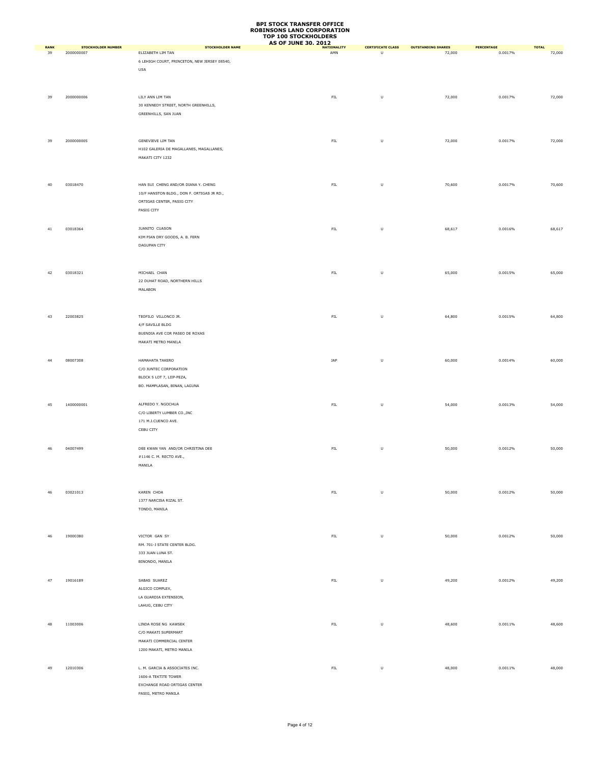# BPI STOCK TRANSFER OFFICE
# ROBINSONS LAND CORPORATION
# TOP 100 STOCKHOLDERS
# AS OF JUNE 30, 2012

| RANK | STOCKHOLDER NUMBER | STOCKHOLDER NAME | NATIONALITY | CERTIFICATE CLASS | OUTSTANDING SHARES | PERCENTAGE | TOTAL |
|---|---|---|---|---|---|---|---|
| 39 | 2000000007 | ELIZABETH LIM TAN<br>6 LEHIGH COURT, PRINCETON, NEW JERSEY 08540,<br>USA | AMN | U | 72,000 | 0.0017% | 72,000 |
| 39 | 2000000006 | LILY ANN LIM TAN<br>30 KENNEDY STREET, NORTH GREENHILLS,<br>GREENHILLS, SAN JUAN | FIL | U | 72,000 | 0.0017% | 72,000 |
| 39 | 2000000005 | GENEVIEVE LIM TAN<br>H102 GALERIA DE MAGALLANES, MAGALLANES,<br>MAKATI CITY 1232 | FIL | U | 72,000 | 0.0017% | 72,000 |
| 40 | 03018470 | HAN SUI CHENG AND/OR DIANA Y. CHENG<br>10/F HANSTON BLDG., DON F. ORTIGAS JR RD.,<br>ORTIGAS CENTER, PASIG CITY<br>PASIG CITY | FIL | U | 70,600 | 0.0017% | 70,600 |
| 41 | 03018364 | JUANITO CUASON<br>KIM PIAN DRY GOODS, A. B. FERN<br>DAGUPAN CITY | FIL | U | 68,617 | 0.0016% | 68,617 |
| 42 | 03018321 | MICHAEL CHAN<br>22 DUHAT ROAD, NORTHERN HILLS<br>MALABON | FIL | U | 65,000 | 0.0015% | 65,000 |
| 43 | 22003825 | TEOFILO VILLONCO JR.<br>4/F SAVILLE BLDG<br>BUENDIA AVE COR PASEO DE ROXAS<br>MAKATI METRO MANILA | FIL | U | 64,800 | 0.0015% | 64,800 |
| 44 | 08007308 | HAMAHATA TAKERO<br>C/O JUNTEC CORPORATION<br>BLOCK 5 LOT 7, LIIP-PEZA,<br>BO. MAMPLASAN, BINAN, LAGUNA | JAP | U | 60,000 | 0.0014% | 60,000 |
| 45 | 1400000001 | ALFREDO Y. NGOCHUA<br>C/O LIBERTY LUMBER CO.,INC<br>171 M.J.CUENCO AVE.<br>CEBU CITY | FIL | U | 54,000 | 0.0013% | 54,000 |
| 46 | 04007499 | DEE KWAN YAN AND/OR CHRISTINA DEE<br>#1146 C. M. RECTO AVE.,<br>MANILA | FIL | U | 50,000 | 0.0012% | 50,000 |
| 46 | 03021013 | KAREN CHOA<br>1377 NARCISA RIZAL ST.<br>TONDO, MANILA | FIL | U | 50,000 | 0.0012% | 50,000 |
| 46 | 19000380 | VICTOR GAN SY<br>RM. 701-J STATE CENTER BLDG.<br>333 JUAN LUNA ST.<br>BINONDO, MANILA | FIL | U | 50,000 | 0.0012% | 50,000 |
| 47 | 19016189 | SABAS SUAREZ<br>ALGICO COMPLEX,<br>LA GUARDIA EXTENSION,<br>LAHUG, CEBU CITY | FIL | U | 49,200 | 0.0012% | 49,200 |
| 48 | 11003006 | LINDA ROSE NG KAWSEK<br>C/O MAKATI SUPERMART<br>MAKATI COMMERCIAL CENTER<br>1200 MAKATI, METRO MANILA | FIL | U | 48,600 | 0.0011% | 48,600 |
| 49 | 12010306 | L. M. GARCIA & ASSOCIATES INC.<br>1606-A TEKTITE TOWER<br>EXCHANGE ROAD ORTIGAS CENTER<br>PASIG, METRO MANILA | FIL | U | 48,000 | 0.0011% | 48,000 |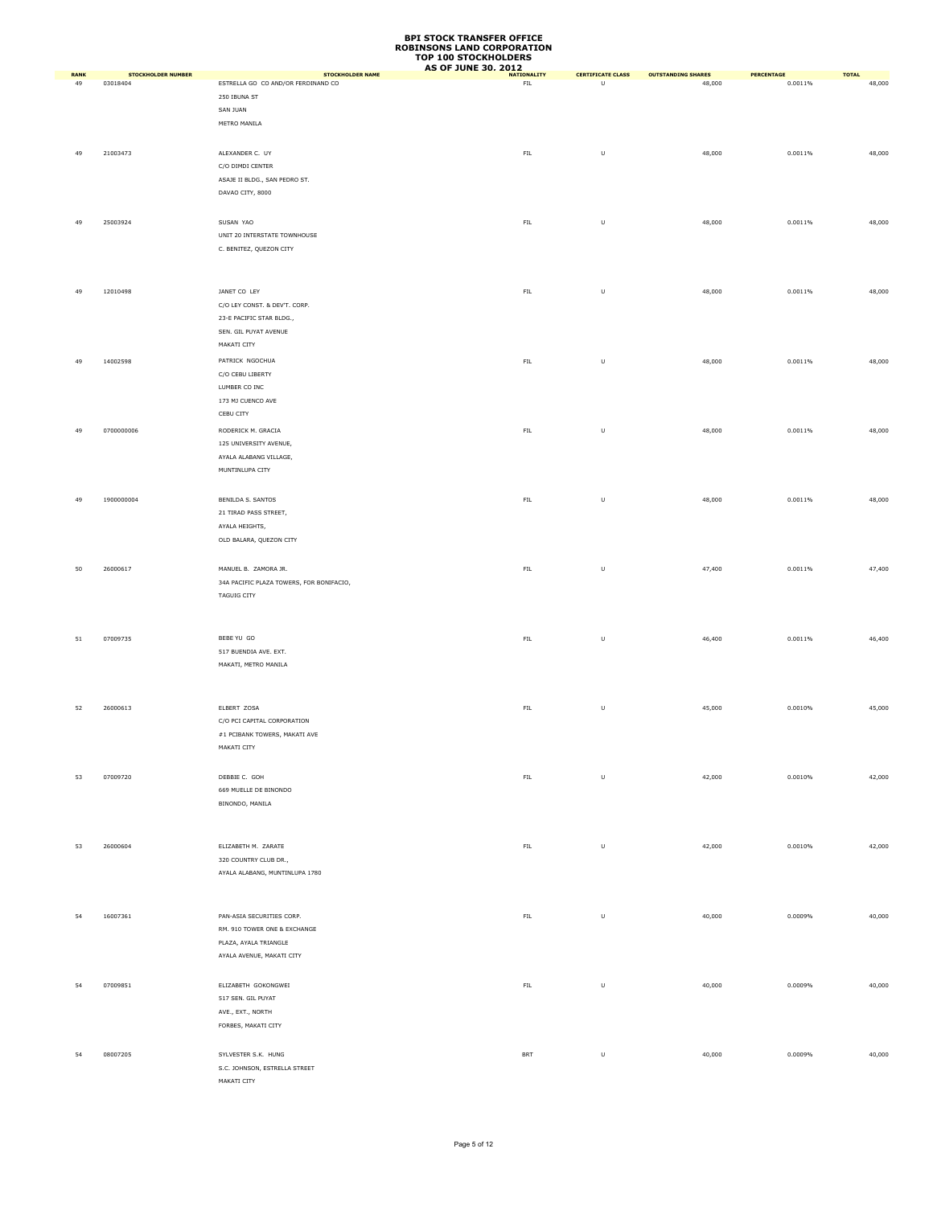# BPI STOCK TRANSFER OFFICE
# ROBINSONS LAND CORPORATION
# TOP 100 STOCKHOLDERS
# AS OF JUNE 30, 2012

| RANK | STOCKHOLDER NUMBER | STOCKHOLDER NAME | NATIONALITY | CERTIFICATE CLASS | OUTSTANDING SHARES | PERCENTAGE | TOTAL |
|---|---|---|---|---|---|---|---|
| 49 | 03018404 | ESTRELLA GO CO AND/OR FERDINAND CO<br>250 IBUNA ST<br>SAN JUAN<br>METRO MANILA | FIL | U | 48,000 | 0.0011% | 48,000 |
| 49 | 21003473 | ALEXANDER C. UY<br>C/O DIMDI CENTER<br>ASAJE II BLDG., SAN PEDRO ST.<br>DAVAO CITY, 8000 | FIL | U | 48,000 | 0.0011% | 48,000 |
| 49 | 25003924 | SUSAN YAO<br>UNIT 20 INTERSTATE TOWNHOUSE<br>C. BENITEZ, QUEZON CITY | FIL | U | 48,000 | 0.0011% | 48,000 |
| 49 | 12010498 | JANET CO LEY<br>C/O LEY CONST. & DEV'T. CORP.<br>23-E PACIFIC STAR BLDG.,<br>SEN. GIL PUYAT AVENUE<br>MAKATI CITY | FIL | U | 48,000 | 0.0011% | 48,000 |
| 49 | 14002598 | PATRICK NGOCHUA<br>C/O CEBU LIBERTY<br>LUMBER CO INC<br>173 MJ CUENCO AVE<br>CEBU CITY | FIL | U | 48,000 | 0.0011% | 48,000 |
| 49 | 0700000006 | RODERICK M. GRACIA<br>125 UNIVERSITY AVENUE,<br>AYALA ALABANG VILLAGE,<br>MUNTINLUPA CITY | FIL | U | 48,000 | 0.0011% | 48,000 |
| 49 | 1900000004 | BENILDA S. SANTOS<br>21 TIRAD PASS STREET,<br>AYALA HEIGHTS,<br>OLD BALARA, QUEZON CITY | FIL | U | 48,000 | 0.0011% | 48,000 |
| 50 | 26000617 | MANUEL B. ZAMORA JR.<br>34A PACIFIC PLAZA TOWERS, FOR BONIFACIO,<br>TAGUIG CITY | FIL | U | 47,400 | 0.0011% | 47,400 |
| 51 | 07009735 | BEBE YU GO<br>517 BUENDIA AVE. EXT.<br>MAKATI, METRO MANILA | FIL | U | 46,400 | 0.0011% | 46,400 |
| 52 | 26000613 | ELBERT ZOSA<br>C/O PCI CAPITAL CORPORATION<br>#1 PCIBANK TOWERS, MAKATI AVE<br>MAKATI CITY | FIL | U | 45,000 | 0.0010% | 45,000 |
| 53 | 07009720 | DEBBIE C. GOH<br>669 MUELLE DE BINONDO<br>BINONDO, MANILA | FIL | U | 42,000 | 0.0010% | 42,000 |
| 53 | 26000604 | ELIZABETH M. ZARATE<br>320 COUNTRY CLUB DR.,<br>AYALA ALABANG, MUNTINLUPA 1780 | FIL | U | 42,000 | 0.0010% | 42,000 |
| 54 | 16007361 | PAN-ASIA SECURITIES CORP.<br>RM. 910 TOWER ONE & EXCHANGE<br>PLAZA, AYALA TRIANGLE<br>AYALA AVENUE, MAKATI CITY | FIL | U | 40,000 | 0.0009% | 40,000 |
| 54 | 07009851 | ELIZABETH GOKONGWEI<br>517 SEN. GIL PUYAT<br>AVE., EXT., NORTH<br>FORBES, MAKATI CITY | FIL | U | 40,000 | 0.0009% | 40,000 |
| 54 | 08007205 | SYLVESTER S.K. HUNG<br>S.C. JOHNSON, ESTRELLA STREET<br>MAKATI CITY | BRT | U | 40,000 | 0.0009% | 40,000 |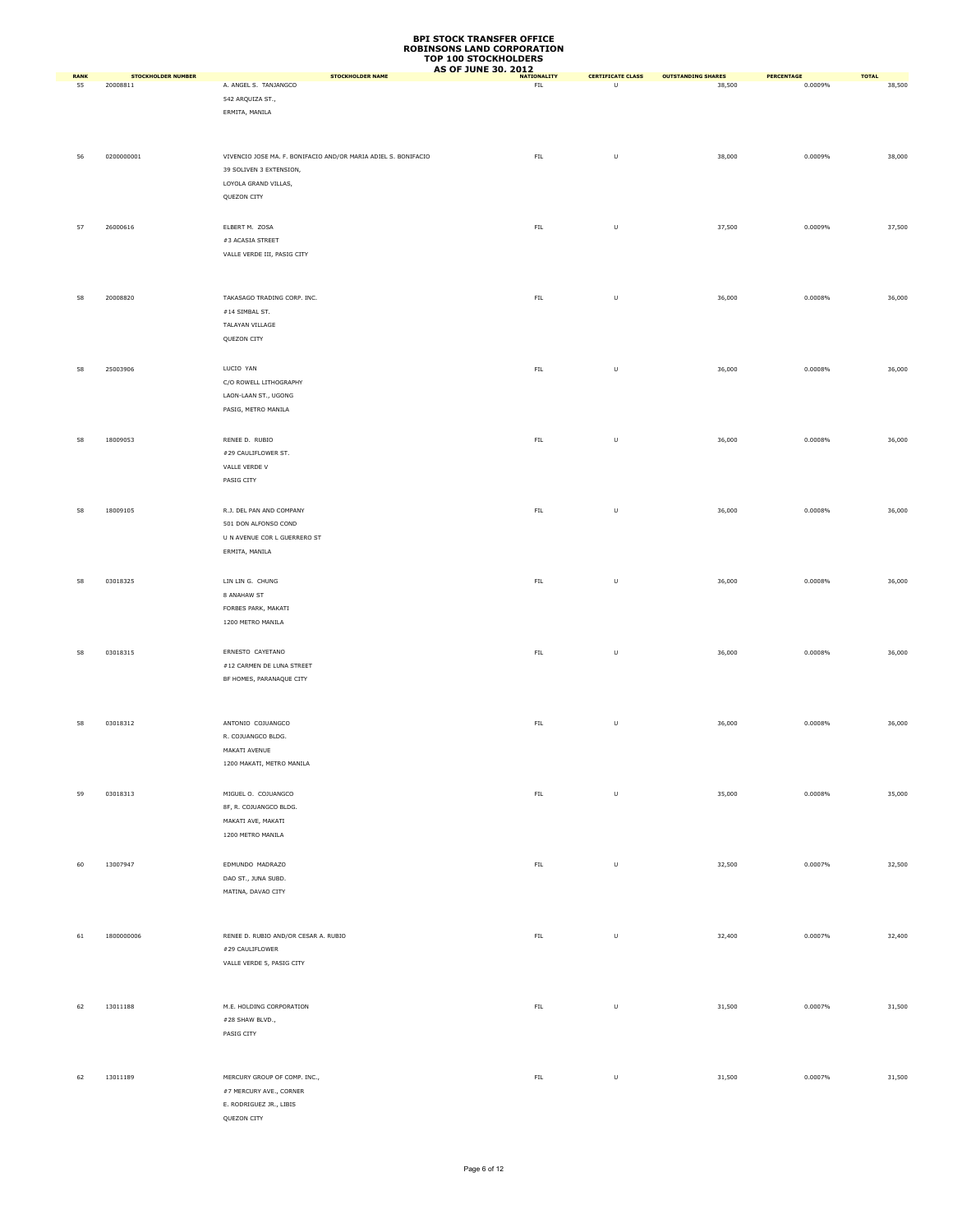# BPI STOCK TRANSFER OFFICE
# ROBINSONS LAND CORPORATION
# TOP 100 STOCKHOLDERS
# AS OF JUNE 30, 2012

| RANK | STOCKHOLDER NUMBER | STOCKHOLDER NAME | NATIONALITY | CERTIFICATE CLASS | OUTSTANDING SHARES | PERCENTAGE | TOTAL |
|---|---|---|---|---|---|---|---|
| 55 | 20008811 | A. ANGEL S. TANJANGCO<br>542 ARQUIZA ST.,<br>ERMITA, MANILA | FIL | U | 38,500 | 0.0009% | 38,500 |
| 56 | 0200000001 | VIVENCIO JOSE MA. F. BONIFACIO AND/OR MARIA ADIEL S. BONIFACIO<br>39 SOLIVEN 3 EXTENSION,<br>LOYOLA GRAND VILLAS,<br>QUEZON CITY | FIL | U | 38,000 | 0.0009% | 38,000 |
| 57 | 26000616 | ELBERT M. ZOSA<br>#3 ACASIA STREET<br>VALLE VERDE III, PASIG CITY | FIL | U | 37,500 | 0.0009% | 37,500 |
| 58 | 20008820 | TAKASAGO TRADING CORP. INC.<br>#14 SIMBAL ST.<br>TALAYAN VILLAGE<br>QUEZON CITY | FIL | U | 36,000 | 0.0008% | 36,000 |
| 58 | 25003906 | LUCIO YAN<br>C/O ROWELL LITHOGRAPHY<br>LAON-LAAN ST., UGONG<br>PASIG, METRO MANILA | FIL | U | 36,000 | 0.0008% | 36,000 |
| 58 | 18009053 | RENEE D. RUBIO<br>#29 CAULIFLOWER ST.<br>VALLE VERDE V<br>PASIG CITY | FIL | U | 36,000 | 0.0008% | 36,000 |
| 58 | 18009105 | R.J. DEL PAN AND COMPANY<br>501 DON ALFONSO COND<br>U N AVENUE COR L GUERRERO ST<br>ERMITA, MANILA | FIL | U | 36,000 | 0.0008% | 36,000 |
| 58 | 03018325 | LIN LIN G. CHUNG<br>8 ANAHAW ST<br>FORBES PARK, MAKATI<br>1200 METRO MANILA | FIL | U | 36,000 | 0.0008% | 36,000 |
| 58 | 03018315 | ERNESTO CAYETANO<br>#12 CARMEN DE LUNA STREET<br>BF HOMES, PARANAQUE CITY | FIL | U | 36,000 | 0.0008% | 36,000 |
| 58 | 03018312 | ANTONIO COJUANGCO<br>R. COJUANGCO BLDG.<br>MAKATI AVENUE<br>1200 MAKATI, METRO MANILA | FIL | U | 36,000 | 0.0008% | 36,000 |
| 59 | 03018313 | MIGUEL O. COJUANGCO<br>8F, R. COJUANGCO BLDG.<br>MAKATI AVE, MAKATI<br>1200 METRO MANILA | FIL | U | 35,000 | 0.0008% | 35,000 |
| 60 | 13007947 | EDMUNDO MADRAZO<br>DAO ST., JUNA SUBD.<br>MATINA, DAVAO CITY | FIL | U | 32,500 | 0.0007% | 32,500 |
| 61 | 1800000006 | RENEE D. RUBIO AND/OR CESAR A. RUBIO<br>#29 CAULIFLOWER<br>VALLE VERDE 5, PASIG CITY | FIL | U | 32,400 | 0.0007% | 32,400 |
| 62 | 13011188 | M.E. HOLDING CORPORATION<br>#28 SHAW BLVD.,<br>PASIG CITY | FIL | U | 31,500 | 0.0007% | 31,500 |
| 62 | 13011189 | MERCURY GROUP OF COMP. INC.,<br>#7 MERCURY AVE., CORNER<br>E. RODRIGUEZ JR., LIBIS<br>QUEZON CITY | FIL | U | 31,500 | 0.0007% | 31,500 |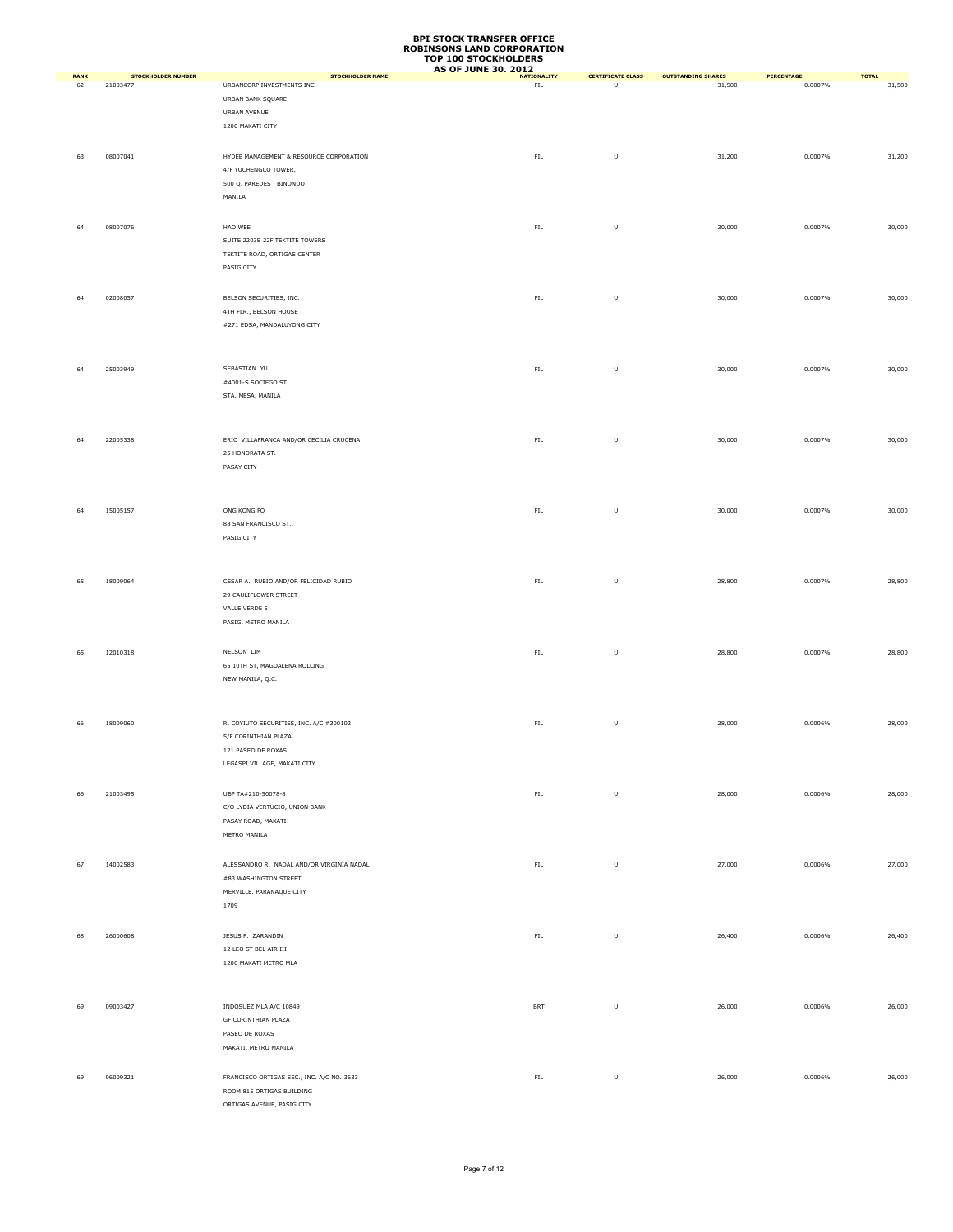# BPI STOCK TRANSFER OFFICE
# ROBINSONS LAND CORPORATION
# TOP 100 STOCKHOLDERS
# AS OF JUNE 30. 2012

| RANK | STOCKHOLDER NUMBER | STOCKHOLDER NAME | NATIONALITY | CERTIFICATE CLASS | OUTSTANDING SHARES | PERCENTAGE | TOTAL |
|---|---|---|---|---|---|---|---|
| 62 | 21003477 | URBANCORP INVESTMENTS INC.<br>URBAN BANK SQUARE<br>URBAN AVENUE<br>1200 MAKATI CITY | FIL | U | 31,500 | 0.0007% | 31,500 |
| 63 | 08007041 | HYDEE MANAGEMENT & RESOURCE CORPORATION<br>4/F YUCHENGCO TOWER,<br>500 Q. PAREDES , BINONDO<br>MANILA | FIL | U | 31,200 | 0.0007% | 31,200 |
| 64 | 08007076 | HAO WEE<br>SUITE 2203B 22F TEKTITE TOWERS<br>TEKTITE ROAD, ORTIGAS CENTER<br>PASIG CITY | FIL | U | 30,000 | 0.0007% | 30,000 |
| 64 | 02008057 | BELSON SECURITIES, INC.<br>4TH FLR., BELSON HOUSE<br>#271 EDSA, MANDALUYONG CITY | FIL | U | 30,000 | 0.0007% | 30,000 |
| 64 | 25003949 | SEBASTIAN YU<br>#4001-S SOCIEGO ST.<br>STA. MESA, MANILA | FIL | U | 30,000 | 0.0007% | 30,000 |
| 64 | 22005338 | ERIC VILLAFRANCA AND/OR CECILIA CRUCENA<br>25 HONORATA ST.<br>PASAY CITY | FIL | U | 30,000 | 0.0007% | 30,000 |
| 64 | 15005157 | ONG KONG PO<br>88 SAN FRANCISCO ST.,<br>PASIG CITY | FIL | U | 30,000 | 0.0007% | 30,000 |
| 65 | 18009064 | CESAR A. RUBIO AND/OR FELICIDAD RUBIO<br>29 CAULIFLOWER STREET<br>VALLE VERDE 5<br>PASIG, METRO MANILA | FIL | U | 28,800 | 0.0007% | 28,800 |
| 65 | 12010318 | NELSON LIM<br>65 10TH ST, MAGDALENA ROLLING<br>NEW MANILA, Q.C. | FIL | U | 28,800 | 0.0007% | 28,800 |
| 66 | 18009060 | R. COYIUTO SECURITIES, INC. A/C #300102<br>5/F CORINTHIAN PLAZA<br>121 PASEO DE ROXAS<br>LEGASPI VILLAGE, MAKATI CITY | FIL | U | 28,000 | 0.0006% | 28,000 |
| 66 | 21003495 | UBP TA#210-50078-8<br>C/O LYDIA VERTUCIO, UNION BANK<br>PASAY ROAD, MAKATI<br>METRO MANILA | FIL | U | 28,000 | 0.0006% | 28,000 |
| 67 | 14002583 | ALESSANDRO R. NADAL AND/OR VIRGINIA NADAL<br>#83 WASHINGTON STREET<br>MERVILLE, PARANAQUE CITY<br>1709 | FIL | U | 27,000 | 0.0006% | 27,000 |
| 68 | 26000608 | JESUS F. ZARANDIN<br>12 LEO ST BEL AIR III<br>1200 MAKATI METRO MLA | FIL | U | 26,400 | 0.0006% | 26,400 |
| 69 | 09003427 | INDOSUEZ MLA A/C 10849<br>GF CORINTHIAN PLAZA<br>PASEO DE ROXAS<br>MAKATI, METRO MANILA | BRT | U | 26,000 | 0.0006% | 26,000 |
| 69 | 06009321 | FRANCISCO ORTIGAS SEC., INC. A/C NO. 3633<br>ROOM 815 ORTIGAS BUILDING<br>ORTIGAS AVENUE, PASIG CITY | FIL | U | 26,000 | 0.0006% | 26,000 |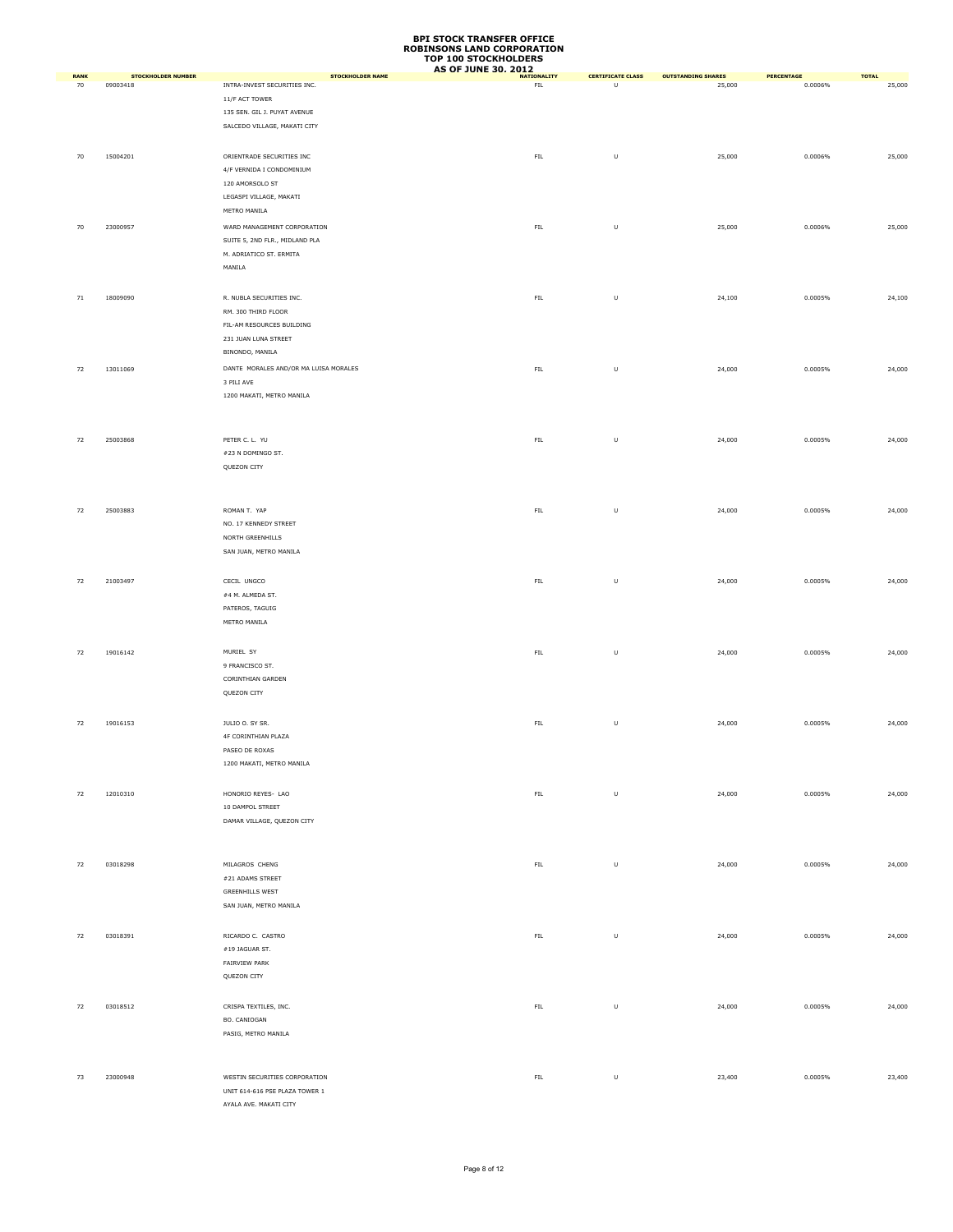# BPI STOCK TRANSFER OFFICE
# ROBINSONS LAND CORPORATION
# TOP 100 STOCKHOLDERS
# AS OF JUNE 30. 2012

| RANK | STOCKHOLDER NUMBER | STOCKHOLDER NAME | NATIONALITY | CERTIFICATE CLASS | OUTSTANDING SHARES | PERCENTAGE | TOTAL |
|---|---|---|---|---|---|---|---|
| 70 | 09003418 | INTRA-INVEST SECURITIES INC.<br>11/F ACT TOWER<br>135 SEN. GIL J. PUYAT AVENUE<br>SALCEDO VILLAGE, MAKATI CITY | FIL | U | 25,000 | 0.0006% | 25,000 |
| 70 | 15004201 | ORIENTRADE SECURITIES INC<br>4/F VERNIDA I CONDOMINIUM<br>120 AMORSOLO ST<br>LEGASPI VILLAGE, MAKATI<br>METRO MANILA | FIL | U | 25,000 | 0.0006% | 25,000 |
| 70 | 23000957 | WARD MANAGEMENT CORPORATION<br>SUITE 5, 2ND FLR., MIDLAND PLA<br>M. ADRIATICO ST. ERMITA<br>MANILA | FIL | U | 25,000 | 0.0006% | 25,000 |
| 71 | 18009090 | R. NUBLA SECURITIES INC.<br>RM. 300 THIRD FLOOR<br>FIL-AM RESOURCES BUILDING<br>231 JUAN LUNA STREET<br>BINONDO, MANILA | FIL | U | 24,100 | 0.0005% | 24,100 |
| 72 | 13011069 | DANTE MORALES AND/OR MA LUISA MORALES<br>3 PILI AVE<br>1200 MAKATI, METRO MANILA | FIL | U | 24,000 | 0.0005% | 24,000 |
| 72 | 25003868 | PETER C. L. YU<br>#23 N DOMINGO ST.<br>QUEZON CITY | FIL | U | 24,000 | 0.0005% | 24,000 |
| 72 | 25003883 | ROMAN T. YAP<br>NO. 17 KENNEDY STREET<br>NORTH GREENHILLS<br>SAN JUAN, METRO MANILA | FIL | U | 24,000 | 0.0005% | 24,000 |
| 72 | 21003497 | CECIL UNGCO<br>#4 M. ALMEDA ST.<br>PATEROS, TAGUIG<br>METRO MANILA | FIL | U | 24,000 | 0.0005% | 24,000 |
| 72 | 19016142 | MURIEL SY<br>9 FRANCISCO ST.<br>CORINTHIAN GARDEN<br>QUEZON CITY | FIL | U | 24,000 | 0.0005% | 24,000 |
| 72 | 19016153 | JULIO O. SY SR.<br>4F CORINTHIAN PLAZA<br>PASEO DE ROXAS<br>1200 MAKATI, METRO MANILA | FIL | U | 24,000 | 0.0005% | 24,000 |
| 72 | 12010310 | HONORIO REYES- LAO<br>10 DAMPOL STREET<br>DAMAR VILLAGE, QUEZON CITY | FIL | U | 24,000 | 0.0005% | 24,000 |
| 72 | 03018298 | MILAGROS CHENG<br>#21 ADAMS STREET<br>GREENHILLS WEST<br>SAN JUAN, METRO MANILA | FIL | U | 24,000 | 0.0005% | 24,000 |
| 72 | 03018391 | RICARDO C. CASTRO<br>#19 JAGUAR ST.<br>FAIRVIEW PARK<br>QUEZON CITY | FIL | U | 24,000 | 0.0005% | 24,000 |
| 72 | 03018512 | CRISPA TEXTILES, INC.<br>BO. CANIOGAN<br>PASIG, METRO MANILA | FIL | U | 24,000 | 0.0005% | 24,000 |
| 73 | 23000948 | WESTIN SECURITIES CORPORATION<br>UNIT 614-616 PSE PLAZA TOWER 1<br>AYALA AVE. MAKATI CITY | FIL | U | 23,400 | 0.0005% | 23,400 |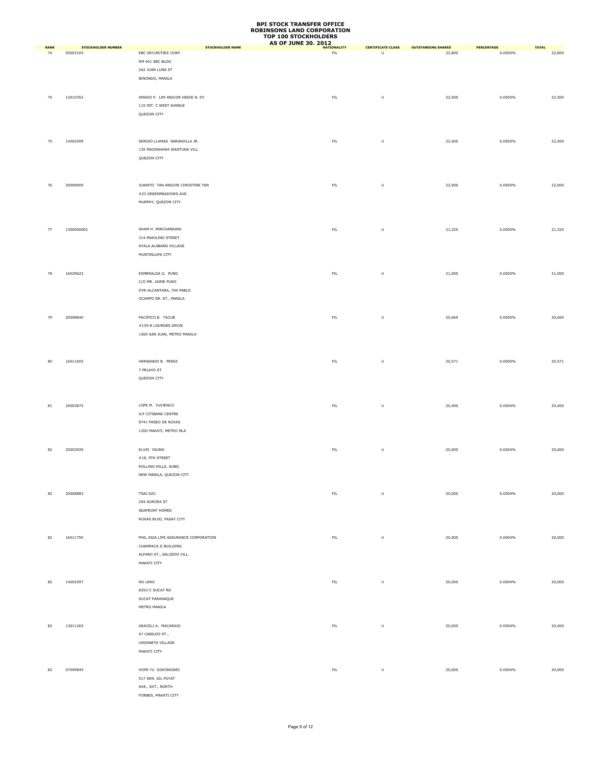# BPI STOCK TRANSFER OFFICE
# ROBINSONS LAND CORPORATION
# TOP 100 STOCKHOLDERS
# AS OF JUNE 30, 2012

| RANK | STOCKHOLDER NUMBER | STOCKHOLDER NAME | NATIONALITY | CERTIFICATE CLASS | OUTSTANDING SHARES | PERCENTAGE | TOTAL |
|---|---|---|---|---|---|---|---|
| 74 | 05003105 | EBC SECURITIES CORP.<br>RM 401 EBC BLDG<br>262 JUAN LUNA ST<br>BINONDO, MANILA | FIL | U | 22,800 | 0.0005% | 22,800 |
| 75 | 12010352 | AMADO P. LIM AND/OR HEIDE N. DY<br>115 INT. C WEST AVENUE<br>QUEZON CITY | FIL | U | 22,500 | 0.0005% | 22,500 |
| 75 | 14002599 | SERGIO LLAMAS NARANJILLA JR.<br>135 MAGINHAWA SIKATUNA VILL<br>QUEZON CITY | FIL | U | 22,500 | 0.0005% | 22,500 |
| 76 | 20009009 | JUANITO TAN AND/OR CHRISTINE TAN<br>#23 GREENMEADOWS AVE.<br>MURPHY, QUEZON CITY | FIL | U | 22,000 | 0.0005% | 22,000 |
| 77 | 1300000002 | SHAM H. MIRCHANDANI<br>314 MAKILING STREET<br>AYALA ALABANG VILLAGE<br>MUNTINLUPA CITY | FIL | U | 21,325 | 0.0005% | 21,325 |
| 78 | 16029622 | ESMERALDA G. PUNO<br>C/O MR. JAIME PUNO<br>DYR-ALCANTARA, 704 PABLO<br>OCAMPO SR. ST., MANILA | FIL | U | 21,000 | 0.0005% | 21,000 |
| 79 | 20008840 | PACIFICO B. TACUB<br>#135-R LOURDES DRIVE<br>1500 SAN JUAN, METRO MANILA | FIL | U | 20,669 | 0.0005% | 20,669 |
| 80 | 16011655 | HERNANDO B. PEREZ<br>7 PELAYO ST<br>QUEZON CITY | FIL | U | 20,571 | 0.0005% | 20,571 |
| 81 | 25003875 | LOPE M. YUVIENCO<br>4/F CITIBANK CENTRE<br>8741 PASEO DE ROXAS<br>1200 MAKATI, METRO MLA | FIL | U | 20,400 | 0.0004% | 20,400 |
| 82 | 25003939 | ELVIS YOUNG<br>#18, 9TH STREET<br>ROLLING HILLS, SUBD.<br>NEW MANILA, QUEZON CITY | FIL | U | 20,000 | 0.0004% | 20,000 |
| 82 | 20008883 | TSAI SZU<br>204 AURORA ST<br>SEAFRONT HOMES<br>ROXAS BLVD, PASAY CITY | FIL | U | 20,000 | 0.0004% | 20,000 |
| 82 | 16011750 | PHIL ASIA LIFE ASSURANCE CORPORATION<br>CHAMPACA II BUILDING<br>ALFARO ST., SALCEDO VILL.<br>MAKATI CITY | FIL | U | 20,000 | 0.0004% | 20,000 |
| 82 | 14002597 | NG LENG<br>8252-C SUCAT RD<br>SUCAT PARANAQUE<br>METRO MANILA | FIL | U | 20,000 | 0.0004% | 20,000 |
| 82 | 13011265 | ARACELI A. MACARAIG<br>47 CABILDO ST.,<br>URDANETA VILLAGE<br>MAKATI CITY | FIL | U | 20,000 | 0.0004% | 20,000 |
| 82 | 07009849 | HOPE YU GOKONGWEI<br>517 SEN. GIL PUYAT<br>AVE., EXT., NORTH<br>FORBES, MAKATI CITY | FIL | U | 20,000 | 0.0004% | 20,000 |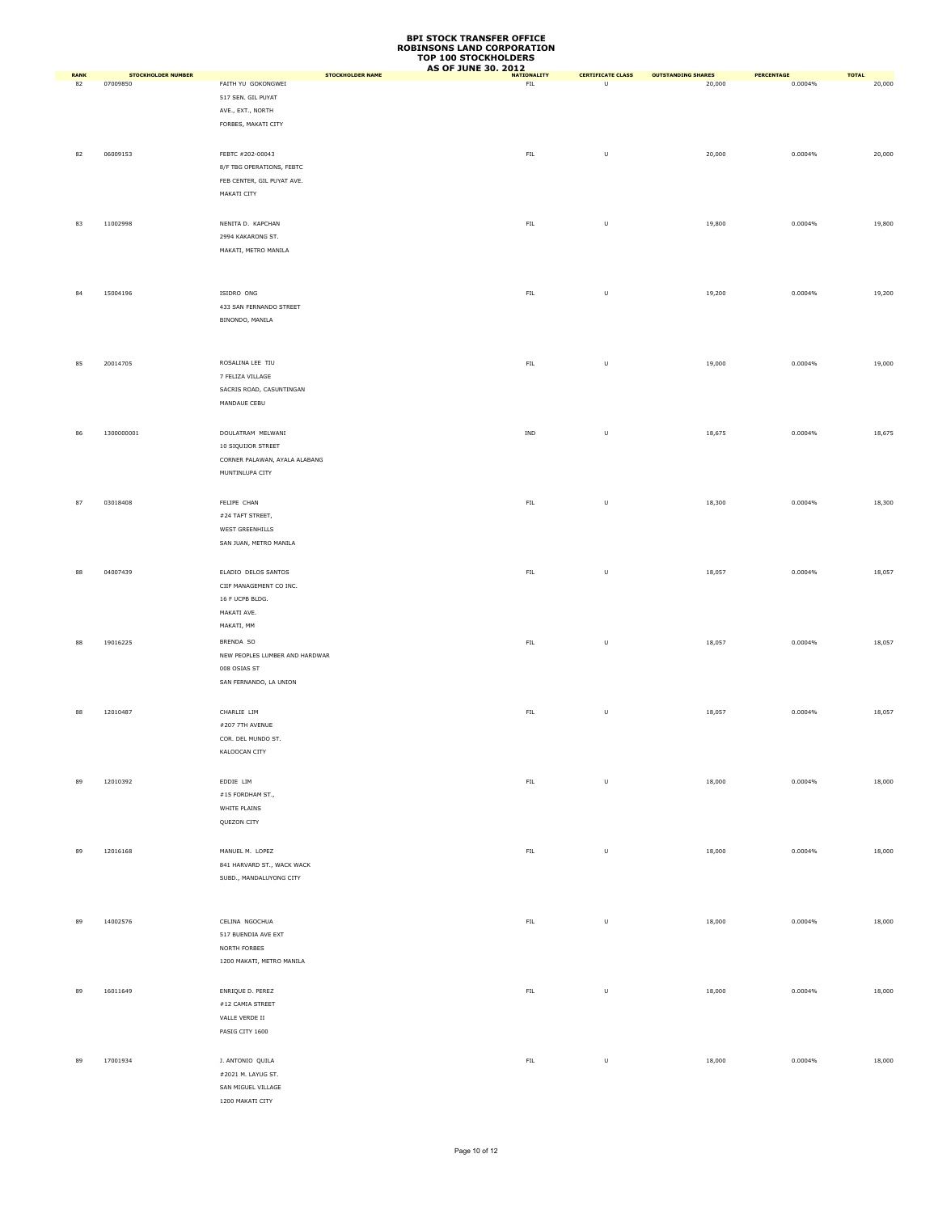# BPI STOCK TRANSFER OFFICE
# ROBINSONS LAND CORPORATION
# TOP 100 STOCKHOLDERS
# AS OF JUNE 30, 2012

| RANK | STOCKHOLDER NUMBER | STOCKHOLDER NAME | NATIONALITY | CERTIFICATE CLASS | OUTSTANDING SHARES | PERCENTAGE | TOTAL |
|---|---|---|---|---|---|---|---|
| 82 | 07009850 | FAITH YU GOKONGWEI<br>517 SEN. GIL PUYAT<br>AVE., EXT., NORTH<br>FORBES, MAKATI CITY | FIL | U | 20,000 | 0.0004% | 20,000 |
| 82 | 06009153 | FEBTC #202-00043<br>8/F TBG OPERATIONS, FEBTC<br>FEB CENTER, GIL PUYAT AVE.<br>MAKATI CITY | FIL | U | 20,000 | 0.0004% | 20,000 |
| 83 | 11002998 | NENITA D. KAPCHAN<br>2994 KAKARONG ST.<br>MAKATI, METRO MANILA | FIL | U | 19,800 | 0.0004% | 19,800 |
| 84 | 15004196 | ISIDRO ONG<br>433 SAN FERNANDO STREET<br>BINONDO, MANILA | FIL | U | 19,200 | 0.0004% | 19,200 |
| 85 | 20014705 | ROSALINA LEE TIU<br>7 FELIZA VILLAGE<br>SACRIS ROAD, CASUNTINGAN<br>MANDAUE CEBU | FIL | U | 19,000 | 0.0004% | 19,000 |
| 86 | 1300000001 | DOULATRAM MELWANI<br>10 SIQUIJOR STREET<br>CORNER PALAWAN, AYALA ALABANG<br>MUNTINLUPA CITY | IND | U | 18,675 | 0.0004% | 18,675 |
| 87 | 03018408 | FELIPE CHAN<br>#24 TAFT STREET,<br>WEST GREENHILLS<br>SAN JUAN, METRO MANILA | FIL | U | 18,300 | 0.0004% | 18,300 |
| 88 | 04007439 | ELADIO DELOS SANTOS<br>CIIF MANAGEMENT CO INC.<br>16 F UCPB BLDG.<br>MAKATI AVE.<br>MAKATI, MM | FIL | U | 18,057 | 0.0004% | 18,057 |
| 88 | 19016225 | BRENDA SO<br>NEW PEOPLES LUMBER AND HARDWAR<br>008 OSIAS ST<br>SAN FERNANDO, LA UNION | FIL | U | 18,057 | 0.0004% | 18,057 |
| 88 | 12010487 | CHARLIE LIM<br>#207 7TH AVENUE<br>COR. DEL MUNDO ST.<br>KALOOCAN CITY | FIL | U | 18,057 | 0.0004% | 18,057 |
| 89 | 12010392 | EDDIE LIM<br>#15 FORDHAM ST.,<br>WHITE PLAINS<br>QUEZON CITY | FIL | U | 18,000 | 0.0004% | 18,000 |
| 89 | 12016168 | MANUEL M. LOPEZ<br>841 HARVARD ST., WACK WACK<br>SUBD., MANDALUYONG CITY | FIL | U | 18,000 | 0.0004% | 18,000 |
| 89 | 14002576 | CELINA NGOCHUA<br>517 BUENDIA AVE EXT<br>NORTH FORBES<br>1200 MAKATI, METRO MANILA | FIL | U | 18,000 | 0.0004% | 18,000 |
| 89 | 16011649 | ENRIQUE D. PEREZ<br>#12 CAMIA STREET<br>VALLE VERDE II<br>PASIG CITY 1600 | FIL | U | 18,000 | 0.0004% | 18,000 |
| 89 | 17001934 | J. ANTONIO QUILA<br>#2021 M. LAYUG ST.<br>SAN MIGUEL VILLAGE<br>1200 MAKATI CITY | FIL | U | 18,000 | 0.0004% | 18,000 |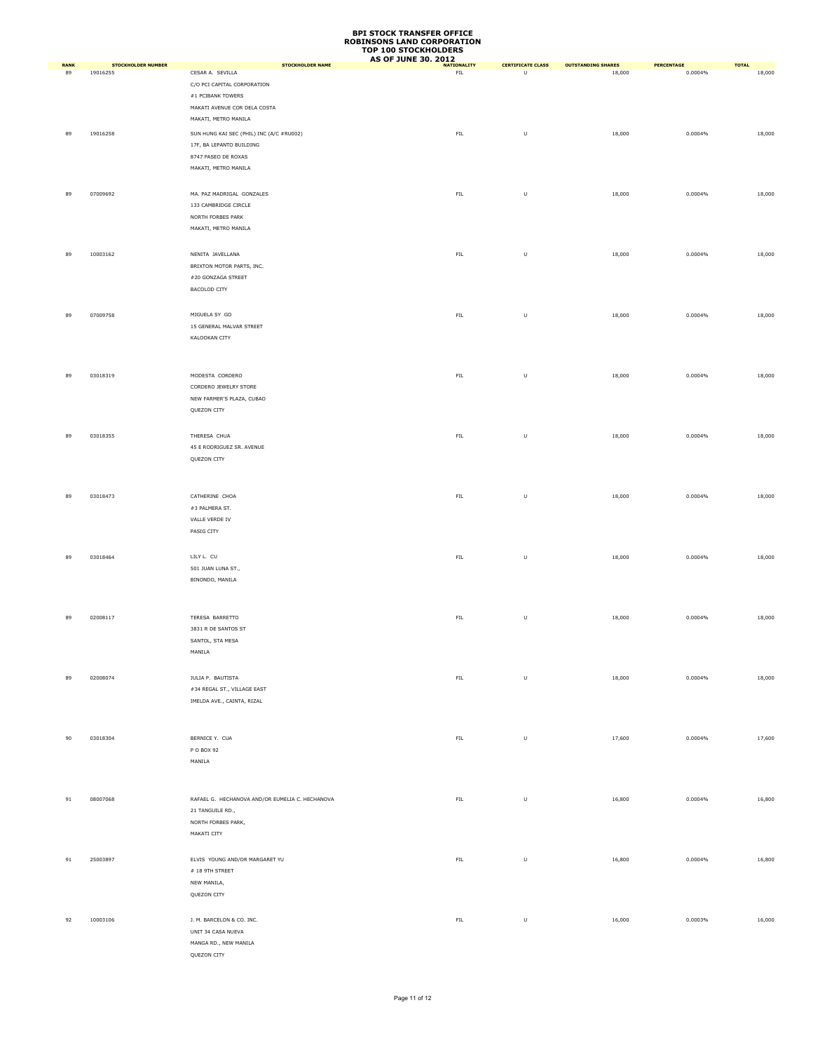# BPI STOCK TRANSFER OFFICE
# ROBINSONS LAND CORPORATION
# TOP 100 STOCKHOLDERS
# AS OF JUNE 30. 2012

| RANK | STOCKHOLDER NUMBER | STOCKHOLDER NAME | NATIONALITY | CERTIFICATE CLASS | OUTSTANDING SHARES | PERCENTAGE | TOTAL |
|---|---|---|---|---|---|---|---|
| 89 | 19016255 | CESAR A. SEVILLA<br>C/O PCI CAPITAL CORPORATION<br>#1 PCIBANK TOWERS<br>MAKATI AVENUE COR DELA COSTA<br>MAKATI, METRO MANILA | FIL | U | 18,000 | 0.0004% | 18,000 |
| 89 | 19016258 | SUN HUNG KAI SEC (PHIL) INC (A/C #RU002)<br>17F, BA LEPANTO BUILDING<br>8747 PASEO DE ROXAS<br>MAKATI, METRO MANILA | FIL | U | 18,000 | 0.0004% | 18,000 |
| 89 | 07009692 | MA. PAZ MADRIGAL GONZALES<br>133 CAMBRIDGE CIRCLE<br>NORTH FORBES PARK<br>MAKATI, METRO MANILA | FIL | U | 18,000 | 0.0004% | 18,000 |
| 89 | 10003162 | NENITA JAVELLANA<br>BRIXTON MOTOR PARTS, INC.<br>#20 GONZAGA STREET<br>BACOLOD CITY | FIL | U | 18,000 | 0.0004% | 18,000 |
| 89 | 07009758 | MIGUELA SY GO<br>15 GENERAL MALVAR STREET<br>KALOOKAN CITY | FIL | U | 18,000 | 0.0004% | 18,000 |
| 89 | 03018319 | MODESTA CORDERO<br>CORDERO JEWELRY STORE<br>NEW FARMER'S PLAZA, CUBAO<br>QUEZON CITY | FIL | U | 18,000 | 0.0004% | 18,000 |
| 89 | 03018355 | THERESA CHUA<br>45 E RODRIGUEZ SR. AVENUE<br>QUEZON CITY | FIL | U | 18,000 | 0.0004% | 18,000 |
| 89 | 03018473 | CATHERINE CHOA<br>#3 PALMERA ST.<br>VALLE VERDE IV<br>PASIG CITY | FIL | U | 18,000 | 0.0004% | 18,000 |
| 89 | 03018464 | LILY L. CU<br>501 JUAN LUNA ST.,<br>BINONDO, MANILA | FIL | U | 18,000 | 0.0004% | 18,000 |
| 89 | 02008117 | TERESA BARRETTO<br>3831 R DE SANTOS ST<br>SANTOL, STA MESA<br>MANILA | FIL | U | 18,000 | 0.0004% | 18,000 |
| 89 | 02008074 | JULIA P. BAUTISTA<br>#34 REGAL ST., VILLAGE EAST<br>IMELDA AVE., CAINTA, RIZAL | FIL | U | 18,000 | 0.0004% | 18,000 |
| 90 | 03018304 | BERNICE Y. CUA<br>P O BOX 92<br>MANILA | FIL | U | 17,600 | 0.0004% | 17,600 |
| 91 | 08007068 | RAFAEL G. HECHANOVA AND/OR EUMELIA C. HECHANOVA<br>21 TANGUILE RD.,<br>NORTH FORBES PARK,<br>MAKATI CITY | FIL | U | 16,800 | 0.0004% | 16,800 |
| 91 | 25003897 | ELVIS YOUNG AND/OR MARGARET YU<br># 18 9TH STREET<br>NEW MANILA,<br>QUEZON CITY | FIL | U | 16,800 | 0.0004% | 16,800 |
| 92 | 10003106 | J. M. BARCELON & CO. INC.<br>UNIT 34 CASA NUEVA<br>MANGA RD., NEW MANILA<br>QUEZON CITY | FIL | U | 16,000 | 0.0003% | 16,000 |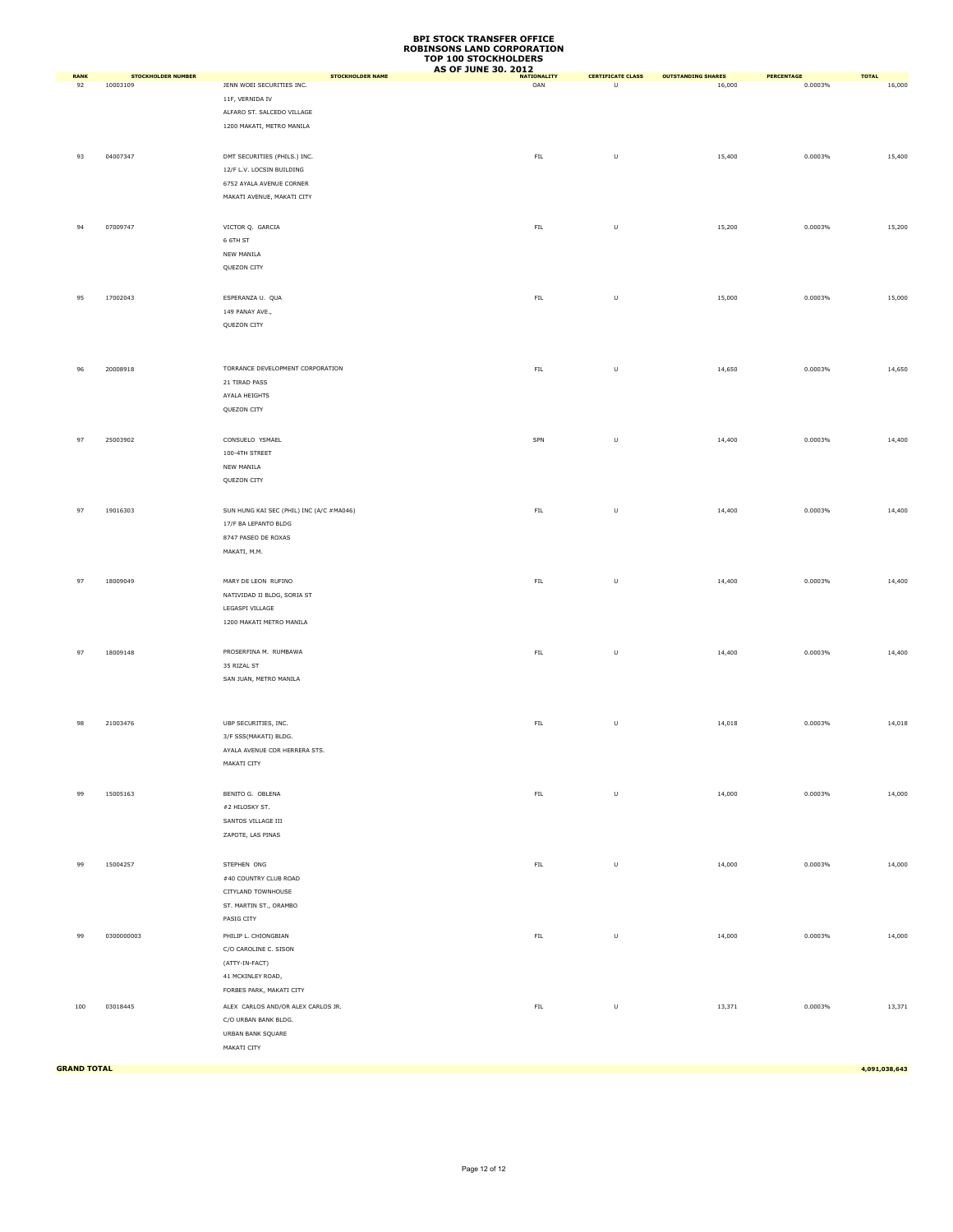# BPI STOCK TRANSFER OFFICE
# ROBINSONS LAND CORPORATION
# TOP 100 STOCKHOLDERS
# AS OF JUNE 30, 2012

| RANK | STOCKHOLDER NUMBER | STOCKHOLDER NAME | NATIONALITY | CERTIFICATE CLASS | OUTSTANDING SHARES | PERCENTAGE | TOTAL |
|---|---|---|---|---|---|---|---|
| 92 | 10003109 | JENN WOEI SECURITIES INC.<br>11F, VERNIDA IV<br>ALFARO ST. SALCEDO VILLAGE<br>1200 MAKATI, METRO MANILA | OAN | U | 16,000 | 0.0003% | 16,000 |
| 93 | 04007347 | DMT SECURITIES (PHILS.) INC.<br>12/F L.V. LOCSIN BUILDING<br>6752 AYALA AVENUE CORNER<br>MAKATI AVENUE, MAKATI CITY | FIL | U | 15,400 | 0.0003% | 15,400 |
| 94 | 07009747 | VICTOR Q. GARCIA<br>6 6TH ST<br>NEW MANILA<br>QUEZON CITY | FIL | U | 15,200 | 0.0003% | 15,200 |
| 95 | 17002043 | ESPERANZA U. QUA<br>149 PANAY AVE.,<br>QUEZON CITY | FIL | U | 15,000 | 0.0003% | 15,000 |
| 96 | 20008918 | TORRANCE DEVELOPMENT CORPORATION<br>21 TIRAD PASS<br>AYALA HEIGHTS<br>QUEZON CITY | FIL | U | 14,650 | 0.0003% | 14,650 |
| 97 | 25003902 | CONSUELO YSMAEL<br>100-4TH STREET<br>NEW MANILA<br>QUEZON CITY | SPN | U | 14,400 | 0.0003% | 14,400 |
| 97 | 19016303 | SUN HUNG KAI SEC (PHIL) INC (A/C #MA046)<br>17/F BA LEPANTO BLDG<br>8747 PASEO DE ROXAS<br>MAKATI, M.M. | FIL | U | 14,400 | 0.0003% | 14,400 |
| 97 | 18009049 | MARY DE LEON RUFINO<br>NATIVIDAD II BLDG, SORIA ST<br>LEGASPI VILLAGE<br>1200 MAKATI METRO MANILA | FIL | U | 14,400 | 0.0003% | 14,400 |
| 97 | 18009148 | PROSERFINA M. RUMBAWA<br>35 RIZAL ST<br>SAN JUAN, METRO MANILA | FIL | U | 14,400 | 0.0003% | 14,400 |
| 98 | 21003476 | UBP SECURITIES, INC.<br>3/F SSS(MAKATI) BLDG.<br>AYALA AVENUE COR HERRERA STS.<br>MAKATI CITY | FIL | U | 14,018 | 0.0003% | 14,018 |
| 99 | 15005163 | BENITO G. OBLENA<br>#2 HILOSKY ST.<br>SANTOS VILLAGE III<br>ZAPOTE, LAS PINAS | FIL | U | 14,000 | 0.0003% | 14,000 |
| 99 | 15004257 | STEPHEN ONG<br>#40 COUNTRY CLUB ROAD<br>CITYLAND TOWNHOUSE<br>ST. MARTIN ST., ORAMBO<br>PASIG CITY | FIL | U | 14,000 | 0.0003% | 14,000 |
| 99 | 0300000003 | PHILIP L. CHIONGBIAN<br>C/O CAROLINE C. SISON<br>(ATTY-IN-FACT)<br>41 MCKINLEY ROAD,<br>FORBES PARK, MAKATI CITY | FIL | U | 14,000 | 0.0003% | 14,000 |
| 100 | 03018445 | ALEX CARLOS AND/OR ALEX CARLOS JR.<br>C/O URBAN BANK BLDG.<br>URBAN BANK SQUARE<br>MAKATI CITY | FIL | U | 13,371 | 0.0003% | 13,371 |
| **GRAND TOTAL** | | | | | | | **4,091,038,643** |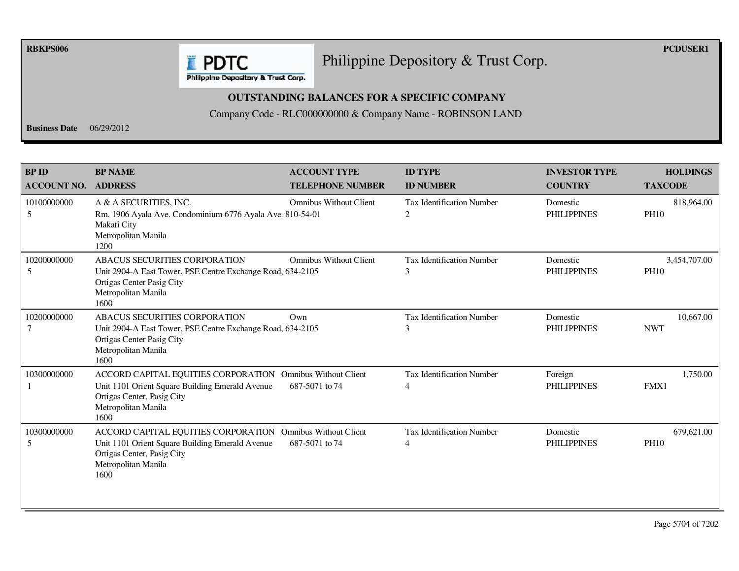RBKPS006 PCDUSER1

# Philippine Depository & Trust Corp.

## OUTSTANDING BALANCES FOR A SPECIFIC COMPANY

Company Code - RLC000000000 & Company Name - ROBINSON LAND

**Business Date** 06/29/2012

| BP ID / ACCOUNT NO. | BP NAME / ADDRESS | ACCOUNT TYPE / TELEPHONE NUMBER | ID TYPE / ID NUMBER | INVESTOR TYPE / COUNTRY | HOLDINGS / TAXCODE |
|---|---|---|---|---|---|
| 10100000000 5 | A & A SECURITIES, INC. Rm. 1906 Ayala Ave. Condominium 6776 Ayala Ave. Makati City Metropolitan Manila 1200 | Omnibus Without Client 810-54-01 | Tax Identification Number 2 | Domestic PHILIPPINES | 818,964.00 PH10 |
| 10200000000 5 | ABACUS SECURITIES CORPORATION Unit 2904-A East Tower, PSE Centre Exchange Road, Ortigas Center Pasig City Metropolitan Manila 1600 | Omnibus Without Client 634-2105 | Tax Identification Number 3 | Domestic PHILIPPINES | 3,454,707.00 PH10 |
| 10200000000 7 | ABACUS SECURITIES CORPORATION Unit 2904-A East Tower, PSE Centre Exchange Road, Ortigas Center Pasig City Metropolitan Manila 1600 | Own 634-2105 | Tax Identification Number 3 | Domestic PHILIPPINES | 10,667.00 NWT |
| 10300000000 1 | ACCORD CAPITAL EQUITIES CORPORATION Unit 1101 Orient Square Building Emerald Avenue Ortigas Center, Pasig City Metropolitan Manila 1600 | Omnibus Without Client 687-5071 to 74 | Tax Identification Number 4 | Foreign PHILIPPINES | 1,750.00 FMX1 |
| 10300000000 5 | ACCORD CAPITAL EQUITIES CORPORATION Unit 1101 Orient Square Building Emerald Avenue Ortigas Center, Pasig City Metropolitan Manila 1600 | Omnibus Without Client 687-5071 to 74 | Tax Identification Number 4 | Domestic PHILIPPINES | 679,621.00 PH10 |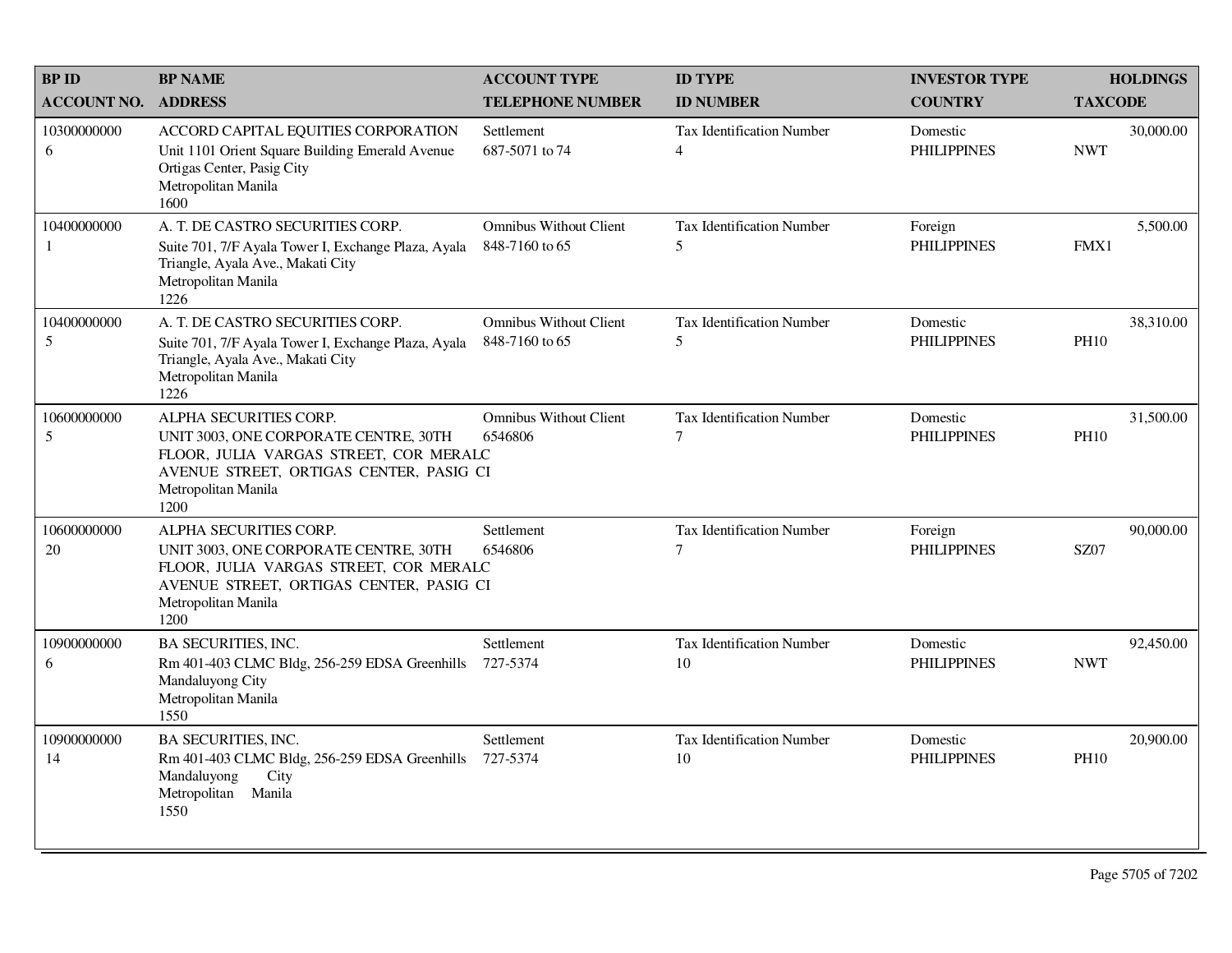| BP ID<br>ACCOUNT NO. | BP NAME<br>ADDRESS | ACCOUNT TYPE<br>TELEPHONE NUMBER | ID TYPE<br>ID NUMBER | INVESTOR TYPE<br>COUNTRY | HOLDINGS<br>TAXCODE |
|---|---|---|---|---|---|
| 10300000000<br>6 | ACCORD CAPITAL EQUITIES CORPORATION<br>Unit 1101 Orient Square Building Emerald Avenue Ortigas Center, Pasig City<br>Metropolitan Manila<br>1600 | Settlement<br>687-5071 to 74 | Tax Identification Number<br>4 | Domestic<br>PHILIPPINES | 30,000.00<br>NWT |
| 10400000000<br>1 | A. T. DE CASTRO SECURITIES CORP.<br>Suite 701, 7/F Ayala Tower I, Exchange Plaza, Ayala Triangle, Ayala Ave., Makati City<br>Metropolitan Manila<br>1226 | Omnibus Without Client<br>848-7160 to 65 | Tax Identification Number<br>5 | Foreign<br>PHILIPPINES | 5,500.00<br>FMX1 |
| 10400000000<br>5 | A. T. DE CASTRO SECURITIES CORP.<br>Suite 701, 7/F Ayala Tower I, Exchange Plaza, Ayala Triangle, Ayala Ave., Makati City<br>Metropolitan Manila<br>1226 | Omnibus Without Client<br>848-7160 to 65 | Tax Identification Number<br>5 | Domestic<br>PHILIPPINES | 38,310.00<br>PH10 |
| 10600000000<br>5 | ALPHA SECURITIES CORP.<br>UNIT 3003, ONE CORPORATE CENTRE, 30TH FLOOR, JULIA VARGAS STREET, COR MERALC AVENUE STREET, ORTIGAS CENTER, PASIG CI<br>Metropolitan Manila<br>1200 | Omnibus Without Client<br>6546806 | Tax Identification Number<br>7 | Domestic<br>PHILIPPINES | 31,500.00<br>PH10 |
| 10600000000<br>20 | ALPHA SECURITIES CORP.<br>UNIT 3003, ONE CORPORATE CENTRE, 30TH FLOOR, JULIA VARGAS STREET, COR MERALC AVENUE STREET, ORTIGAS CENTER, PASIG CI<br>Metropolitan Manila<br>1200 | Settlement<br>6546806 | Tax Identification Number<br>7 | Foreign<br>PHILIPPINES | 90,000.00<br>SZ07 |
| 10900000000<br>6 | BA SECURITIES, INC.<br>Rm 401-403 CLMC Bldg, 256-259 EDSA Greenhills Mandaluyong City<br>Metropolitan Manila<br>1550 | Settlement<br>727-5374 | Tax Identification Number<br>10 | Domestic<br>PHILIPPINES | 92,450.00<br>NWT |
| 10900000000<br>14 | BA SECURITIES, INC.<br>Rm 401-403 CLMC Bldg, 256-259 EDSA Greenhills Mandaluyong City<br>Metropolitan Manila<br>1550 | Settlement<br>727-5374 | Tax Identification Number<br>10 | Domestic<br>PHILIPPINES | 20,900.00<br>PH10 |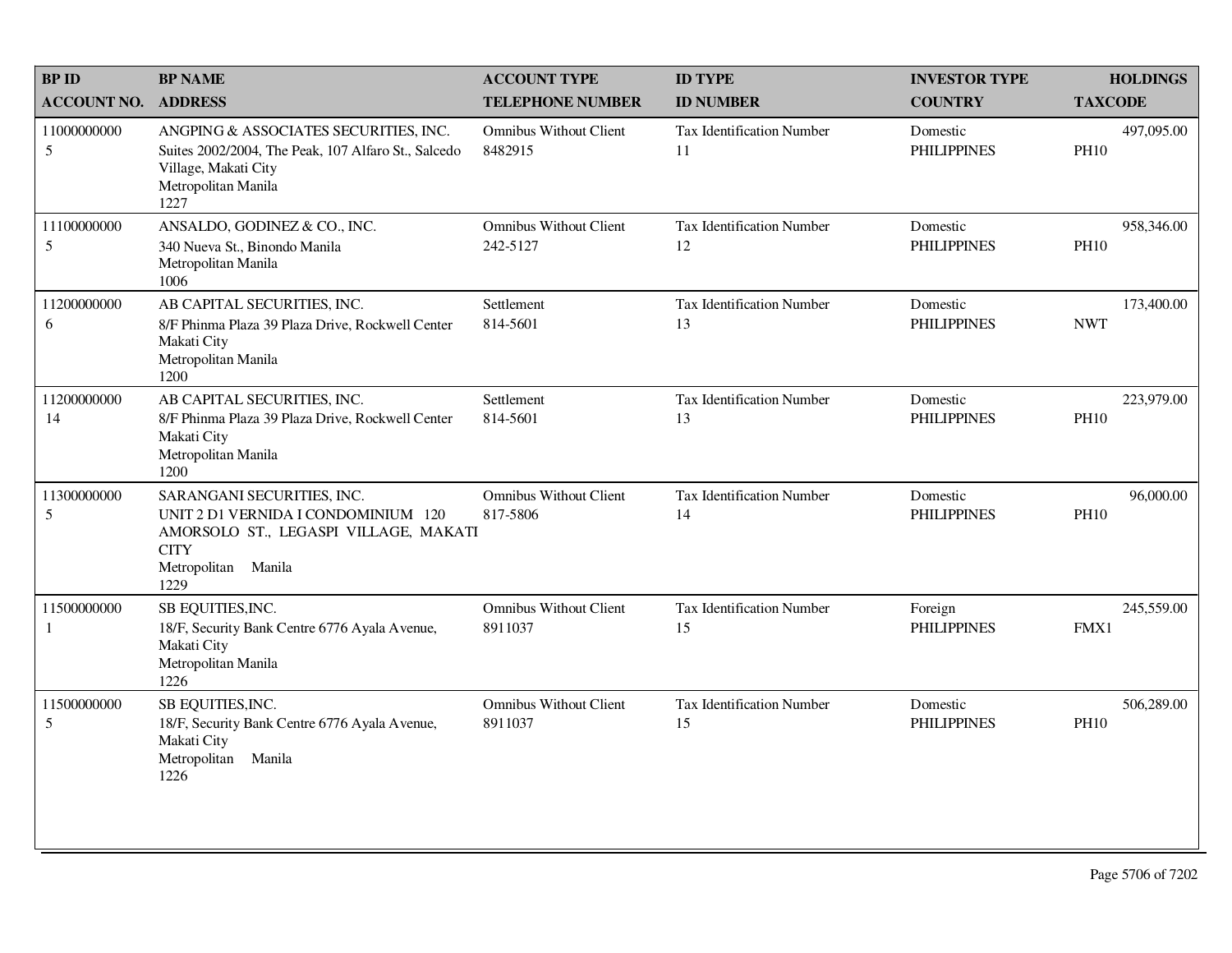| BP ID<br>ACCOUNT NO. | BP NAME<br>ADDRESS | ACCOUNT TYPE<br>TELEPHONE NUMBER | ID TYPE<br>ID NUMBER | INVESTOR TYPE<br>COUNTRY | HOLDINGS<br>TAXCODE |
|---|---|---|---|---|---|
| 11000000000<br>5 | ANGPING & ASSOCIATES SECURITIES, INC.<br>Suites 2002/2004, The Peak, 107 Alfaro St., Salcedo Village, Makati City<br>Metropolitan Manila<br>1227 | Omnibus Without Client<br>8482915 | Tax Identification Number<br>11 | Domestic<br>PHILIPPINES | 497,095.00<br>PH10 |
| 11100000000<br>5 | ANSALDO, GODINEZ & CO., INC.<br>340 Nueva St., Binondo Manila<br>Metropolitan Manila<br>1006 | Omnibus Without Client<br>242-5127 | Tax Identification Number<br>12 | Domestic<br>PHILIPPINES | 958,346.00<br>PH10 |
| 11200000000<br>6 | AB CAPITAL SECURITIES, INC.<br>8/F Phinma Plaza 39 Plaza Drive, Rockwell Center Makati City<br>Metropolitan Manila<br>1200 | Settlement<br>814-5601 | Tax Identification Number<br>13 | Domestic<br>PHILIPPINES | 173,400.00<br>NWT |
| 11200000000<br>14 | AB CAPITAL SECURITIES, INC.<br>8/F Phinma Plaza 39 Plaza Drive, Rockwell Center Makati City<br>Metropolitan Manila<br>1200 | Settlement<br>814-5601 | Tax Identification Number<br>13 | Domestic<br>PHILIPPINES | 223,979.00<br>PH10 |
| 11300000000<br>5 | SARANGANI SECURITIES, INC.<br>UNIT 2 D1 VERNIDA I CONDOMINIUM 120 AMORSOLO ST., LEGASPI VILLAGE, MAKATI CITY<br>Metropolitan Manila<br>1229 | Omnibus Without Client<br>817-5806 | Tax Identification Number<br>14 | Domestic<br>PHILIPPINES | 96,000.00<br>PH10 |
| 11500000000<br>1 | SB EQUITIES,INC.<br>18/F, Security Bank Centre 6776 Ayala Avenue, Makati City<br>Metropolitan Manila<br>1226 | Omnibus Without Client<br>8911037 | Tax Identification Number<br>15 | Foreign<br>PHILIPPINES | 245,559.00<br>FMX1 |
| 11500000000<br>5 | SB EQUITIES,INC.<br>18/F, Security Bank Centre 6776 Ayala Avenue, Makati City<br>Metropolitan Manila<br>1226 | Omnibus Without Client<br>8911037 | Tax Identification Number<br>15 | Domestic<br>PHILIPPINES | 506,289.00<br>PH10 |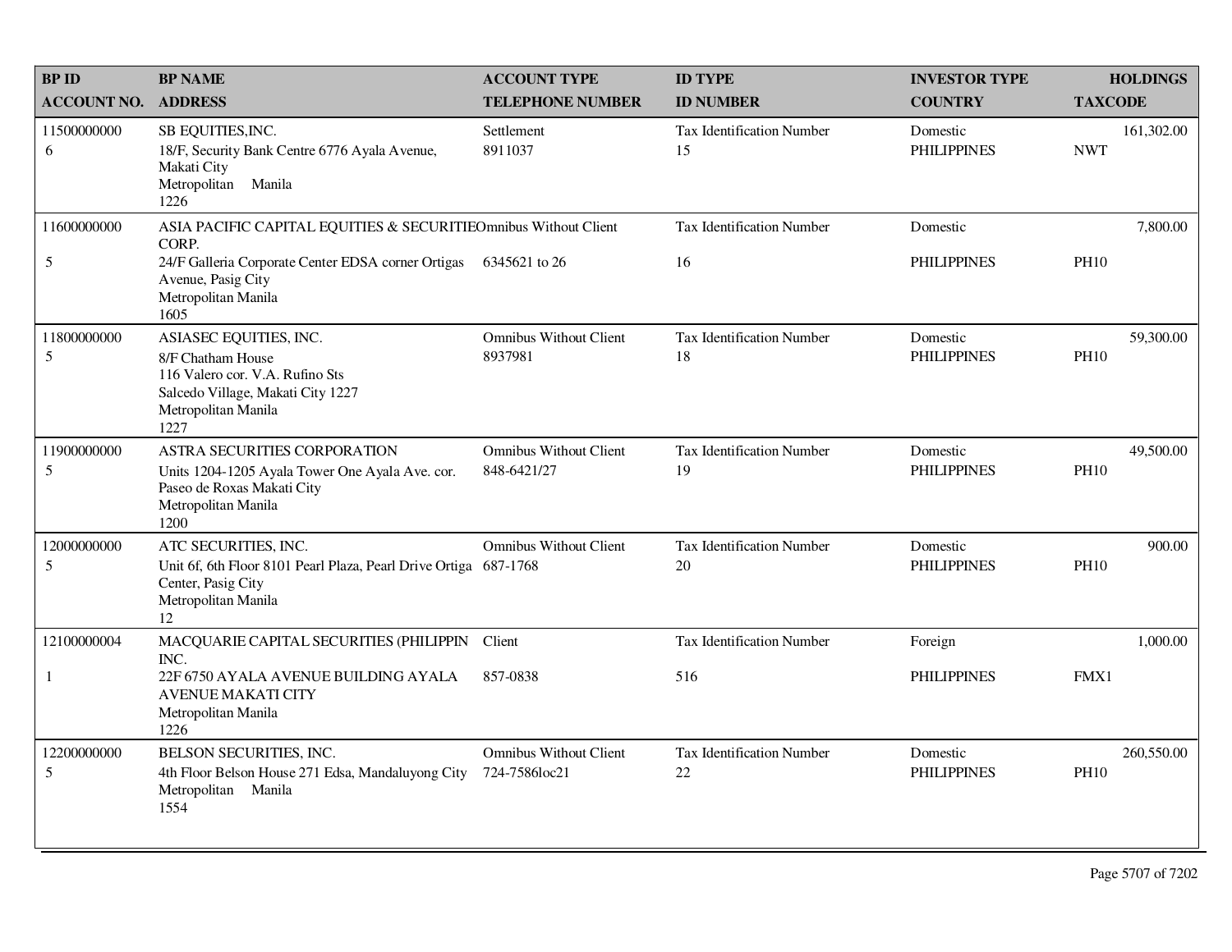| BP ID<br>ACCOUNT NO. | BP NAME<br>ADDRESS | ACCOUNT TYPE<br>TELEPHONE NUMBER | ID TYPE<br>ID NUMBER | INVESTOR TYPE<br>COUNTRY | HOLDINGS<br>TAXCODE |
|---|---|---|---|---|---|
| 11500000000<br>6 | SB EQUITIES,INC.<br>18/F, Security Bank Centre 6776 Ayala Avenue, Makati City<br>Metropolitan Manila<br>1226 | Settlement<br>8911037 | Tax Identification Number<br>15 | Domestic<br>PHILIPPINES | 161,302.00<br>NWT |
| 11600000000<br>5 | ASIA PACIFIC CAPITAL EQUITIES & SECURITIE CORP.<br>24/F Galleria Corporate Center EDSA corner Ortigas Avenue, Pasig City<br>Metropolitan Manila<br>1605 | Omnibus Without Client<br>6345621 to 26 | Tax Identification Number<br>16 | Domestic<br>PHILIPPINES | 7,800.00<br>PH10 |
| 11800000000<br>5 | ASIASEC EQUITIES, INC.<br>8/F Chatham House<br>116 Valero cor. V.A. Rufino Sts<br>Salcedo Village, Makati City 1227<br>Metropolitan Manila<br>1227 | Omnibus Without Client<br>8937981 | Tax Identification Number<br>18 | Domestic<br>PHILIPPINES | 59,300.00<br>PH10 |
| 11900000000<br>5 | ASTRA SECURITIES CORPORATION<br>Units 1204-1205 Ayala Tower One Ayala Ave. cor. Paseo de Roxas Makati City<br>Metropolitan Manila<br>1200 | Omnibus Without Client<br>848-6421/27 | Tax Identification Number<br>19 | Domestic<br>PHILIPPINES | 49,500.00<br>PH10 |
| 12000000000<br>5 | ATC SECURITIES, INC.<br>Unit 6f, 6th Floor 8101 Pearl Plaza, Pearl Drive Ortiga Center, Pasig City<br>Metropolitan Manila<br>12 | Omnibus Without Client<br>687-1768 | Tax Identification Number<br>20 | Domestic<br>PHILIPPINES | 900.00<br>PH10 |
| 12100000004<br>1 | MACQUARIE CAPITAL SECURITIES (PHILIPPIN INC.<br>22F 6750 AYALA AVENUE BUILDING AYALA AVENUE MAKATI CITY<br>Metropolitan Manila<br>1226 | Client<br>857-0838 | Tax Identification Number<br>516 | Foreign<br>PHILIPPINES | 1,000.00<br>FMX1 |
| 12200000000<br>5 | BELSON SECURITIES, INC.<br>4th Floor Belson House 271 Edsa, Mandaluyong City<br>Metropolitan Manila<br>1554 | Omnibus Without Client<br>724-7586loc21 | Tax Identification Number<br>22 | Domestic<br>PHILIPPINES | 260,550.00<br>PH10 |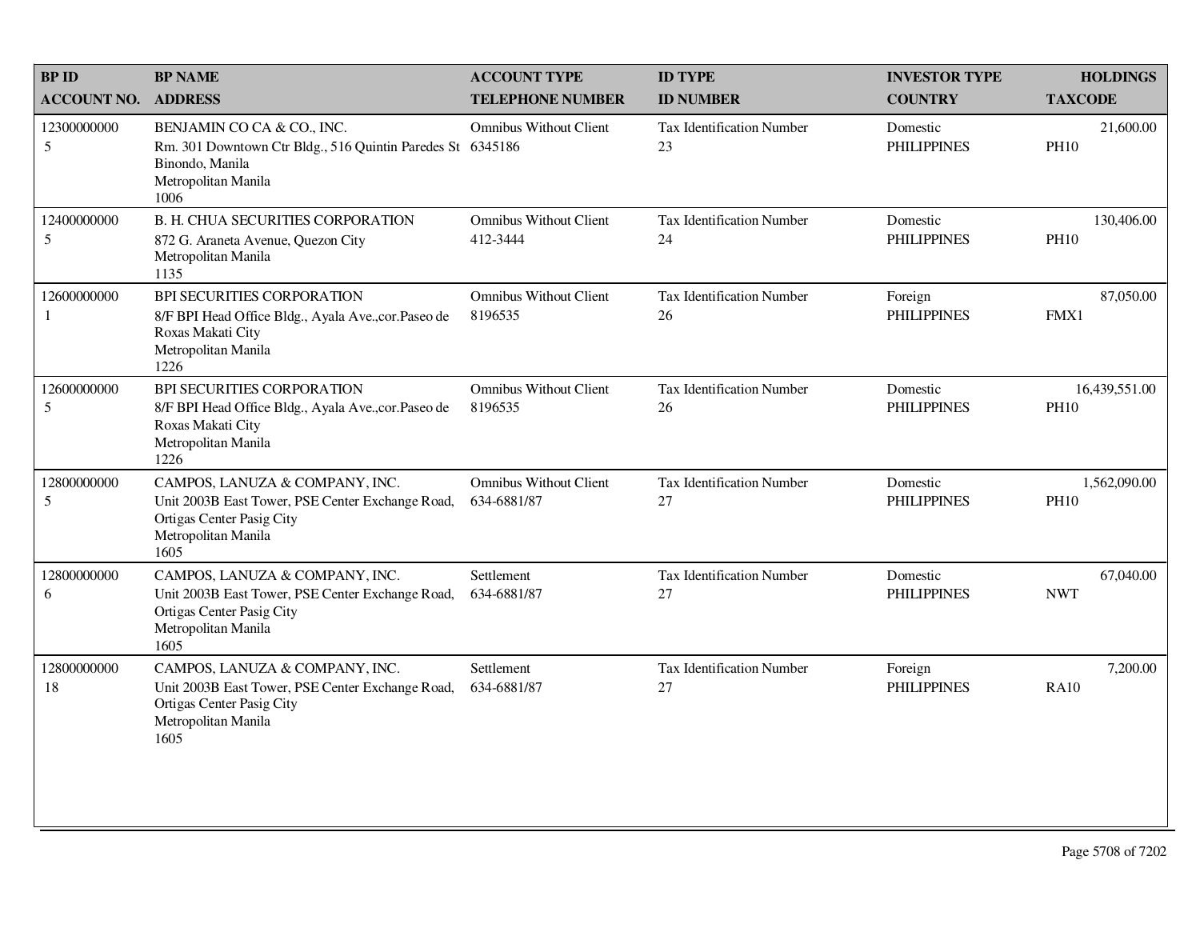| BP ID<br>ACCOUNT NO. | BP NAME<br>ADDRESS | ACCOUNT TYPE<br>TELEPHONE NUMBER | ID TYPE<br>ID NUMBER | INVESTOR TYPE<br>COUNTRY | HOLDINGS<br>TAXCODE |
|---|---|---|---|---|---|
| 12300000000<br>5 | BENJAMIN CO CA & CO., INC.<br>Rm. 301 Downtown Ctr Bldg., 516 Quintin Paredes St Binondo, Manila<br>Metropolitan Manila<br>1006 | Omnibus Without Client<br>6345186 | Tax Identification Number<br>23 | Domestic<br>PHILIPPINES | 21,600.00<br>PH10 |
| 12400000000<br>5 | B. H. CHUA SECURITIES CORPORATION<br>872 G. Araneta Avenue, Quezon City<br>Metropolitan Manila<br>1135 | Omnibus Without Client<br>412-3444 | Tax Identification Number<br>24 | Domestic<br>PHILIPPINES | 130,406.00<br>PH10 |
| 12600000000<br>1 | BPI SECURITIES CORPORATION<br>8/F BPI Head Office Bldg., Ayala Ave.,cor.Paseo de Roxas Makati City<br>Metropolitan Manila<br>1226 | Omnibus Without Client<br>8196535 | Tax Identification Number<br>26 | Foreign<br>PHILIPPINES | 87,050.00<br>FMX1 |
| 12600000000<br>5 | BPI SECURITIES CORPORATION<br>8/F BPI Head Office Bldg., Ayala Ave.,cor.Paseo de Roxas Makati City<br>Metropolitan Manila<br>1226 | Omnibus Without Client<br>8196535 | Tax Identification Number<br>26 | Domestic<br>PHILIPPINES | 16,439,551.00<br>PH10 |
| 12800000000<br>5 | CAMPOS, LANUZA & COMPANY, INC.<br>Unit 2003B East Tower, PSE Center Exchange Road, Ortigas Center Pasig City<br>Metropolitan Manila<br>1605 | Omnibus Without Client<br>634-6881/87 | Tax Identification Number<br>27 | Domestic<br>PHILIPPINES | 1,562,090.00<br>PH10 |
| 12800000000<br>6 | CAMPOS, LANUZA & COMPANY, INC.<br>Unit 2003B East Tower, PSE Center Exchange Road, Ortigas Center Pasig City<br>Metropolitan Manila<br>1605 | Settlement<br>634-6881/87 | Tax Identification Number<br>27 | Domestic<br>PHILIPPINES | 67,040.00<br>NWT |
| 12800000000<br>18 | CAMPOS, LANUZA & COMPANY, INC.<br>Unit 2003B East Tower, PSE Center Exchange Road, Ortigas Center Pasig City<br>Metropolitan Manila<br>1605 | Settlement<br>634-6881/87 | Tax Identification Number<br>27 | Foreign<br>PHILIPPINES | 7,200.00<br>RA10 |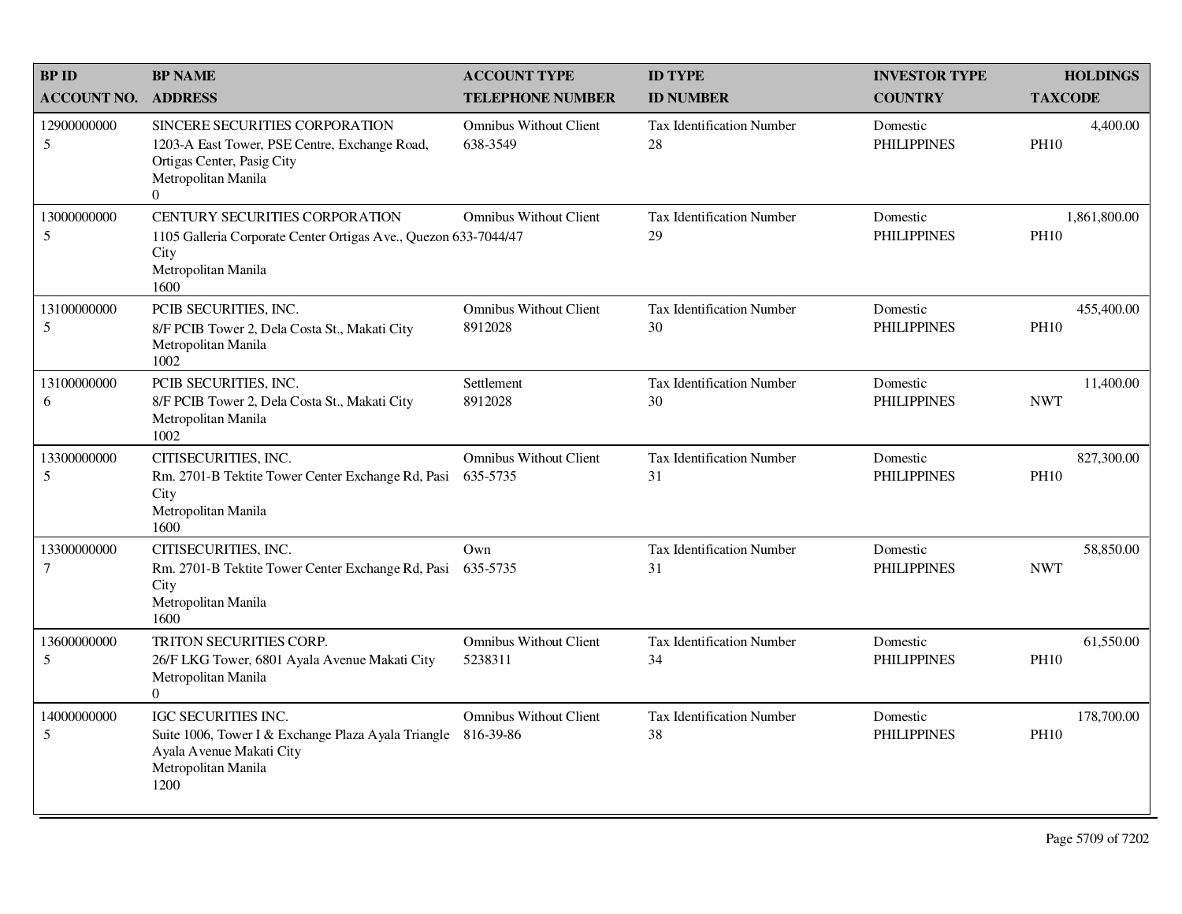| BP ID<br>ACCOUNT NO. | BP NAME<br>ADDRESS | ACCOUNT TYPE<br>TELEPHONE NUMBER | ID TYPE<br>ID NUMBER | INVESTOR TYPE<br>COUNTRY | HOLDINGS<br>TAXCODE |
|---|---|---|---|---|---|
| 12900000000<br>5 | SINCERE SECURITIES CORPORATION<br>1203-A East Tower, PSE Centre, Exchange Road, Ortigas Center, Pasig City<br>Metropolitan Manila<br>0 | Omnibus Without Client<br>638-3549 | Tax Identification Number<br>28 | Domestic<br>PHILIPPINES | 4,400.00<br>PH10 |
| 13000000000<br>5 | CENTURY SECURITIES CORPORATION<br>1105 Galleria Corporate Center Ortigas Ave., Quezon City<br>Metropolitan Manila<br>1600 | Omnibus Without Client<br>633-7044/47 | Tax Identification Number<br>29 | Domestic<br>PHILIPPINES | 1,861,800.00<br>PH10 |
| 13100000000<br>5 | PCIB SECURITIES, INC.<br>8/F PCIB Tower 2, Dela Costa St., Makati City<br>Metropolitan Manila<br>1002 | Omnibus Without Client<br>8912028 | Tax Identification Number<br>30 | Domestic<br>PHILIPPINES | 455,400.00<br>PH10 |
| 13100000000<br>6 | PCIB SECURITIES, INC.<br>8/F PCIB Tower 2, Dela Costa St., Makati City<br>Metropolitan Manila<br>1002 | Settlement<br>8912028 | Tax Identification Number<br>30 | Domestic<br>PHILIPPINES | 11,400.00<br>NWT |
| 13300000000<br>5 | CITISECURITIES, INC.<br>Rm. 2701-B Tektite Tower Center Exchange Rd, Pasi City<br>Metropolitan Manila<br>1600 | Omnibus Without Client<br>635-5735 | Tax Identification Number<br>31 | Domestic<br>PHILIPPINES | 827,300.00<br>PH10 |
| 13300000000<br>7 | CITISECURITIES, INC.<br>Rm. 2701-B Tektite Tower Center Exchange Rd, Pasi City<br>Metropolitan Manila<br>1600 | Own<br>635-5735 | Tax Identification Number<br>31 | Domestic<br>PHILIPPINES | 58,850.00<br>NWT |
| 13600000000<br>5 | TRITON SECURITIES CORP.<br>26/F LKG Tower, 6801 Ayala Avenue Makati City<br>Metropolitan Manila<br>0 | Omnibus Without Client<br>5238311 | Tax Identification Number<br>34 | Domestic<br>PHILIPPINES | 61,550.00<br>PH10 |
| 14000000000<br>5 | IGC SECURITIES INC.<br>Suite 1006, Tower I & Exchange Plaza Ayala Triangle Ayala Avenue Makati City<br>Metropolitan Manila<br>1200 | Omnibus Without Client<br>816-39-86 | Tax Identification Number<br>38 | Domestic<br>PHILIPPINES | 178,700.00<br>PH10 |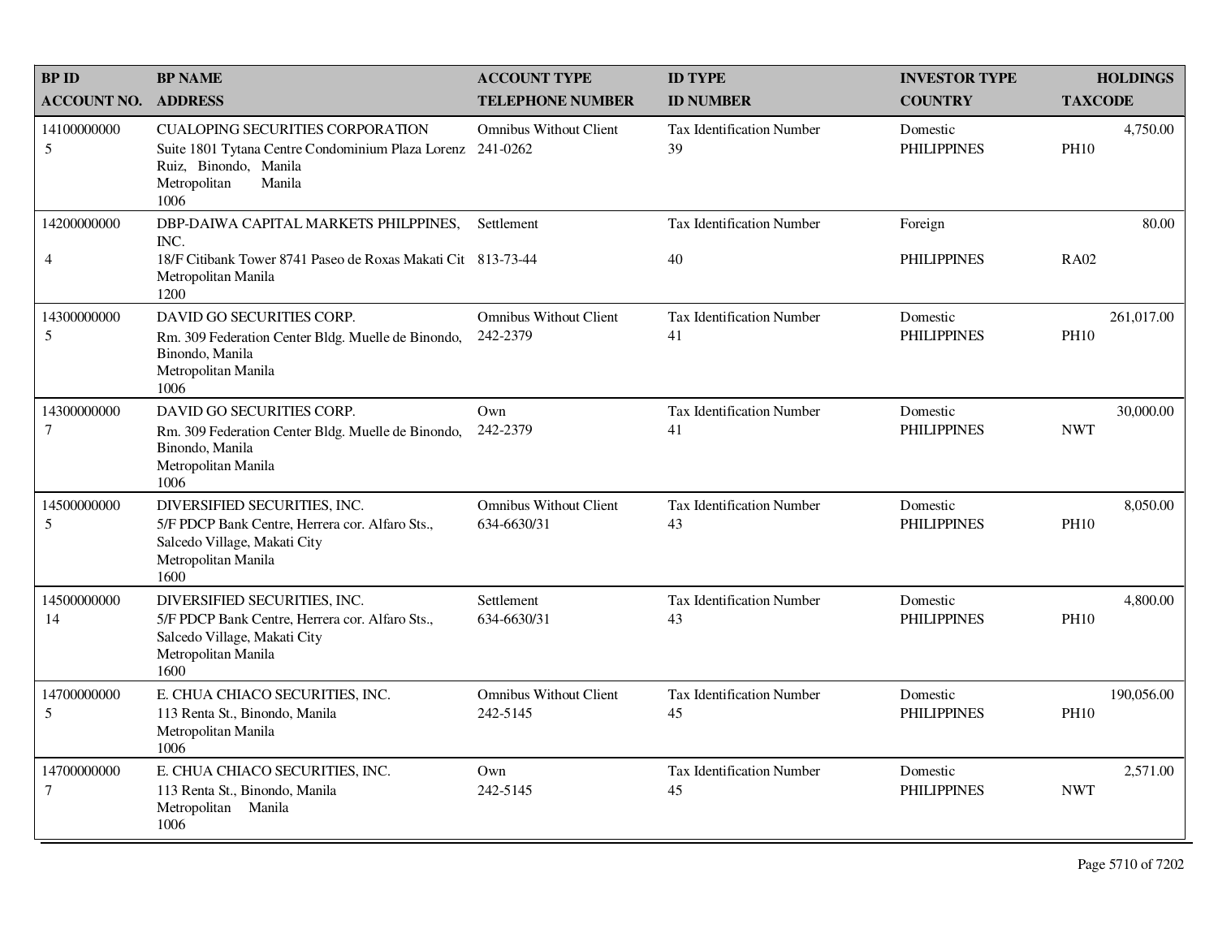| BP ID<br>ACCOUNT NO. | BP NAME<br>ADDRESS | ACCOUNT TYPE<br>TELEPHONE NUMBER | ID TYPE<br>ID NUMBER | INVESTOR TYPE<br>COUNTRY | HOLDINGS<br>TAXCODE |
|---|---|---|---|---|---|
| 14100000000<br>5 | CUALOPING SECURITIES CORPORATION<br>Suite 1801 Tytana Centre Condominium Plaza Lorenz Ruiz, Binondo, Manila<br>Metropolitan Manila<br>1006 | Omnibus Without Client<br>241-0262 | Tax Identification Number<br>39 | Domestic<br>PHILIPPINES | 4,750.00<br>PH10 |
| 14200000000<br>4 | DBP-DAIWA CAPITAL MARKETS PHILPPINES, INC.<br>18/F Citibank Tower 8741 Paseo de Roxas Makati Cit<br>Metropolitan Manila<br>1200 | Settlement<br>813-73-44 | Tax Identification Number<br>40 | Foreign<br>PHILIPPINES | 80.00<br>RA02 |
| 14300000000<br>5 | DAVID GO SECURITIES CORP.<br>Rm. 309 Federation Center Bldg. Muelle de Binondo, Binondo, Manila<br>Metropolitan Manila<br>1006 | Omnibus Without Client<br>242-2379 | Tax Identification Number<br>41 | Domestic<br>PHILIPPINES | 261,017.00<br>PH10 |
| 14300000000<br>7 | DAVID GO SECURITIES CORP.<br>Rm. 309 Federation Center Bldg. Muelle de Binondo, Binondo, Manila<br>Metropolitan Manila<br>1006 | Own<br>242-2379 | Tax Identification Number<br>41 | Domestic<br>PHILIPPINES | 30,000.00<br>NWT |
| 14500000000<br>5 | DIVERSIFIED SECURITIES, INC.<br>5/F PDCP Bank Centre, Herrera cor. Alfaro Sts., Salcedo Village, Makati City<br>Metropolitan Manila<br>1600 | Omnibus Without Client<br>634-6630/31 | Tax Identification Number<br>43 | Domestic<br>PHILIPPINES | 8,050.00<br>PH10 |
| 14500000000<br>14 | DIVERSIFIED SECURITIES, INC.<br>5/F PDCP Bank Centre, Herrera cor. Alfaro Sts., Salcedo Village, Makati City<br>Metropolitan Manila<br>1600 | Settlement<br>634-6630/31 | Tax Identification Number<br>43 | Domestic<br>PHILIPPINES | 4,800.00<br>PH10 |
| 14700000000<br>5 | E. CHUA CHIACO SECURITIES, INC.<br>113 Renta St., Binondo, Manila<br>Metropolitan Manila<br>1006 | Omnibus Without Client<br>242-5145 | Tax Identification Number<br>45 | Domestic<br>PHILIPPINES | 190,056.00<br>PH10 |
| 14700000000<br>7 | E. CHUA CHIACO SECURITIES, INC.<br>113 Renta St., Binondo, Manila<br>Metropolitan Manila<br>1006 | Own<br>242-5145 | Tax Identification Number<br>45 | Domestic<br>PHILIPPINES | 2,571.00<br>NWT |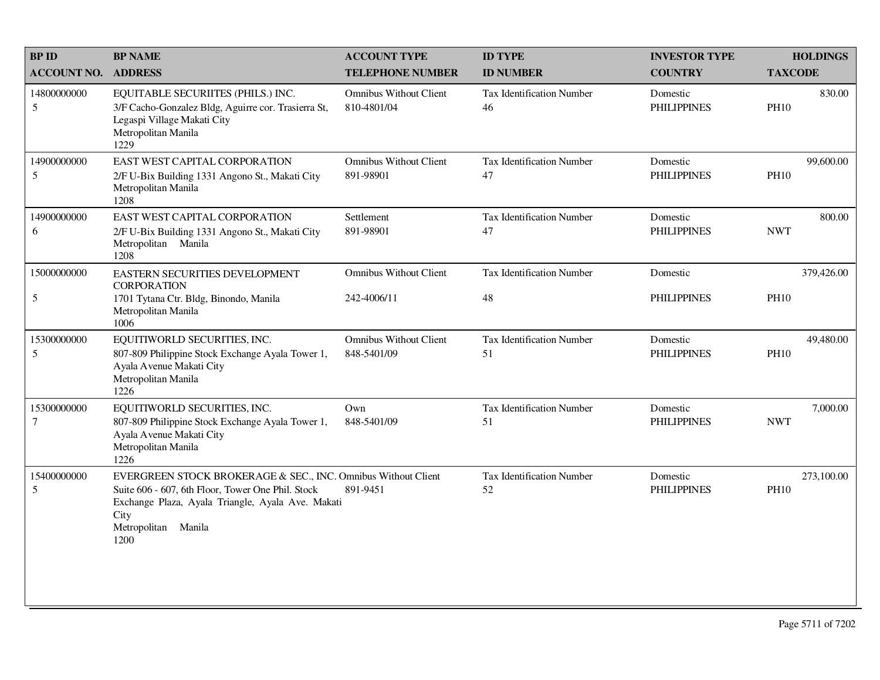| BP ID<br>ACCOUNT NO. | BP NAME<br>ADDRESS | ACCOUNT TYPE<br>TELEPHONE NUMBER | ID TYPE<br>ID NUMBER | INVESTOR TYPE<br>COUNTRY | HOLDINGS<br>TAXCODE |
|---|---|---|---|---|---|
| 14800000000<br>5 | EQUITABLE SECURIITES (PHILS.) INC.<br>3/F Cacho-Gonzalez Bldg, Aguirre cor. Trasierra St, Legaspi Village Makati City<br>Metropolitan Manila<br>1229 | Omnibus Without Client<br>810-4801/04 | Tax Identification Number<br>46 | Domestic<br>PHILIPPINES | 830.00<br>PH10 |
| 14900000000<br>5 | EAST WEST CAPITAL CORPORATION<br>2/F U-Bix Building 1331 Angono St., Makati City<br>Metropolitan Manila<br>1208 | Omnibus Without Client<br>891-98901 | Tax Identification Number<br>47 | Domestic<br>PHILIPPINES | 99,600.00<br>PH10 |
| 14900000000<br>6 | EAST WEST CAPITAL CORPORATION<br>2/F U-Bix Building 1331 Angono St., Makati City<br>Metropolitan Manila<br>1208 | Settlement<br>891-98901 | Tax Identification Number<br>47 | Domestic<br>PHILIPPINES | 800.00<br>NWT |
| 15000000000<br>5 | EASTERN SECURITIES DEVELOPMENT CORPORATION<br>1701 Tytana Ctr. Bldg, Binondo, Manila<br>Metropolitan Manila<br>1006 | Omnibus Without Client<br>242-4006/11 | Tax Identification Number<br>48 | Domestic<br>PHILIPPINES | 379,426.00<br>PH10 |
| 15300000000<br>5 | EQUITIWORLD SECURITIES, INC.<br>807-809 Philippine Stock Exchange Ayala Tower 1, Ayala Avenue Makati City<br>Metropolitan Manila<br>1226 | Omnibus Without Client<br>848-5401/09 | Tax Identification Number<br>51 | Domestic<br>PHILIPPINES | 49,480.00<br>PH10 |
| 15300000000<br>7 | EQUITIWORLD SECURITIES, INC.<br>807-809 Philippine Stock Exchange Ayala Tower 1, Ayala Avenue Makati City<br>Metropolitan Manila<br>1226 | Own<br>848-5401/09 | Tax Identification Number<br>51 | Domestic<br>PHILIPPINES | 7,000.00<br>NWT |
| 15400000000<br>5 | EVERGREEN STOCK BROKERAGE & SEC., INC.<br>Suite 606 - 607, 6th Floor, Tower One Phil. Stock Exchange Plaza, Ayala Triangle, Ayala Ave. Makati City<br>Metropolitan Manila<br>1200 | Omnibus Without Client<br>891-9451 | Tax Identification Number<br>52 | Domestic<br>PHILIPPINES | 273,100.00<br>PH10 |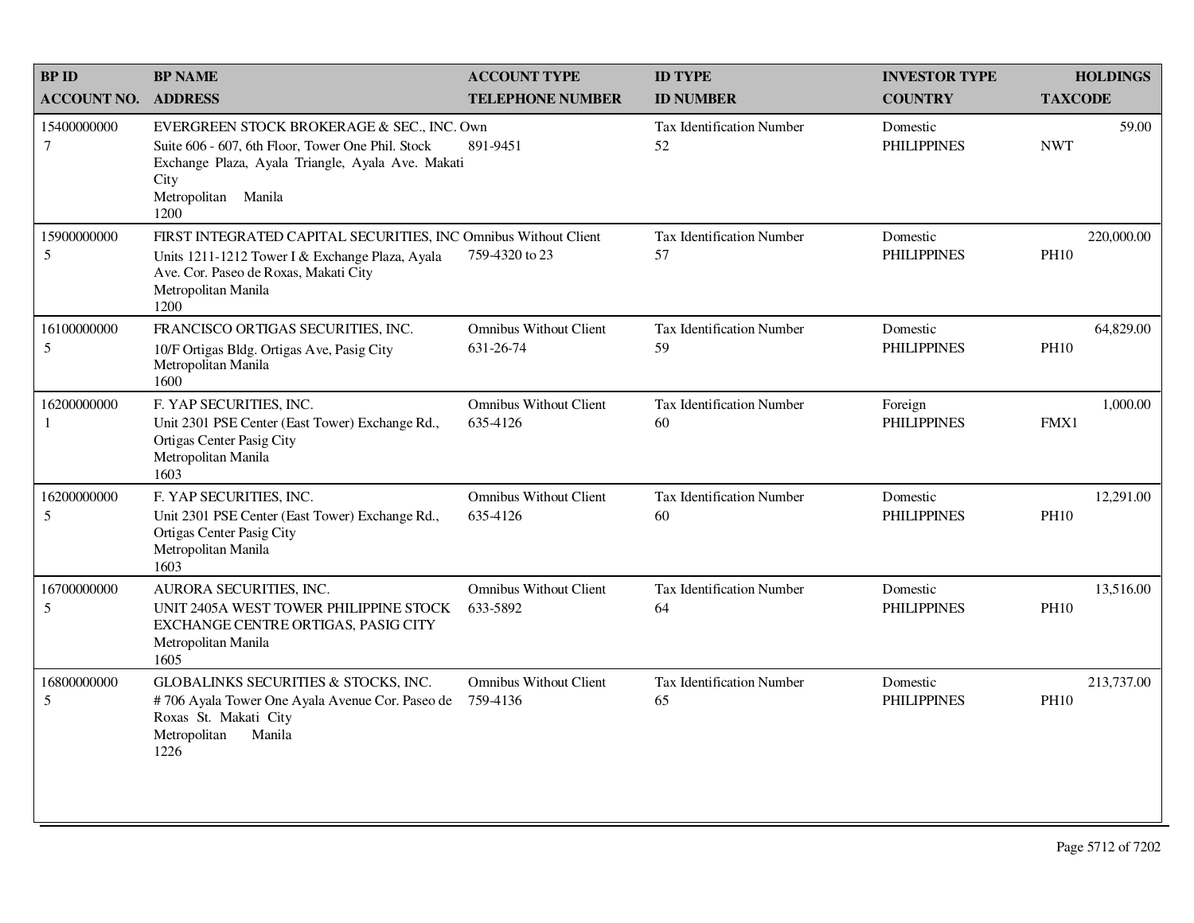| BP ID<br>ACCOUNT NO. | BP NAME<br>ADDRESS | ACCOUNT TYPE<br>TELEPHONE NUMBER | ID TYPE<br>ID NUMBER | INVESTOR TYPE<br>COUNTRY | HOLDINGS<br>TAXCODE |
|---|---|---|---|---|---|
| 15400000000<br>7 | EVERGREEN STOCK BROKERAGE & SEC., INC.<br>Suite 606 - 607, 6th Floor, Tower One Phil. Stock Exchange Plaza, Ayala Triangle, Ayala Ave. Makati City<br>Metropolitan Manila<br>1200 | Own<br>891-9451 | Tax Identification Number<br>52 | Domestic<br>PHILIPPINES | 59.00<br>NWT |
| 15900000000<br>5 | FIRST INTEGRATED CAPITAL SECURITIES, INC<br>Units 1211-1212 Tower I & Exchange Plaza, Ayala Ave. Cor. Paseo de Roxas, Makati City<br>Metropolitan Manila<br>1200 | Omnibus Without Client<br>759-4320 to 23 | Tax Identification Number<br>57 | Domestic<br>PHILIPPINES | 220,000.00<br>PH10 |
| 16100000000<br>5 | FRANCISCO ORTIGAS SECURITIES, INC.<br>10/F Ortigas Bldg. Ortigas Ave, Pasig City<br>Metropolitan Manila<br>1600 | Omnibus Without Client<br>631-26-74 | Tax Identification Number<br>59 | Domestic<br>PHILIPPINES | 64,829.00<br>PH10 |
| 16200000000<br>1 | F. YAP SECURITIES, INC.<br>Unit 2301 PSE Center (East Tower) Exchange Rd., Ortigas Center Pasig City<br>Metropolitan Manila<br>1603 | Omnibus Without Client<br>635-4126 | Tax Identification Number<br>60 | Foreign<br>PHILIPPINES | 1,000.00<br>FMX1 |
| 16200000000<br>5 | F. YAP SECURITIES, INC.<br>Unit 2301 PSE Center (East Tower) Exchange Rd., Ortigas Center Pasig City<br>Metropolitan Manila<br>1603 | Omnibus Without Client<br>635-4126 | Tax Identification Number<br>60 | Domestic<br>PHILIPPINES | 12,291.00<br>PH10 |
| 16700000000<br>5 | AURORA SECURITIES, INC.<br>UNIT 2405A WEST TOWER PHILIPPINE STOCK EXCHANGE CENTRE ORTIGAS, PASIG CITY<br>Metropolitan Manila<br>1605 | Omnibus Without Client<br>633-5892 | Tax Identification Number<br>64 | Domestic<br>PHILIPPINES | 13,516.00<br>PH10 |
| 16800000000<br>5 | GLOBALINKS SECURITIES & STOCKS, INC.<br># 706 Ayala Tower One Ayala Avenue Cor. Paseo de Roxas St. Makati City<br>Metropolitan Manila<br>1226 | Omnibus Without Client<br>759-4136 | Tax Identification Number<br>65 | Domestic<br>PHILIPPINES | 213,737.00<br>PH10 |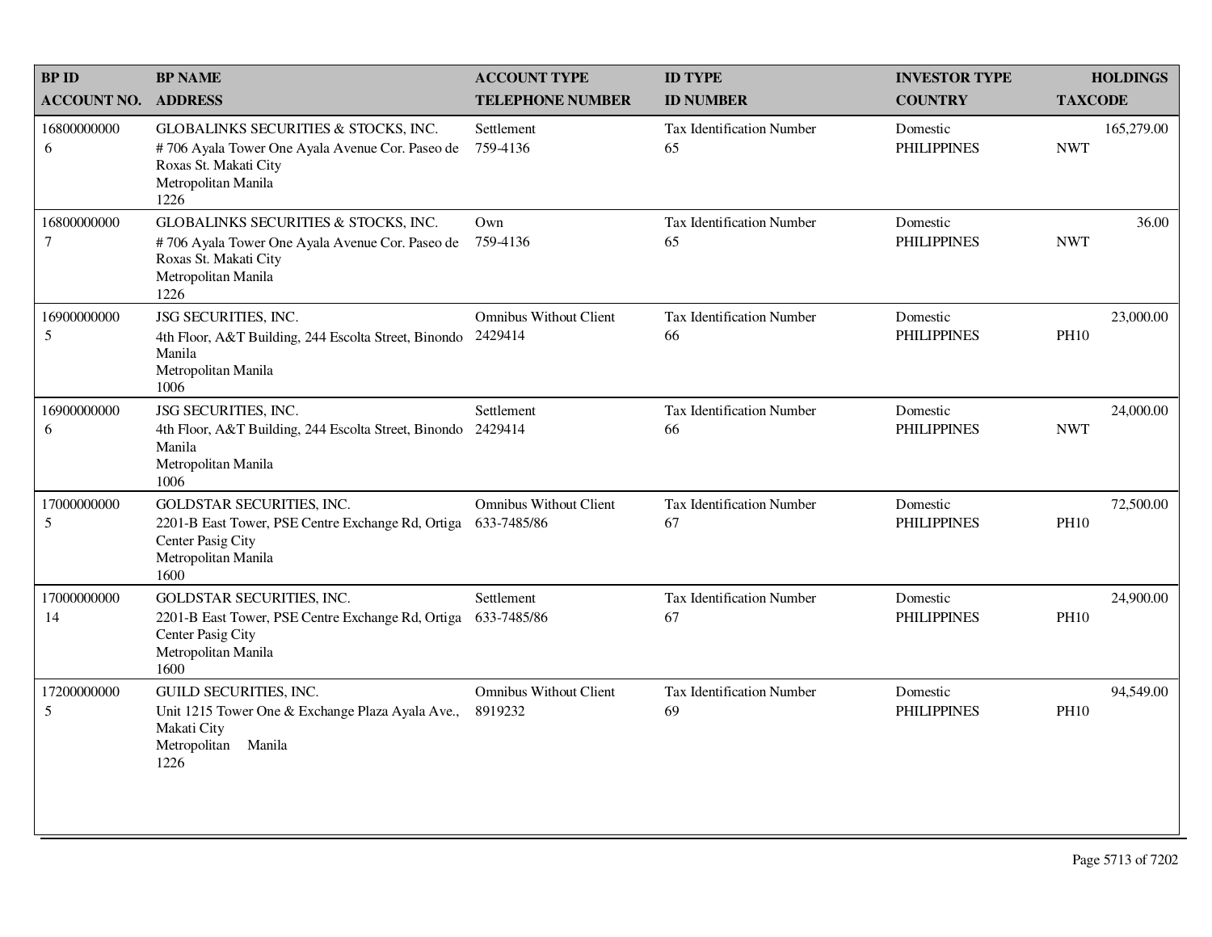| BP ID<br>ACCOUNT NO. | BP NAME<br>ADDRESS | ACCOUNT TYPE<br>TELEPHONE NUMBER | ID TYPE<br>ID NUMBER | INVESTOR TYPE<br>COUNTRY | HOLDINGS<br>TAXCODE |
|---|---|---|---|---|---|
| 16800000000<br>6 | GLOBALINKS SECURITIES & STOCKS, INC.<br># 706 Ayala Tower One Ayala Avenue Cor. Paseo de Roxas St. Makati City<br>Metropolitan Manila<br>1226 | Settlement<br>759-4136 | Tax Identification Number<br>65 | Domestic<br>PHILIPPINES | 165,279.00<br>NWT |
| 16800000000<br>7 | GLOBALINKS SECURITIES & STOCKS, INC.<br># 706 Ayala Tower One Ayala Avenue Cor. Paseo de Roxas St. Makati City<br>Metropolitan Manila<br>1226 | Own<br>759-4136 | Tax Identification Number<br>65 | Domestic<br>PHILIPPINES | 36.00<br>NWT |
| 16900000000<br>5 | JSG SECURITIES, INC.<br>4th Floor, A&T Building, 244 Escolta Street, Binondo Manila<br>Metropolitan Manila<br>1006 | Omnibus Without Client<br>2429414 | Tax Identification Number<br>66 | Domestic<br>PHILIPPINES | 23,000.00<br>PH10 |
| 16900000000<br>6 | JSG SECURITIES, INC.<br>4th Floor, A&T Building, 244 Escolta Street, Binondo Manila<br>Metropolitan Manila<br>1006 | Settlement<br>2429414 | Tax Identification Number<br>66 | Domestic<br>PHILIPPINES | 24,000.00<br>NWT |
| 17000000000<br>5 | GOLDSTAR SECURITIES, INC.<br>2201-B East Tower, PSE Centre Exchange Rd, Ortiga Center Pasig City<br>Metropolitan Manila<br>1600 | Omnibus Without Client<br>633-7485/86 | Tax Identification Number<br>67 | Domestic<br>PHILIPPINES | 72,500.00<br>PH10 |
| 17000000000<br>14 | GOLDSTAR SECURITIES, INC.<br>2201-B East Tower, PSE Centre Exchange Rd, Ortiga Center Pasig City<br>Metropolitan Manila<br>1600 | Settlement<br>633-7485/86 | Tax Identification Number<br>67 | Domestic<br>PHILIPPINES | 24,900.00<br>PH10 |
| 17200000000<br>5 | GUILD SECURITIES, INC.<br>Unit 1215 Tower One & Exchange Plaza Ayala Ave., Makati City<br>Metropolitan Manila<br>1226 | Omnibus Without Client<br>8919232 | Tax Identification Number<br>69 | Domestic<br>PHILIPPINES | 94,549.00<br>PH10 |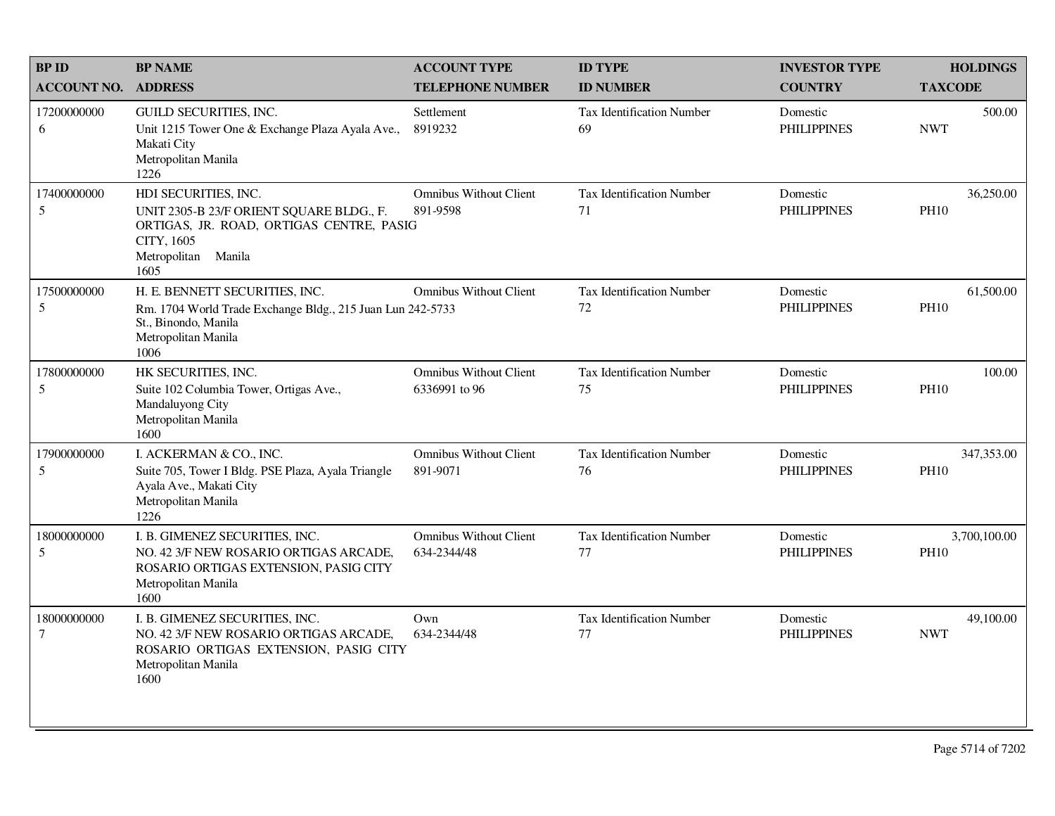| BP ID<br>ACCOUNT NO. | BP NAME<br>ADDRESS | ACCOUNT TYPE<br>TELEPHONE NUMBER | ID TYPE<br>ID NUMBER | INVESTOR TYPE<br>COUNTRY | HOLDINGS<br>TAXCODE |
|---|---|---|---|---|---|
| 17200000000<br>6 | GUILD SECURITIES, INC.<br>Unit 1215 Tower One & Exchange Plaza Ayala Ave., Makati City<br>Metropolitan Manila<br>1226 | Settlement<br>8919232 | Tax Identification Number<br>69 | Domestic<br>PHILIPPINES | 500.00<br>NWT |
| 17400000000<br>5 | HDI SECURITIES, INC.<br>UNIT 2305-B 23/F ORIENT SQUARE BLDG., F. ORTIGAS, JR. ROAD, ORTIGAS CENTRE, PASIG CITY, 1605<br>Metropolitan Manila<br>1605 | Omnibus Without Client<br>891-9598 | Tax Identification Number<br>71 | Domestic<br>PHILIPPINES | 36,250.00<br>PH10 |
| 17500000000<br>5 | H. E. BENNETT SECURITIES, INC.<br>Rm. 1704 World Trade Exchange Bldg., 215 Juan Lun St., Binondo, Manila<br>Metropolitan Manila<br>1006 | Omnibus Without Client<br>242-5733 | Tax Identification Number<br>72 | Domestic<br>PHILIPPINES | 61,500.00<br>PH10 |
| 17800000000<br>5 | HK SECURITIES, INC.<br>Suite 102 Columbia Tower, Ortigas Ave., Mandaluyong City<br>Metropolitan Manila<br>1600 | Omnibus Without Client<br>6336991 to 96 | Tax Identification Number<br>75 | Domestic<br>PHILIPPINES | 100.00<br>PH10 |
| 17900000000<br>5 | I. ACKERMAN & CO., INC.<br>Suite 705, Tower I Bldg. PSE Plaza, Ayala Triangle Ayala Ave., Makati City<br>Metropolitan Manila<br>1226 | Omnibus Without Client<br>891-9071 | Tax Identification Number<br>76 | Domestic<br>PHILIPPINES | 347,353.00<br>PH10 |
| 18000000000<br>5 | I. B. GIMENEZ SECURITIES, INC.<br>NO. 42 3/F NEW ROSARIO ORTIGAS ARCADE, ROSARIO ORTIGAS EXTENSION, PASIG CITY<br>Metropolitan Manila<br>1600 | Omnibus Without Client<br>634-2344/48 | Tax Identification Number<br>77 | Domestic<br>PHILIPPINES | 3,700,100.00<br>PH10 |
| 18000000000<br>7 | I. B. GIMENEZ SECURITIES, INC.<br>NO. 42 3/F NEW ROSARIO ORTIGAS ARCADE, ROSARIO ORTIGAS EXTENSION, PASIG CITY<br>Metropolitan Manila<br>1600 | Own<br>634-2344/48 | Tax Identification Number<br>77 | Domestic<br>PHILIPPINES | 49,100.00<br>NWT |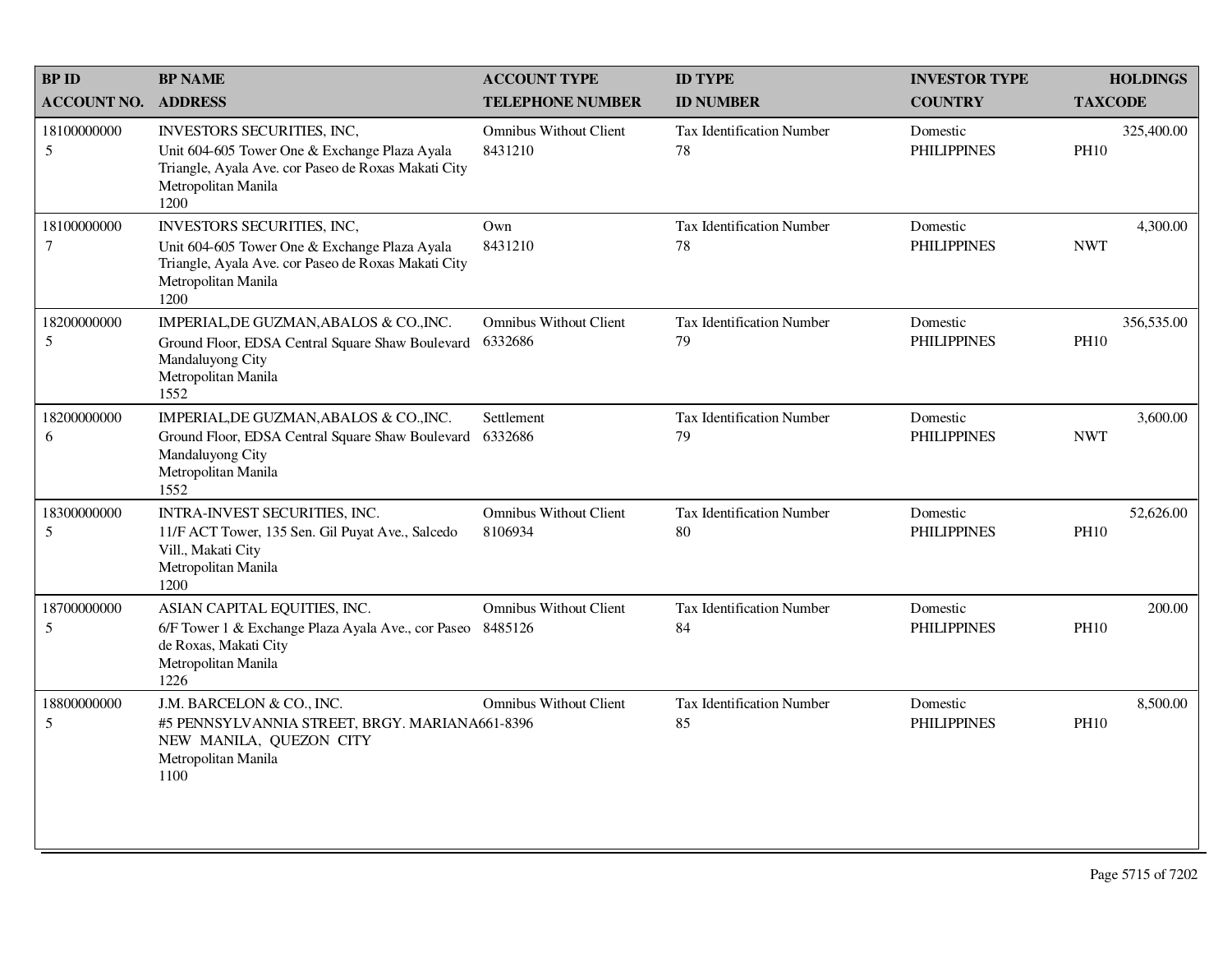| BP ID<br>ACCOUNT NO. | BP NAME<br>ADDRESS | ACCOUNT TYPE<br>TELEPHONE NUMBER | ID TYPE<br>ID NUMBER | INVESTOR TYPE<br>COUNTRY | HOLDINGS<br>TAXCODE |
|---|---|---|---|---|---|
| 18100000000<br>5 | INVESTORS SECURITIES, INC,<br>Unit 604-605 Tower One & Exchange Plaza Ayala Triangle, Ayala Ave. cor Paseo de Roxas Makati City<br>Metropolitan Manila<br>1200 | Omnibus Without Client<br>8431210 | Tax Identification Number<br>78 | Domestic<br>PHILIPPINES | 325,400.00<br>PH10 |
| 18100000000<br>7 | INVESTORS SECURITIES, INC,<br>Unit 604-605 Tower One & Exchange Plaza Ayala Triangle, Ayala Ave. cor Paseo de Roxas Makati City<br>Metropolitan Manila<br>1200 | Own<br>8431210 | Tax Identification Number<br>78 | Domestic<br>PHILIPPINES | 4,300.00<br>NWT |
| 18200000000<br>5 | IMPERIAL,DE GUZMAN,ABALOS & CO.,INC.<br>Ground Floor, EDSA Central Square Shaw Boulevard Mandaluyong City<br>Metropolitan Manila<br>1552 | Omnibus Without Client<br>6332686 | Tax Identification Number<br>79 | Domestic<br>PHILIPPINES | 356,535.00<br>PH10 |
| 18200000000<br>6 | IMPERIAL,DE GUZMAN,ABALOS & CO.,INC.<br>Ground Floor, EDSA Central Square Shaw Boulevard Mandaluyong City<br>Metropolitan Manila<br>1552 | Settlement<br>6332686 | Tax Identification Number<br>79 | Domestic<br>PHILIPPINES | 3,600.00<br>NWT |
| 18300000000<br>5 | INTRA-INVEST SECURITIES, INC.<br>11/F ACT Tower, 135 Sen. Gil Puyat Ave., Salcedo Vill., Makati City<br>Metropolitan Manila<br>1200 | Omnibus Without Client<br>8106934 | Tax Identification Number<br>80 | Domestic<br>PHILIPPINES | 52,626.00<br>PH10 |
| 18700000000<br>5 | ASIAN CAPITAL EQUITIES, INC.<br>6/F Tower 1 & Exchange Plaza Ayala Ave., cor Paseo de Roxas, Makati City<br>Metropolitan Manila<br>1226 | Omnibus Without Client<br>8485126 | Tax Identification Number<br>84 | Domestic<br>PHILIPPINES | 200.00<br>PH10 |
| 18800000000<br>5 | J.M. BARCELON & CO., INC.<br>#5 PENNSYLVANNIA STREET, BRGY. MARIANA NEW MANILA, QUEZON CITY<br>Metropolitan Manila<br>1100 | Omnibus Without Client<br>661-8396 | Tax Identification Number<br>85 | Domestic<br>PHILIPPINES | 8,500.00<br>PH10 |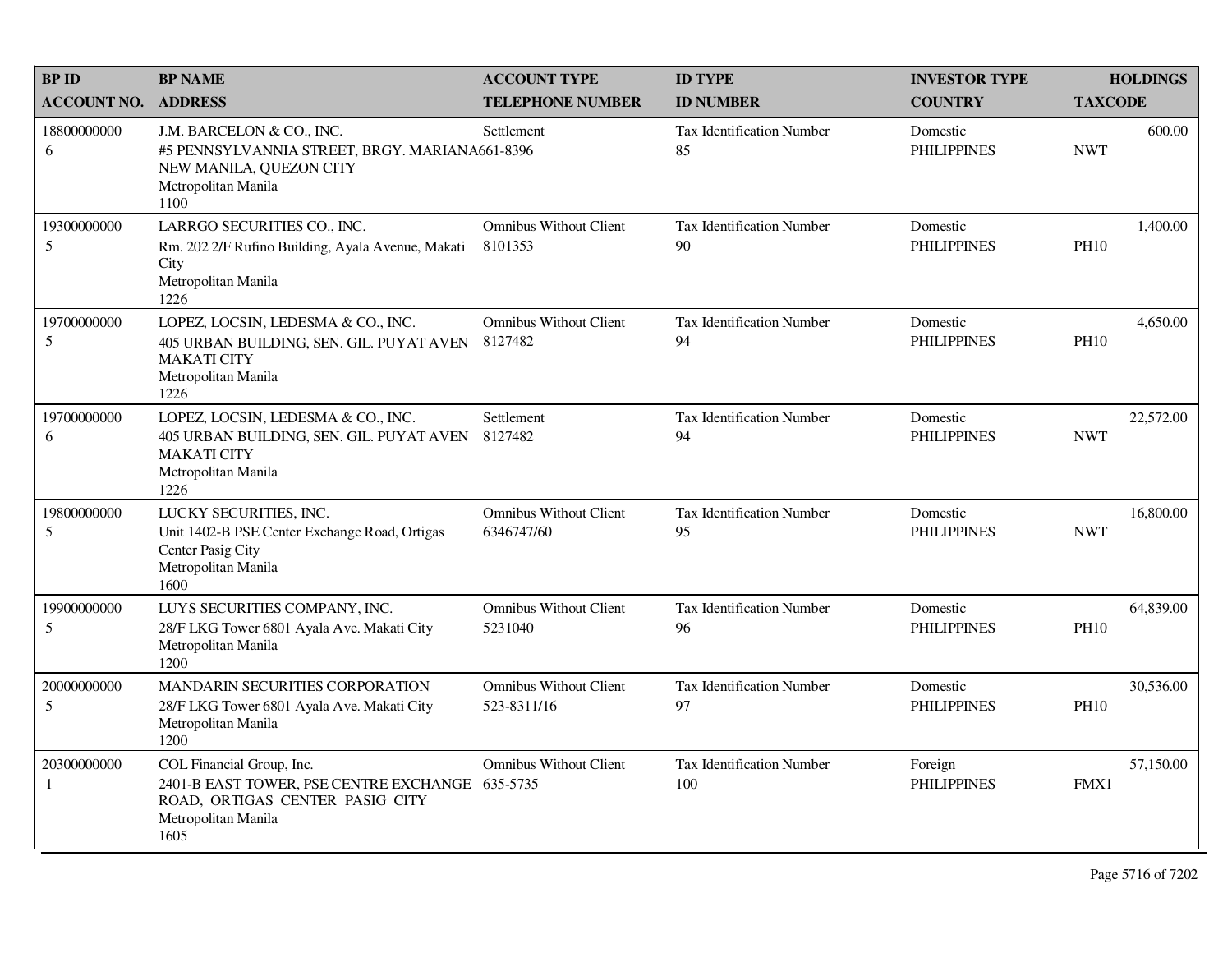| BP ID<br>ACCOUNT NO. | BP NAME<br>ADDRESS | ACCOUNT TYPE<br>TELEPHONE NUMBER | ID TYPE<br>ID NUMBER | INVESTOR TYPE<br>COUNTRY | HOLDINGS<br>TAXCODE |
|---|---|---|---|---|---|
| 18800000000<br>6 | J.M. BARCELON & CO., INC.<br>#5 PENNSYLVANNIA STREET, BRGY. MARIANA NEW MANILA, QUEZON CITY<br>Metropolitan Manila<br>1100 | Settlement<br>661-8396 | Tax Identification Number<br>85 | Domestic<br>PHILIPPINES | 600.00<br>NWT |
| 19300000000<br>5 | LARRGO SECURITIES CO., INC.<br>Rm. 202 2/F Rufino Building, Ayala Avenue, Makati City<br>Metropolitan Manila<br>1226 | Omnibus Without Client<br>8101353 | Tax Identification Number<br>90 | Domestic<br>PHILIPPINES | 1,400.00<br>PH10 |
| 19700000000<br>5 | LOPEZ, LOCSIN, LEDESMA & CO., INC.<br>405 URBAN BUILDING, SEN. GIL. PUYAT AVEN MAKATI CITY<br>Metropolitan Manila<br>1226 | Omnibus Without Client<br>8127482 | Tax Identification Number<br>94 | Domestic<br>PHILIPPINES | 4,650.00<br>PH10 |
| 19700000000<br>6 | LOPEZ, LOCSIN, LEDESMA & CO., INC.<br>405 URBAN BUILDING, SEN. GIL. PUYAT AVEN MAKATI CITY<br>Metropolitan Manila<br>1226 | Settlement<br>8127482 | Tax Identification Number<br>94 | Domestic<br>PHILIPPINES | 22,572.00<br>NWT |
| 19800000000<br>5 | LUCKY SECURITIES, INC.<br>Unit 1402-B PSE Center Exchange Road, Ortigas Center Pasig City<br>Metropolitan Manila<br>1600 | Omnibus Without Client<br>6346747/60 | Tax Identification Number<br>95 | Domestic<br>PHILIPPINES | 16,800.00<br>NWT |
| 19900000000<br>5 | LUYS SECURITIES COMPANY, INC.<br>28/F LKG Tower 6801 Ayala Ave. Makati City<br>Metropolitan Manila<br>1200 | Omnibus Without Client<br>5231040 | Tax Identification Number<br>96 | Domestic<br>PHILIPPINES | 64,839.00<br>PH10 |
| 20000000000<br>5 | MANDARIN SECURITIES CORPORATION<br>28/F LKG Tower 6801 Ayala Ave. Makati City<br>Metropolitan Manila<br>1200 | Omnibus Without Client<br>523-8311/16 | Tax Identification Number<br>97 | Domestic<br>PHILIPPINES | 30,536.00<br>PH10 |
| 20300000000<br>1 | COL Financial Group, Inc.<br>2401-B EAST TOWER, PSE CENTRE EXCHANGE ROAD, ORTIGAS CENTER PASIG CITY<br>Metropolitan Manila<br>1605 | Omnibus Without Client<br>635-5735 | Tax Identification Number<br>100 | Foreign<br>PHILIPPINES | 57,150.00<br>FMX1 |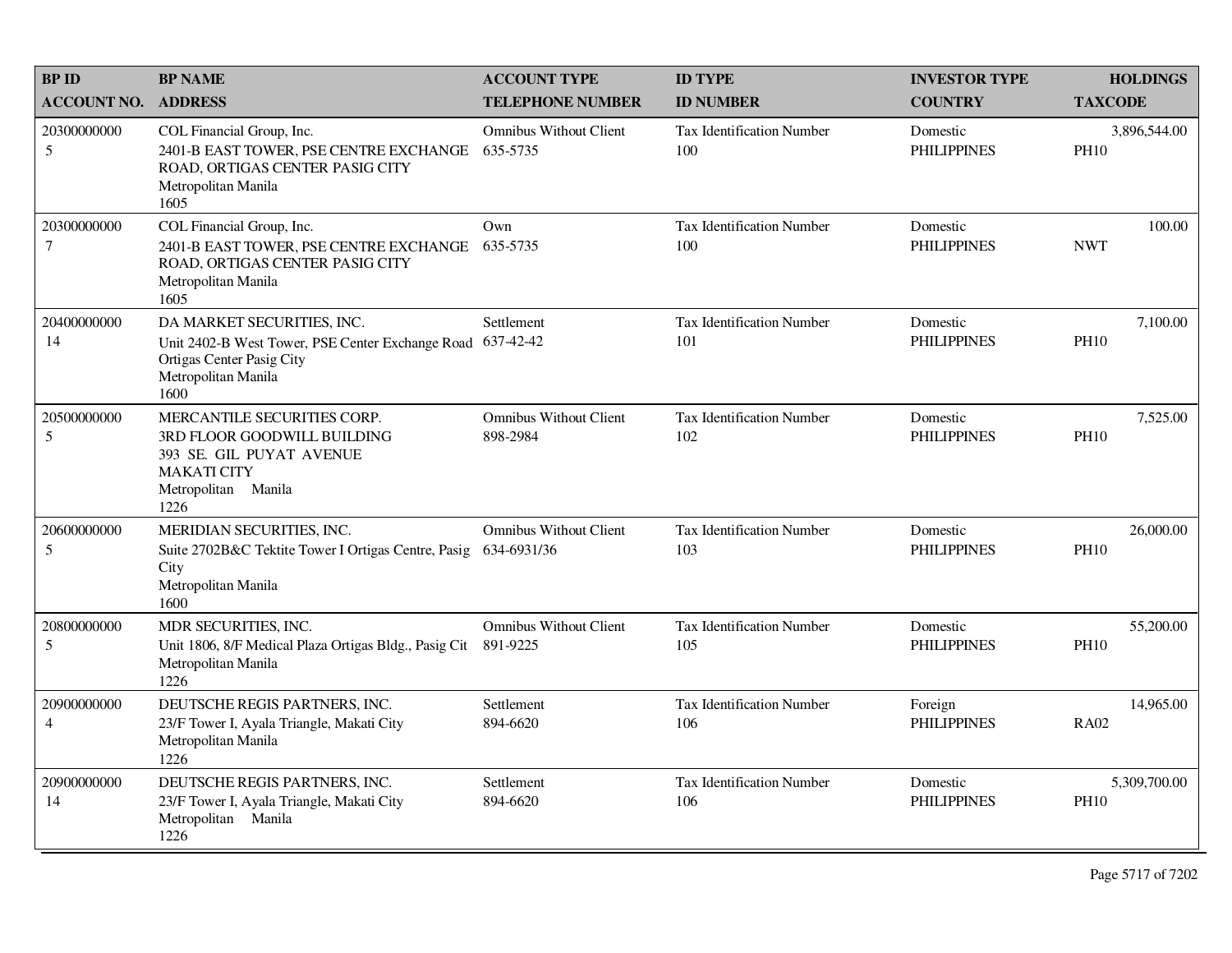| BP ID<br>ACCOUNT NO. | BP NAME<br>ADDRESS | ACCOUNT TYPE<br>TELEPHONE NUMBER | ID TYPE<br>ID NUMBER | INVESTOR TYPE<br>COUNTRY | HOLDINGS<br>TAXCODE |
|---|---|---|---|---|---|
| 20300000000<br>5 | COL Financial Group, Inc.<br>2401-B EAST TOWER, PSE CENTRE EXCHANGE ROAD, ORTIGAS CENTER PASIG CITY<br>Metropolitan Manila<br>1605 | Omnibus Without Client<br>635-5735 | Tax Identification Number<br>100 | Domestic<br>PHILIPPINES | 3,896,544.00<br>PH10 |
| 20300000000<br>7 | COL Financial Group, Inc.<br>2401-B EAST TOWER, PSE CENTRE EXCHANGE ROAD, ORTIGAS CENTER PASIG CITY<br>Metropolitan Manila<br>1605 | Own<br>635-5735 | Tax Identification Number<br>100 | Domestic<br>PHILIPPINES | 100.00<br>NWT |
| 20400000000<br>14 | DA MARKET SECURITIES, INC.<br>Unit 2402-B West Tower, PSE Center Exchange Road Ortigas Center Pasig City<br>Metropolitan Manila<br>1600 | Settlement<br>637-42-42 | Tax Identification Number<br>101 | Domestic<br>PHILIPPINES | 7,100.00<br>PH10 |
| 20500000000<br>5 | MERCANTILE SECURITIES CORP.<br>3RD FLOOR GOODWILL BUILDING<br>393 SE. GIL PUYAT AVENUE<br>MAKATI CITY<br>Metropolitan Manila<br>1226 | Omnibus Without Client<br>898-2984 | Tax Identification Number<br>102 | Domestic<br>PHILIPPINES | 7,525.00<br>PH10 |
| 20600000000<br>5 | MERIDIAN SECURITIES, INC.<br>Suite 2702B&C Tektite Tower I Ortigas Centre, Pasig City<br>Metropolitan Manila<br>1600 | Omnibus Without Client<br>634-6931/36 | Tax Identification Number<br>103 | Domestic<br>PHILIPPINES | 26,000.00<br>PH10 |
| 20800000000<br>5 | MDR SECURITIES, INC.<br>Unit 1806, 8/F Medical Plaza Ortigas Bldg., Pasig Cit<br>Metropolitan Manila<br>1226 | Omnibus Without Client<br>891-9225 | Tax Identification Number<br>105 | Domestic<br>PHILIPPINES | 55,200.00<br>PH10 |
| 20900000000<br>4 | DEUTSCHE REGIS PARTNERS, INC.<br>23/F Tower I, Ayala Triangle, Makati City<br>Metropolitan Manila<br>1226 | Settlement<br>894-6620 | Tax Identification Number<br>106 | Foreign<br>PHILIPPINES | 14,965.00<br>RA02 |
| 20900000000<br>14 | DEUTSCHE REGIS PARTNERS, INC.<br>23/F Tower I, Ayala Triangle, Makati City<br>Metropolitan Manila<br>1226 | Settlement<br>894-6620 | Tax Identification Number<br>106 | Domestic<br>PHILIPPINES | 5,309,700.00<br>PH10 |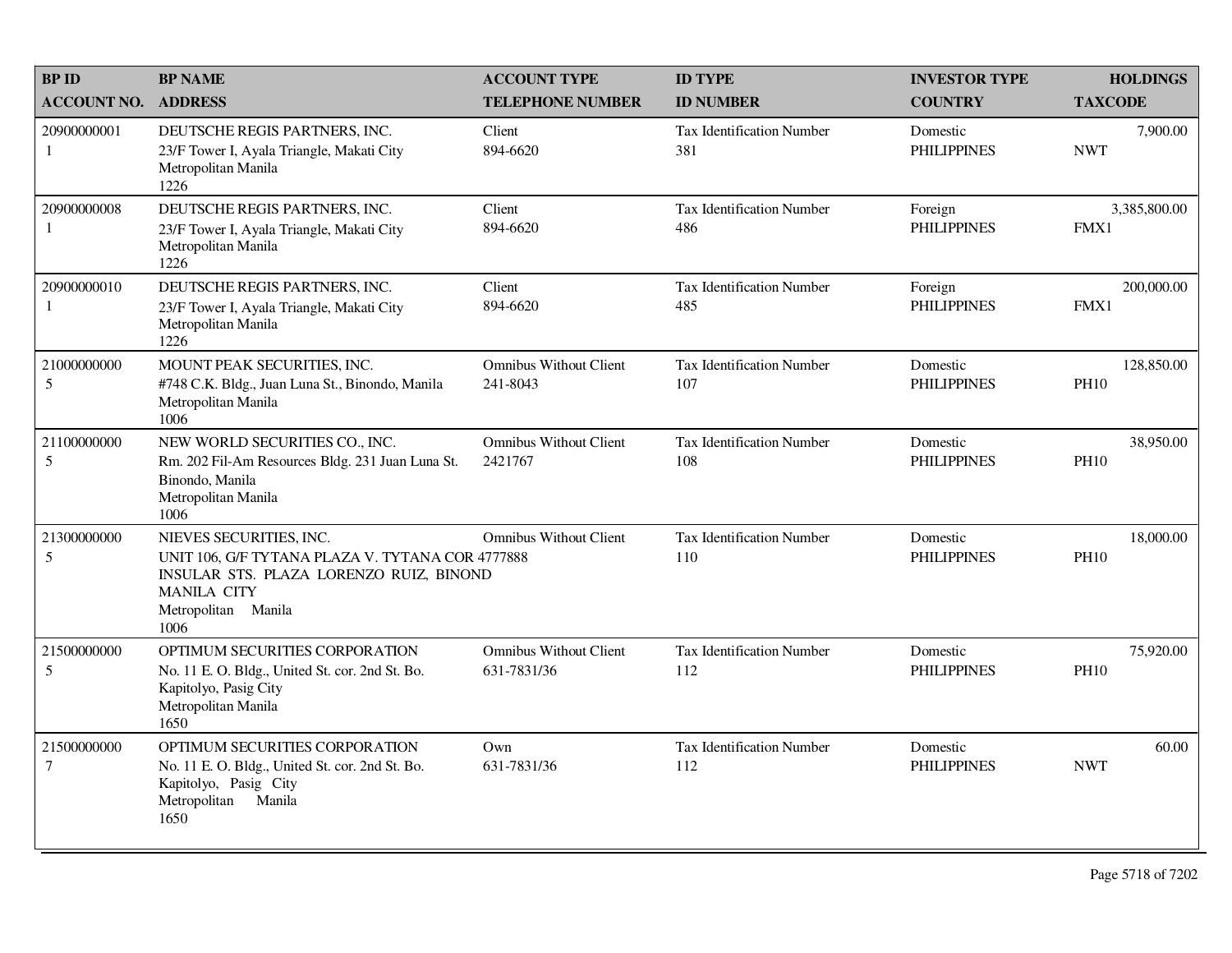| BP ID<br>ACCOUNT NO. | BP NAME<br>ADDRESS | ACCOUNT TYPE<br>TELEPHONE NUMBER | ID TYPE<br>ID NUMBER | INVESTOR TYPE<br>COUNTRY | HOLDINGS<br>TAXCODE |
|---|---|---|---|---|---|
| 20900000001<br>1 | DEUTSCHE REGIS PARTNERS, INC.<br>23/F Tower I, Ayala Triangle, Makati City<br>Metropolitan Manila<br>1226 | Client<br>894-6620 | Tax Identification Number<br>381 | Domestic<br>PHILIPPINES | 7,900.00<br>NWT |
| 20900000008<br>1 | DEUTSCHE REGIS PARTNERS, INC.<br>23/F Tower I, Ayala Triangle, Makati City<br>Metropolitan Manila<br>1226 | Client<br>894-6620 | Tax Identification Number<br>486 | Foreign<br>PHILIPPINES | 3,385,800.00<br>FMX1 |
| 20900000010<br>1 | DEUTSCHE REGIS PARTNERS, INC.<br>23/F Tower I, Ayala Triangle, Makati City<br>Metropolitan Manila<br>1226 | Client<br>894-6620 | Tax Identification Number<br>485 | Foreign<br>PHILIPPINES | 200,000.00<br>FMX1 |
| 21000000000<br>5 | MOUNT PEAK SECURITIES, INC.<br>#748 C.K. Bldg., Juan Luna St., Binondo, Manila<br>Metropolitan Manila<br>1006 | Omnibus Without Client<br>241-8043 | Tax Identification Number<br>107 | Domestic<br>PHILIPPINES | 128,850.00<br>PH10 |
| 21100000000<br>5 | NEW WORLD SECURITIES CO., INC.<br>Rm. 202 Fil-Am Resources Bldg. 231 Juan Luna St.<br>Binondo, Manila<br>Metropolitan Manila<br>1006 | Omnibus Without Client<br>2421767 | Tax Identification Number<br>108 | Domestic<br>PHILIPPINES | 38,950.00<br>PH10 |
| 21300000000<br>5 | NIEVES SECURITIES, INC.<br>UNIT 106, G/F TYTANA PLAZA V. TYTANA COR INSULAR STS. PLAZA LORENZO RUIZ, BINOND MANILA CITY<br>Metropolitan Manila<br>1006 | Omnibus Without Client<br>4777888 | Tax Identification Number<br>110 | Domestic<br>PHILIPPINES | 18,000.00<br>PH10 |
| 21500000000<br>5 | OPTIMUM SECURITIES CORPORATION<br>No. 11 E. O. Bldg., United St. cor. 2nd St. Bo.<br>Kapitolyo, Pasig City<br>Metropolitan Manila<br>1650 | Omnibus Without Client<br>631-7831/36 | Tax Identification Number<br>112 | Domestic<br>PHILIPPINES | 75,920.00<br>PH10 |
| 21500000000<br>7 | OPTIMUM SECURITIES CORPORATION<br>No. 11 E. O. Bldg., United St. cor. 2nd St. Bo.<br>Kapitolyo, Pasig City<br>Metropolitan Manila<br>1650 | Own<br>631-7831/36 | Tax Identification Number<br>112 | Domestic<br>PHILIPPINES | 60.00<br>NWT |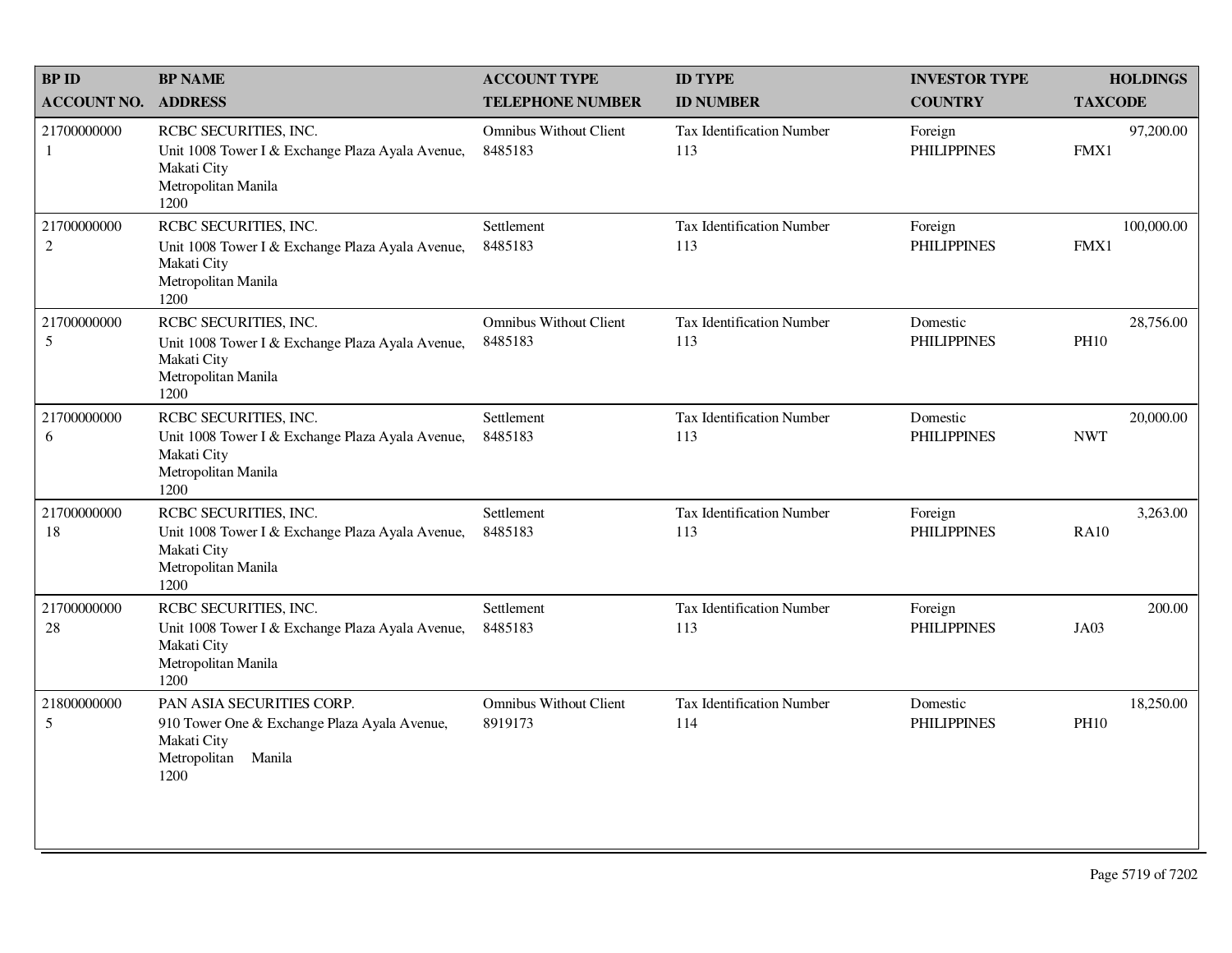| BP ID<br>ACCOUNT NO. | BP NAME<br>ADDRESS | ACCOUNT TYPE<br>TELEPHONE NUMBER | ID TYPE<br>ID NUMBER | INVESTOR TYPE<br>COUNTRY | HOLDINGS<br>TAXCODE |
|---|---|---|---|---|---|
| 21700000000<br>1 | RCBC SECURITIES, INC.<br>Unit 1008 Tower I & Exchange Plaza Ayala Avenue, Makati City<br>Metropolitan Manila<br>1200 | Omnibus Without Client<br>8485183 | Tax Identification Number<br>113 | Foreign<br>PHILIPPINES | 97,200.00<br>FMX1 |
| 21700000000<br>2 | RCBC SECURITIES, INC.<br>Unit 1008 Tower I & Exchange Plaza Ayala Avenue, Makati City<br>Metropolitan Manila<br>1200 | Settlement<br>8485183 | Tax Identification Number<br>113 | Foreign<br>PHILIPPINES | 100,000.00<br>FMX1 |
| 21700000000<br>5 | RCBC SECURITIES, INC.<br>Unit 1008 Tower I & Exchange Plaza Ayala Avenue, Makati City<br>Metropolitan Manila<br>1200 | Omnibus Without Client<br>8485183 | Tax Identification Number<br>113 | Domestic<br>PHILIPPINES | 28,756.00<br>PH10 |
| 21700000000<br>6 | RCBC SECURITIES, INC.<br>Unit 1008 Tower I & Exchange Plaza Ayala Avenue, Makati City<br>Metropolitan Manila<br>1200 | Settlement<br>8485183 | Tax Identification Number<br>113 | Domestic<br>PHILIPPINES | 20,000.00<br>NWT |
| 21700000000<br>18 | RCBC SECURITIES, INC.<br>Unit 1008 Tower I & Exchange Plaza Ayala Avenue, Makati City<br>Metropolitan Manila<br>1200 | Settlement<br>8485183 | Tax Identification Number<br>113 | Foreign<br>PHILIPPINES | 3,263.00<br>RA10 |
| 21700000000<br>28 | RCBC SECURITIES, INC.<br>Unit 1008 Tower I & Exchange Plaza Ayala Avenue, Makati City<br>Metropolitan Manila<br>1200 | Settlement<br>8485183 | Tax Identification Number<br>113 | Foreign<br>PHILIPPINES | 200.00<br>JA03 |
| 21800000000<br>5 | PAN ASIA SECURITIES CORP.<br>910 Tower One & Exchange Plaza Ayala Avenue, Makati City<br>Metropolitan Manila<br>1200 | Omnibus Without Client<br>8919173 | Tax Identification Number<br>114 | Domestic<br>PHILIPPINES | 18,250.00<br>PH10 |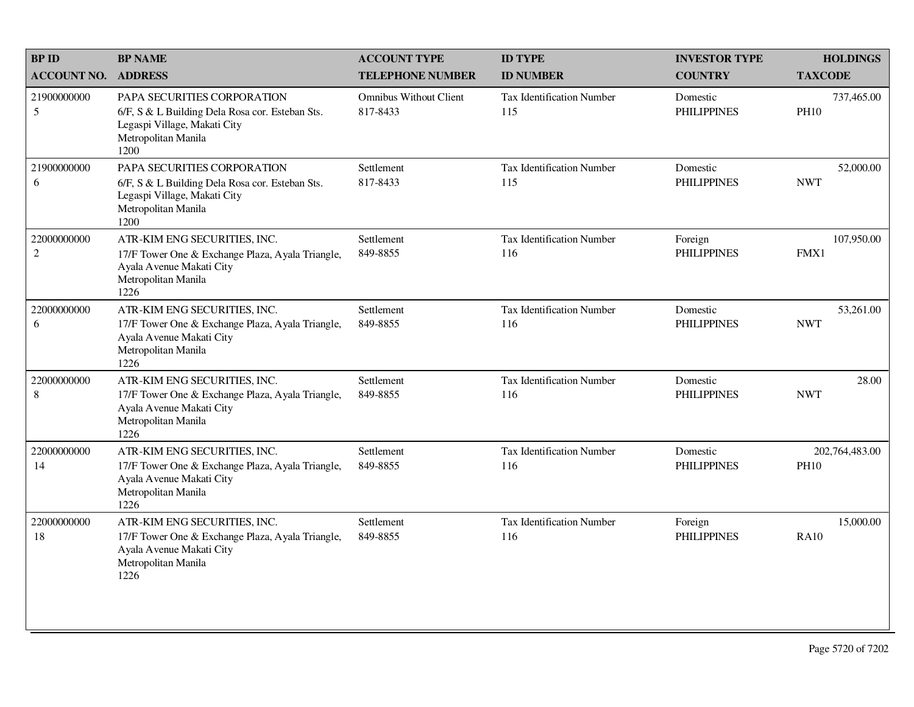| BP ID<br>ACCOUNT NO. | BP NAME<br>ADDRESS | ACCOUNT TYPE<br>TELEPHONE NUMBER | ID TYPE<br>ID NUMBER | INVESTOR TYPE<br>COUNTRY | HOLDINGS<br>TAXCODE |
|---|---|---|---|---|---|
| 21900000000<br>5 | PAPA SECURITIES CORPORATION<br>6/F, S & L Building Dela Rosa cor. Esteban Sts.<br>Legaspi Village, Makati City<br>Metropolitan Manila<br>1200 | Omnibus Without Client<br>817-8433 | Tax Identification Number<br>115 | Domestic<br>PHILIPPINES | 737,465.00<br>PH10 |
| 21900000000<br>6 | PAPA SECURITIES CORPORATION<br>6/F, S & L Building Dela Rosa cor. Esteban Sts.<br>Legaspi Village, Makati City<br>Metropolitan Manila<br>1200 | Settlement<br>817-8433 | Tax Identification Number<br>115 | Domestic<br>PHILIPPINES | 52,000.00<br>NWT |
| 22000000000<br>2 | ATR-KIM ENG SECURITIES, INC.<br>17/F Tower One & Exchange Plaza, Ayala Triangle,<br>Ayala Avenue Makati City<br>Metropolitan Manila<br>1226 | Settlement<br>849-8855 | Tax Identification Number<br>116 | Foreign<br>PHILIPPINES | 107,950.00<br>FMX1 |
| 22000000000<br>6 | ATR-KIM ENG SECURITIES, INC.<br>17/F Tower One & Exchange Plaza, Ayala Triangle,<br>Ayala Avenue Makati City<br>Metropolitan Manila<br>1226 | Settlement<br>849-8855 | Tax Identification Number<br>116 | Domestic<br>PHILIPPINES | 53,261.00<br>NWT |
| 22000000000<br>8 | ATR-KIM ENG SECURITIES, INC.<br>17/F Tower One & Exchange Plaza, Ayala Triangle,<br>Ayala Avenue Makati City<br>Metropolitan Manila<br>1226 | Settlement<br>849-8855 | Tax Identification Number<br>116 | Domestic<br>PHILIPPINES | 28.00<br>NWT |
| 22000000000<br>14 | ATR-KIM ENG SECURITIES, INC.<br>17/F Tower One & Exchange Plaza, Ayala Triangle,<br>Ayala Avenue Makati City<br>Metropolitan Manila<br>1226 | Settlement<br>849-8855 | Tax Identification Number<br>116 | Domestic<br>PHILIPPINES | 202,764,483.00<br>PH10 |
| 22000000000<br>18 | ATR-KIM ENG SECURITIES, INC.<br>17/F Tower One & Exchange Plaza, Ayala Triangle,<br>Ayala Avenue Makati City<br>Metropolitan Manila<br>1226 | Settlement<br>849-8855 | Tax Identification Number<br>116 | Foreign<br>PHILIPPINES | 15,000.00<br>RA10 |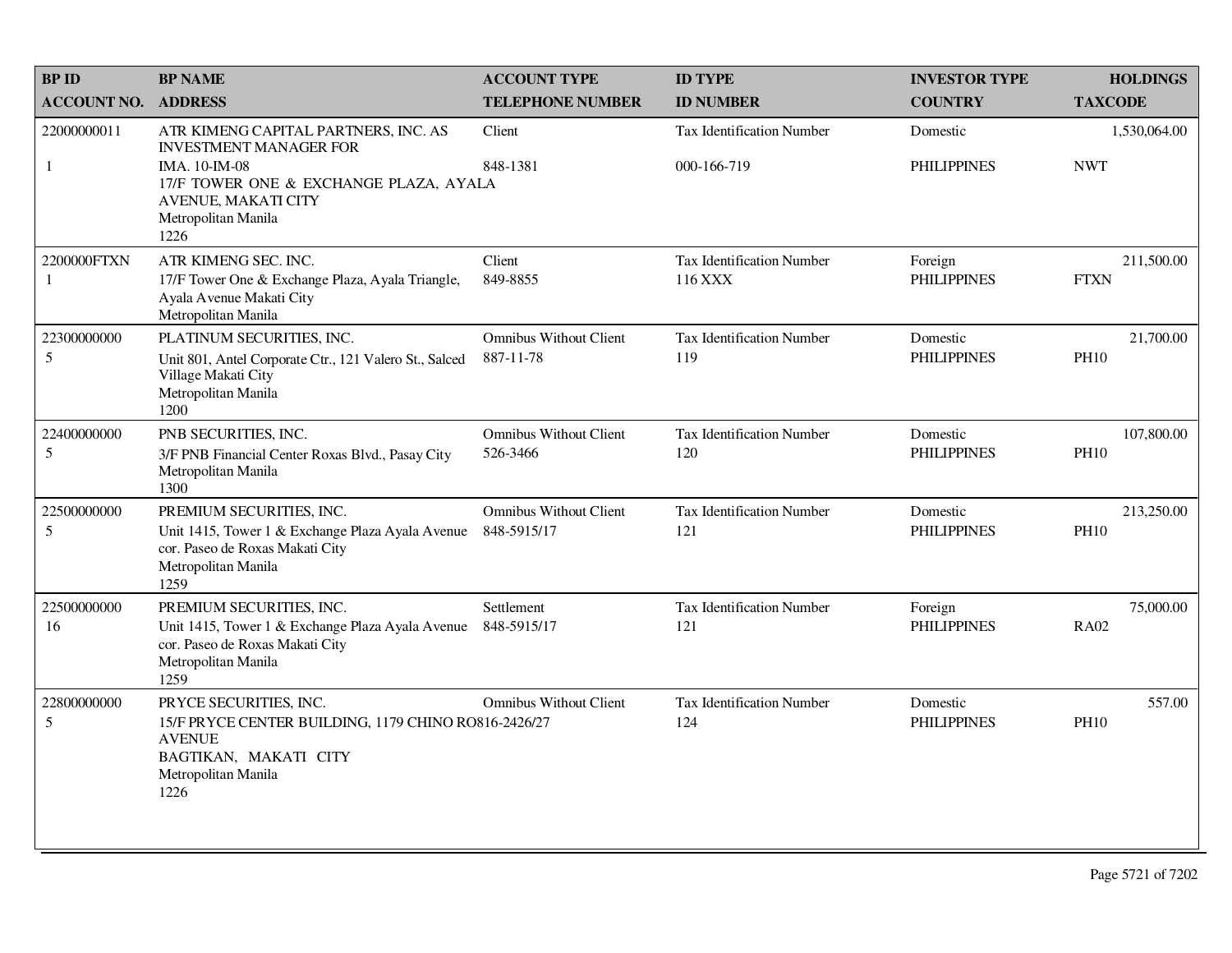| BP ID<br>ACCOUNT NO. | BP NAME<br>ADDRESS | ACCOUNT TYPE<br>TELEPHONE NUMBER | ID TYPE<br>ID NUMBER | INVESTOR TYPE<br>COUNTRY | HOLDINGS<br>TAXCODE |
|---|---|---|---|---|---|
| 22000000011<br>1 | ATR KIMENG CAPITAL PARTNERS, INC. AS INVESTMENT MANAGER FOR<br>IMA. 10-IM-08<br>17/F TOWER ONE & EXCHANGE PLAZA, AYALA AVENUE, MAKATI CITY<br>Metropolitan Manila<br>1226 | Client<br>848-1381 | Tax Identification Number<br>000-166-719 | Domestic<br>PHILIPPINES | 1,530,064.00<br>NWT |
| 2200000FTXN<br>1 | ATR KIMENG SEC. INC.<br>17/F Tower One & Exchange Plaza, Ayala Triangle, Ayala Avenue Makati City<br>Metropolitan Manila | Client<br>849-8855 | Tax Identification Number<br>116 XXX | Foreign<br>PHILIPPINES | 211,500.00<br>FTXN |
| 22300000000<br>5 | PLATINUM SECURITIES, INC.<br>Unit 801, Antel Corporate Ctr., 121 Valero St., Salced Village Makati City<br>Metropolitan Manila<br>1200 | Omnibus Without Client<br>887-11-78 | Tax Identification Number<br>119 | Domestic<br>PHILIPPINES | 21,700.00<br>PH10 |
| 22400000000<br>5 | PNB SECURITIES, INC.<br>3/F PNB Financial Center Roxas Blvd., Pasay City<br>Metropolitan Manila<br>1300 | Omnibus Without Client<br>526-3466 | Tax Identification Number<br>120 | Domestic<br>PHILIPPINES | 107,800.00<br>PH10 |
| 22500000000<br>5 | PREMIUM SECURITIES, INC.<br>Unit 1415, Tower 1 & Exchange Plaza Ayala Avenue cor. Paseo de Roxas Makati City<br>Metropolitan Manila<br>1259 | Omnibus Without Client<br>848-5915/17 | Tax Identification Number<br>121 | Domestic<br>PHILIPPINES | 213,250.00<br>PH10 |
| 22500000000<br>16 | PREMIUM SECURITIES, INC.<br>Unit 1415, Tower 1 & Exchange Plaza Ayala Avenue cor. Paseo de Roxas Makati City<br>Metropolitan Manila<br>1259 | Settlement<br>848-5915/17 | Tax Identification Number<br>121 | Foreign<br>PHILIPPINES | 75,000.00<br>RA02 |
| 22800000000<br>5 | PRYCE SECURITIES, INC.<br>15/F PRYCE CENTER BUILDING, 1179 CHINO ROCES AVENUE<br>BAGTIKAN, MAKATI CITY<br>Metropolitan Manila<br>1226 | Omnibus Without Client<br>816-2426/27 | Tax Identification Number<br>124 | Domestic<br>PHILIPPINES | 557.00<br>PH10 |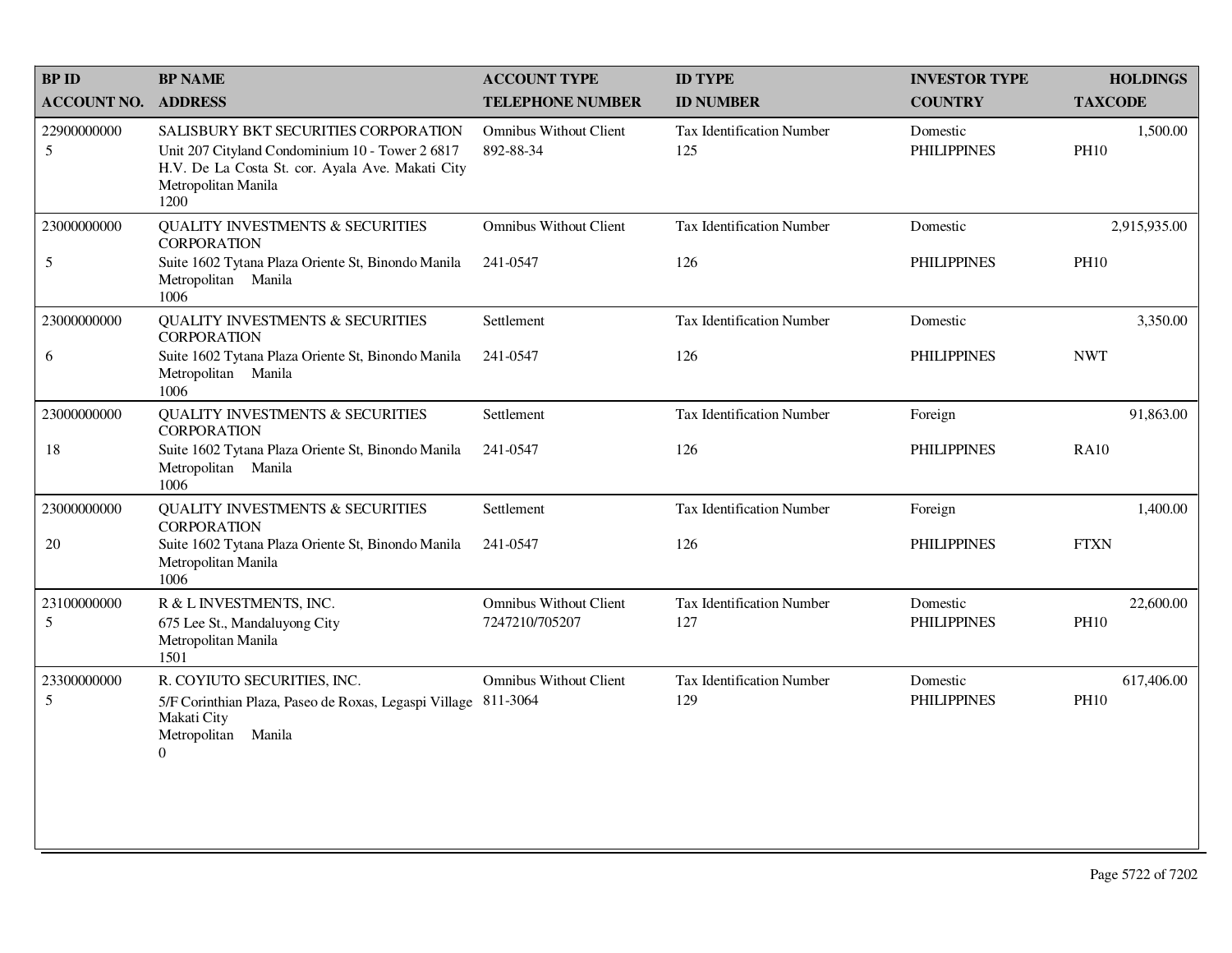| BP ID<br>ACCOUNT NO. | BP NAME<br>ADDRESS | ACCOUNT TYPE<br>TELEPHONE NUMBER | ID TYPE<br>ID NUMBER | INVESTOR TYPE<br>COUNTRY | HOLDINGS<br>TAXCODE |
|---|---|---|---|---|---|
| 22900000000<br>5 | SALISBURY BKT SECURITIES CORPORATION<br>Unit 207 Cityland Condominium 10 - Tower 2 6817 H.V. De La Costa St. cor. Ayala Ave. Makati City Metropolitan Manila<br>1200 | Omnibus Without Client<br>892-88-34 | Tax Identification Number<br>125 | Domestic<br>PHILIPPINES | 1,500.00<br>PH10 |
| 23000000000<br>5 | QUALITY INVESTMENTS & SECURITIES CORPORATION<br>Suite 1602 Tytana Plaza Oriente St, Binondo Manila Metropolitan Manila<br>1006 | Omnibus Without Client<br>241-0547 | Tax Identification Number<br>126 | Domestic<br>PHILIPPINES | 2,915,935.00<br>PH10 |
| 23000000000<br>6 | QUALITY INVESTMENTS & SECURITIES CORPORATION<br>Suite 1602 Tytana Plaza Oriente St, Binondo Manila Metropolitan Manila<br>1006 | Settlement<br>241-0547 | Tax Identification Number<br>126 | Domestic<br>PHILIPPINES | 3,350.00<br>NWT |
| 23000000000<br>18 | QUALITY INVESTMENTS & SECURITIES CORPORATION<br>Suite 1602 Tytana Plaza Oriente St, Binondo Manila Metropolitan Manila<br>1006 | Settlement<br>241-0547 | Tax Identification Number<br>126 | Foreign<br>PHILIPPINES | 91,863.00<br>RA10 |
| 23000000000<br>20 | QUALITY INVESTMENTS & SECURITIES CORPORATION<br>Suite 1602 Tytana Plaza Oriente St, Binondo Manila Metropolitan Manila<br>1006 | Settlement<br>241-0547 | Tax Identification Number<br>126 | Foreign<br>PHILIPPINES | 1,400.00<br>FTXN |
| 23100000000<br>5 | R & L INVESTMENTS, INC.<br>675 Lee St., Mandaluyong City<br>Metropolitan Manila<br>1501 | Omnibus Without Client<br>7247210/705207 | Tax Identification Number<br>127 | Domestic<br>PHILIPPINES | 22,600.00<br>PH10 |
| 23300000000<br>5 | R. COYIUTO SECURITIES, INC.<br>5/F Corinthian Plaza, Paseo de Roxas, Legaspi Village Makati City<br>Metropolitan Manila<br>0 | Omnibus Without Client<br>811-3064 | Tax Identification Number<br>129 | Domestic<br>PHILIPPINES | 617,406.00<br>PH10 |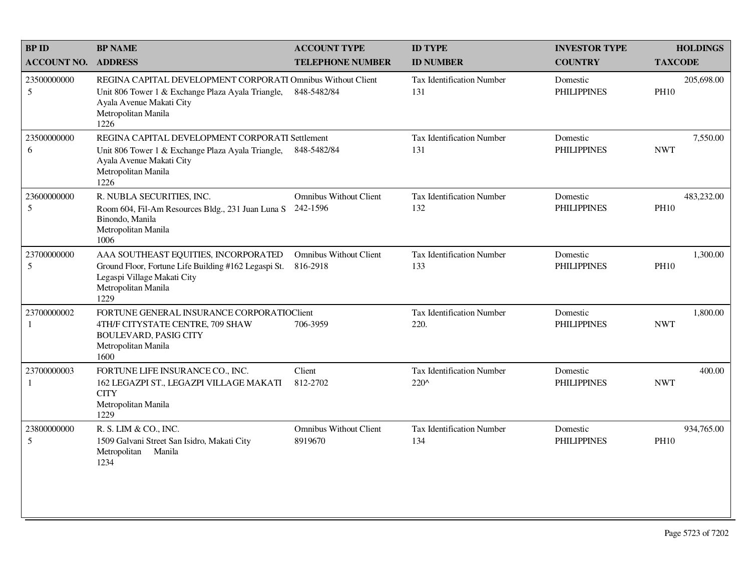| BP ID<br>ACCOUNT NO. | BP NAME<br>ADDRESS | ACCOUNT TYPE<br>TELEPHONE NUMBER | ID TYPE<br>ID NUMBER | INVESTOR TYPE<br>COUNTRY | HOLDINGS<br>TAXCODE |
|---|---|---|---|---|---|
| 23500000000<br>5 | REGINA CAPITAL DEVELOPMENT CORPORATI<br>Unit 806 Tower 1 & Exchange Plaza Ayala Triangle, Ayala Avenue Makati City<br>Metropolitan Manila<br>1226 | Omnibus Without Client<br>848-5482/84 | Tax Identification Number<br>131 | Domestic<br>PHILIPPINES | 205,698.00<br>PH10 |
| 23500000000<br>6 | REGINA CAPITAL DEVELOPMENT CORPORATI<br>Unit 806 Tower 1 & Exchange Plaza Ayala Triangle, Ayala Avenue Makati City<br>Metropolitan Manila<br>1226 | Settlement<br>848-5482/84 | Tax Identification Number<br>131 | Domestic<br>PHILIPPINES | 7,550.00<br>NWT |
| 23600000000<br>5 | R. NUBLA SECURITIES, INC.<br>Room 604, Fil-Am Resources Bldg., 231 Juan Luna S Binondo, Manila<br>Metropolitan Manila<br>1006 | Omnibus Without Client<br>242-1596 | Tax Identification Number<br>132 | Domestic<br>PHILIPPINES | 483,232.00<br>PH10 |
| 23700000000<br>5 | AAA SOUTHEAST EQUITIES, INCORPORATED<br>Ground Floor, Fortune Life Building #162 Legaspi St. Legaspi Village Makati City<br>Metropolitan Manila<br>1229 | Omnibus Without Client<br>816-2918 | Tax Identification Number<br>133 | Domestic<br>PHILIPPINES | 1,300.00<br>PH10 |
| 23700000002<br>1 | FORTUNE GENERAL INSURANCE CORPORATIO<br>4TH/F CITYSTATE CENTRE, 709 SHAW BOULEVARD, PASIG CITY<br>Metropolitan Manila<br>1600 | Client<br>706-3959 | Tax Identification Number<br>220. | Domestic<br>PHILIPPINES | 1,800.00<br>NWT |
| 23700000003<br>1 | FORTUNE LIFE INSURANCE CO., INC.<br>162 LEGAZPI ST., LEGAZPI VILLAGE MAKATI CITY<br>Metropolitan Manila<br>1229 | Client<br>812-2702 | Tax Identification Number<br>220^ | Domestic<br>PHILIPPINES | 400.00<br>NWT |
| 23800000000<br>5 | R. S. LIM & CO., INC.<br>1509 Galvani Street San Isidro, Makati City<br>Metropolitan Manila<br>1234 | Omnibus Without Client<br>8919670 | Tax Identification Number<br>134 | Domestic<br>PHILIPPINES | 934,765.00<br>PH10 |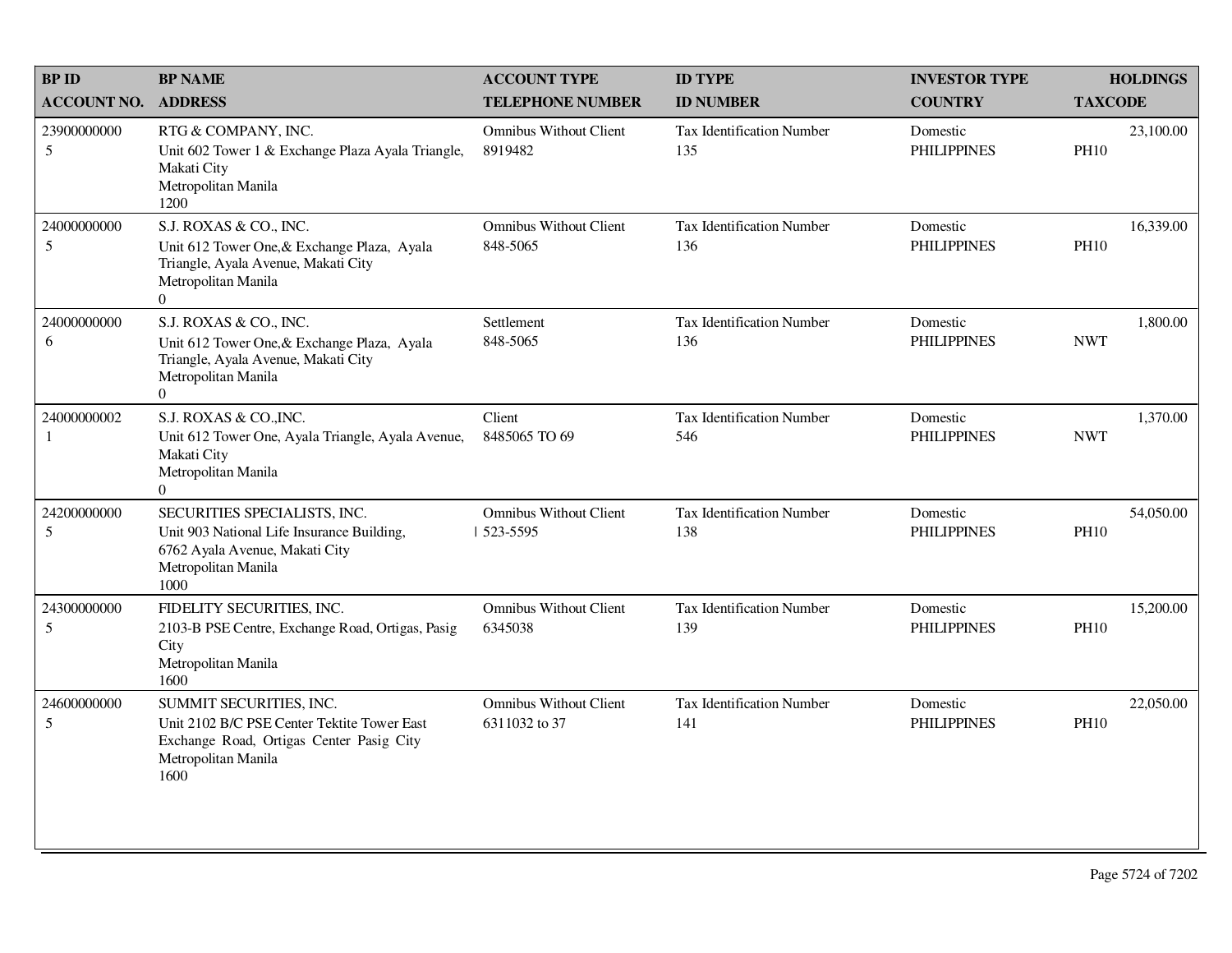| BP ID<br>ACCOUNT NO. | BP NAME<br>ADDRESS | ACCOUNT TYPE<br>TELEPHONE NUMBER | ID TYPE<br>ID NUMBER | INVESTOR TYPE<br>COUNTRY | HOLDINGS<br>TAXCODE |
|---|---|---|---|---|---|
| 23900000000<br>5 | RTG & COMPANY, INC.<br>Unit 602 Tower 1 & Exchange Plaza Ayala Triangle, Makati City<br>Metropolitan Manila<br>1200 | Omnibus Without Client<br>8919482 | Tax Identification Number<br>135 | Domestic<br>PHILIPPINES | 23,100.00<br>PH10 |
| 24000000000<br>5 | S.J. ROXAS & CO., INC.<br>Unit 612 Tower One,& Exchange Plaza, Ayala Triangle, Ayala Avenue, Makati City<br>Metropolitan Manila<br>0 | Omnibus Without Client<br>848-5065 | Tax Identification Number<br>136 | Domestic<br>PHILIPPINES | 16,339.00<br>PH10 |
| 24000000000<br>6 | S.J. ROXAS & CO., INC.<br>Unit 612 Tower One,& Exchange Plaza, Ayala Triangle, Ayala Avenue, Makati City<br>Metropolitan Manila<br>0 | Settlement<br>848-5065 | Tax Identification Number<br>136 | Domestic<br>PHILIPPINES | 1,800.00<br>NWT |
| 24000000002<br>1 | S.J. ROXAS & CO.,INC.<br>Unit 612 Tower One, Ayala Triangle, Ayala Avenue, Makati City<br>Metropolitan Manila<br>0 | Client<br>8485065 TO 69 | Tax Identification Number<br>546 | Domestic<br>PHILIPPINES | 1,370.00<br>NWT |
| 24200000000<br>5 | SECURITIES SPECIALISTS, INC.<br>Unit 903 National Life Insurance Building, 6762 Ayala Avenue, Makati City<br>Metropolitan Manila<br>1000 | Omnibus Without Client<br>523-5595 | Tax Identification Number<br>138 | Domestic<br>PHILIPPINES | 54,050.00<br>PH10 |
| 24300000000<br>5 | FIDELITY SECURITIES, INC.<br>2103-B PSE Centre, Exchange Road, Ortigas, Pasig City<br>Metropolitan Manila<br>1600 | Omnibus Without Client<br>6345038 | Tax Identification Number<br>139 | Domestic<br>PHILIPPINES | 15,200.00<br>PH10 |
| 24600000000<br>5 | SUMMIT SECURITIES, INC.<br>Unit 2102 B/C PSE Center Tektite Tower East Exchange Road, Ortigas Center Pasig City<br>Metropolitan Manila<br>1600 | Omnibus Without Client<br>6311032 to 37 | Tax Identification Number<br>141 | Domestic<br>PHILIPPINES | 22,050.00<br>PH10 |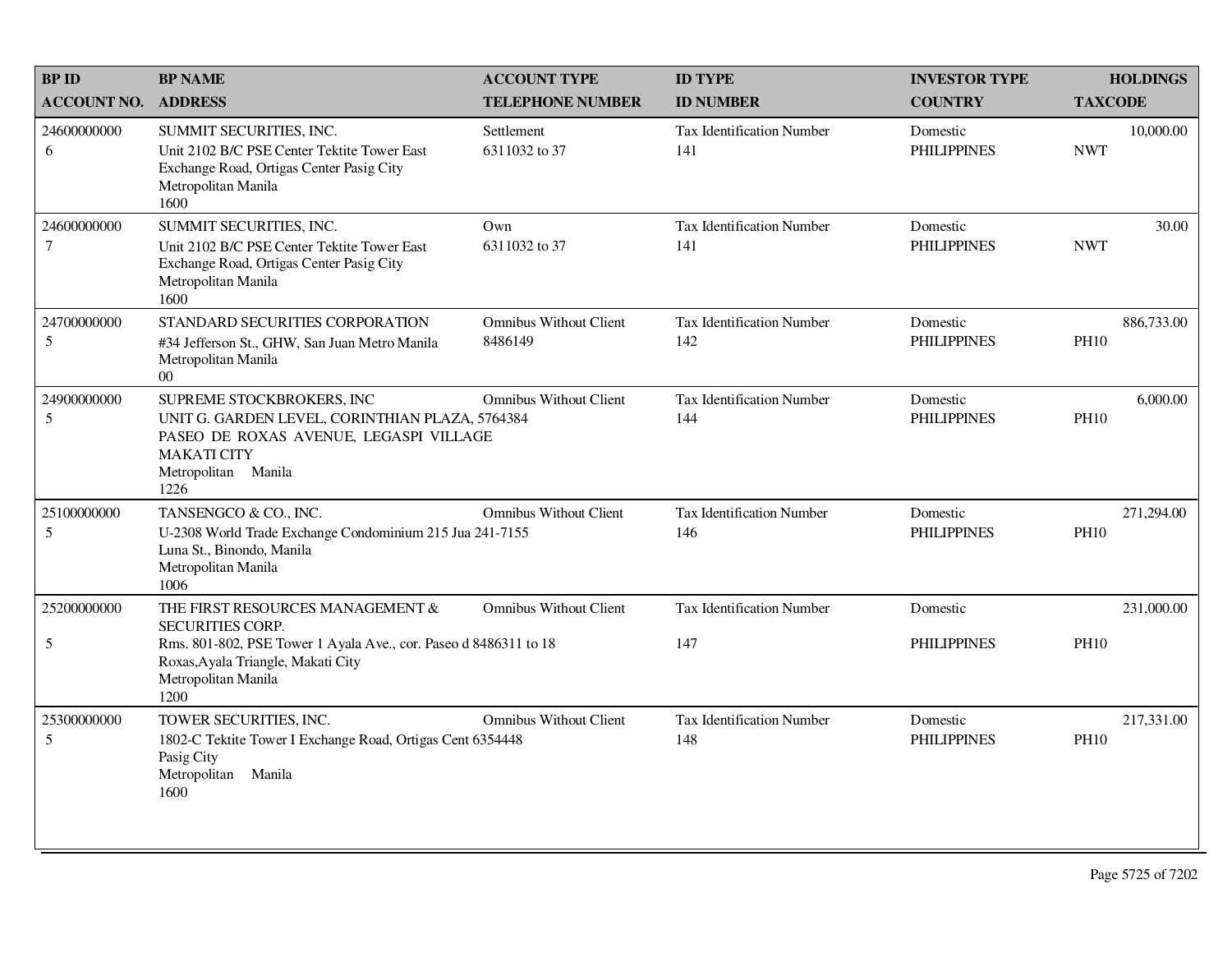| BP ID<br>ACCOUNT NO. | BP NAME<br>ADDRESS | ACCOUNT TYPE<br>TELEPHONE NUMBER | ID TYPE<br>ID NUMBER | INVESTOR TYPE<br>COUNTRY | HOLDINGS<br>TAXCODE |
|---|---|---|---|---|---|
| 24600000000<br>6 | SUMMIT SECURITIES, INC.<br>Unit 2102 B/C PSE Center Tektite Tower East Exchange Road, Ortigas Center Pasig City<br>Metropolitan Manila<br>1600 | Settlement<br>6311032 to 37 | Tax Identification Number<br>141 | Domestic<br>PHILIPPINES | 10,000.00<br>NWT |
| 24600000000<br>7 | SUMMIT SECURITIES, INC.<br>Unit 2102 B/C PSE Center Tektite Tower East Exchange Road, Ortigas Center Pasig City<br>Metropolitan Manila<br>1600 | Own<br>6311032 to 37 | Tax Identification Number<br>141 | Domestic<br>PHILIPPINES | 30.00<br>NWT |
| 24700000000<br>5 | STANDARD SECURITIES CORPORATION<br>#34 Jefferson St., GHW, San Juan Metro Manila<br>Metropolitan Manila<br>00 | Omnibus Without Client<br>8486149 | Tax Identification Number<br>142 | Domestic<br>PHILIPPINES | 886,733.00<br>PH10 |
| 24900000000<br>5 | SUPREME STOCKBROKERS, INC<br>UNIT G. GARDEN LEVEL, CORINTHIAN PLAZA, PASEO DE ROXAS AVENUE, LEGASPI VILLAGE MAKATI CITY<br>Metropolitan Manila<br>1226 | Omnibus Without Client<br>5764384 | Tax Identification Number<br>144 | Domestic<br>PHILIPPINES | 6,000.00<br>PH10 |
| 25100000000<br>5 | TANSENGCO & CO., INC.<br>U-2308 World Trade Exchange Condominium 215 Jua Luna St., Binondo, Manila<br>Metropolitan Manila<br>1006 | Omnibus Without Client<br>241-7155 | Tax Identification Number<br>146 | Domestic<br>PHILIPPINES | 271,294.00<br>PH10 |
| 25200000000<br>5 | THE FIRST RESOURCES MANAGEMENT & SECURITIES CORP.<br>Rms. 801-802, PSE Tower 1 Ayala Ave., cor. Paseo d Roxas,Ayala Triangle, Makati City<br>Metropolitan Manila<br>1200 | Omnibus Without Client<br>8486311 to 18 | Tax Identification Number<br>147 | Domestic<br>PHILIPPINES | 231,000.00<br>PH10 |
| 25300000000<br>5 | TOWER SECURITIES, INC.<br>1802-C Tektite Tower I Exchange Road, Ortigas Cent Pasig City<br>Metropolitan Manila<br>1600 | Omnibus Without Client<br>6354448 | Tax Identification Number<br>148 | Domestic<br>PHILIPPINES | 217,331.00<br>PH10 |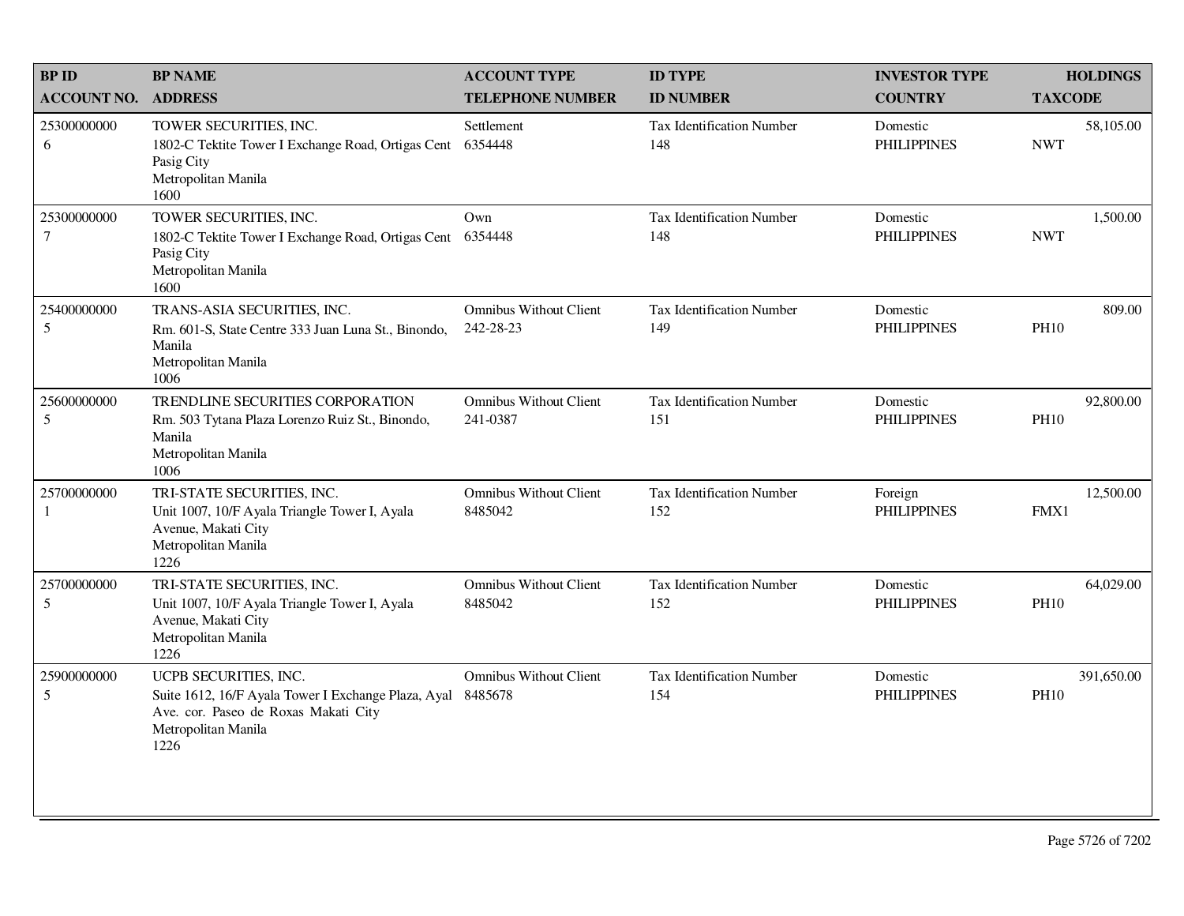| BP ID<br>ACCOUNT NO. | BP NAME<br>ADDRESS | ACCOUNT TYPE<br>TELEPHONE NUMBER | ID TYPE<br>ID NUMBER | INVESTOR TYPE<br>COUNTRY | HOLDINGS<br>TAXCODE |
|---|---|---|---|---|---|
| 25300000000<br>6 | TOWER SECURITIES, INC.<br>1802-C Tektite Tower I Exchange Road, Ortigas Cent<br>Pasig City<br>Metropolitan Manila<br>1600 | Settlement<br>6354448 | Tax Identification Number<br>148 | Domestic<br>PHILIPPINES | 58,105.00<br>NWT |
| 25300000000<br>7 | TOWER SECURITIES, INC.<br>1802-C Tektite Tower I Exchange Road, Ortigas Cent<br>Pasig City<br>Metropolitan Manila<br>1600 | Own<br>6354448 | Tax Identification Number<br>148 | Domestic<br>PHILIPPINES | 1,500.00<br>NWT |
| 25400000000<br>5 | TRANS-ASIA SECURITIES, INC.<br>Rm. 601-S, State Centre 333 Juan Luna St., Binondo,<br>Manila<br>Metropolitan Manila<br>1006 | Omnibus Without Client<br>242-28-23 | Tax Identification Number<br>149 | Domestic<br>PHILIPPINES | 809.00<br>PH10 |
| 25600000000<br>5 | TRENDLINE SECURITIES CORPORATION<br>Rm. 503 Tytana Plaza Lorenzo Ruiz St., Binondo,<br>Manila<br>Metropolitan Manila<br>1006 | Omnibus Without Client<br>241-0387 | Tax Identification Number<br>151 | Domestic<br>PHILIPPINES | 92,800.00<br>PH10 |
| 25700000000<br>1 | TRI-STATE SECURITIES, INC.<br>Unit 1007, 10/F Ayala Triangle Tower I, Ayala<br>Avenue, Makati City<br>Metropolitan Manila<br>1226 | Omnibus Without Client<br>8485042 | Tax Identification Number<br>152 | Foreign<br>PHILIPPINES | 12,500.00<br>FMX1 |
| 25700000000<br>5 | TRI-STATE SECURITIES, INC.<br>Unit 1007, 10/F Ayala Triangle Tower I, Ayala<br>Avenue, Makati City<br>Metropolitan Manila<br>1226 | Omnibus Without Client<br>8485042 | Tax Identification Number<br>152 | Domestic<br>PHILIPPINES | 64,029.00<br>PH10 |
| 25900000000<br>5 | UCPB SECURITIES, INC.<br>Suite 1612, 16/F Ayala Tower I Exchange Plaza, Ayal<br>Ave. cor. Paseo de Roxas Makati City<br>Metropolitan Manila<br>1226 | Omnibus Without Client<br>8485678 | Tax Identification Number<br>154 | Domestic<br>PHILIPPINES | 391,650.00<br>PH10 |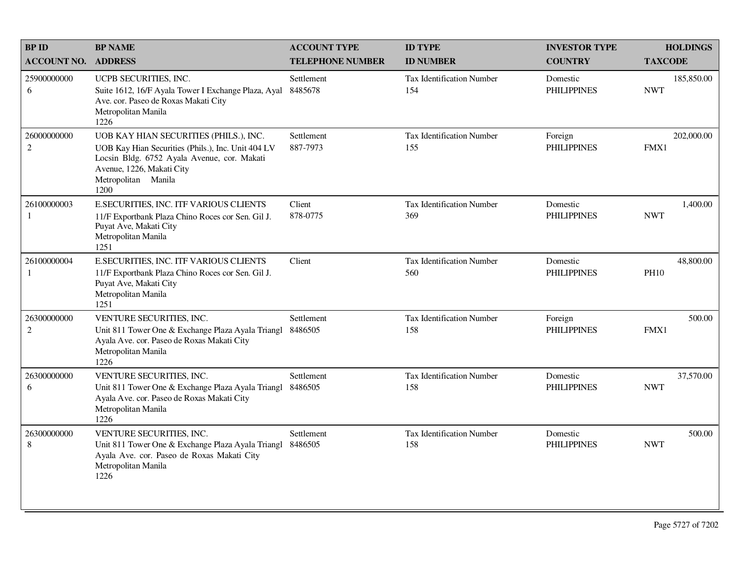| BP ID<br>ACCOUNT NO. | BP NAME<br>ADDRESS | ACCOUNT TYPE<br>TELEPHONE NUMBER | ID TYPE<br>ID NUMBER | INVESTOR TYPE<br>COUNTRY | HOLDINGS<br>TAXCODE |
|---|---|---|---|---|---|
| 25900000000<br>6 | UCPB SECURITIES, INC.<br>Suite 1612, 16/F Ayala Tower I Exchange Plaza, Ayal Ave. cor. Paseo de Roxas Makati City<br>Metropolitan Manila<br>1226 | Settlement<br>8485678 | Tax Identification Number<br>154 | Domestic<br>PHILIPPINES | 185,850.00<br>NWT |
| 26000000000<br>2 | UOB KAY HIAN SECURITIES (PHILS.), INC.<br>UOB Kay Hian Securities (Phils.), Inc. Unit 404 LV Locsin Bldg. 6752 Ayala Avenue, cor. Makati Avenue, 1226, Makati City<br>Metropolitan Manila<br>1200 | Settlement<br>887-7973 | Tax Identification Number<br>155 | Foreign<br>PHILIPPINES | 202,000.00<br>FMX1 |
| 26100000003<br>1 | E.SECURITIES, INC. ITF VARIOUS CLIENTS<br>11/F Exportbank Plaza Chino Roces cor Sen. Gil J. Puyat Ave, Makati City<br>Metropolitan Manila<br>1251 | Client<br>878-0775 | Tax Identification Number<br>369 | Domestic<br>PHILIPPINES | 1,400.00<br>NWT |
| 26100000004<br>1 | E.SECURITIES, INC. ITF VARIOUS CLIENTS<br>11/F Exportbank Plaza Chino Roces cor Sen. Gil J. Puyat Ave, Makati City<br>Metropolitan Manila<br>1251 | Client | Tax Identification Number<br>560 | Domestic<br>PHILIPPINES | 48,800.00<br>PH10 |
| 26300000000<br>2 | VENTURE SECURITIES, INC.<br>Unit 811 Tower One & Exchange Plaza Ayala Triangl Ayala Ave. cor. Paseo de Roxas Makati City<br>Metropolitan Manila<br>1226 | Settlement<br>8486505 | Tax Identification Number<br>158 | Foreign<br>PHILIPPINES | 500.00<br>FMX1 |
| 26300000000<br>6 | VENTURE SECURITIES, INC.<br>Unit 811 Tower One & Exchange Plaza Ayala Triangl Ayala Ave. cor. Paseo de Roxas Makati City<br>Metropolitan Manila<br>1226 | Settlement<br>8486505 | Tax Identification Number<br>158 | Domestic<br>PHILIPPINES | 37,570.00<br>NWT |
| 26300000000<br>8 | VENTURE SECURITIES, INC.<br>Unit 811 Tower One & Exchange Plaza Ayala Triangl Ayala Ave. cor. Paseo de Roxas Makati City<br>Metropolitan Manila<br>1226 | Settlement<br>8486505 | Tax Identification Number<br>158 | Domestic<br>PHILIPPINES | 500.00<br>NWT |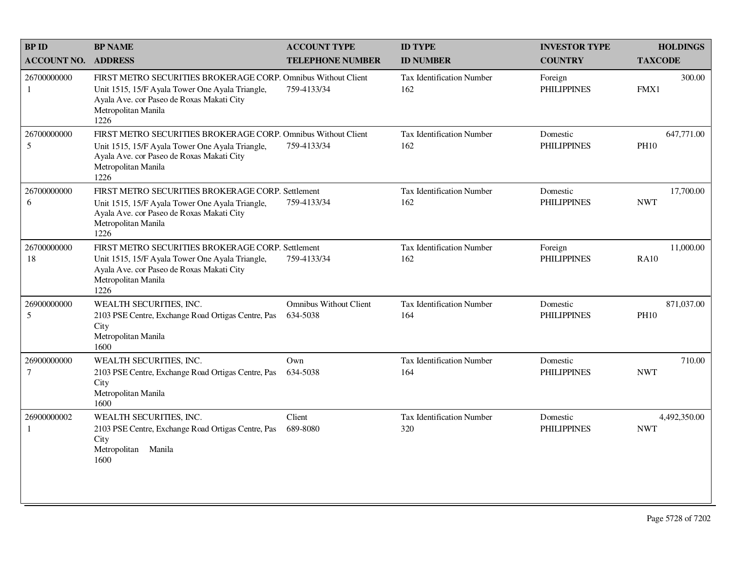| BP ID<br>ACCOUNT NO. | BP NAME<br>ADDRESS | ACCOUNT TYPE<br>TELEPHONE NUMBER | ID TYPE<br>ID NUMBER | INVESTOR TYPE<br>COUNTRY | HOLDINGS<br>TAXCODE |
|---|---|---|---|---|---|
| 26700000000<br>1 | FIRST METRO SECURITIES BROKERAGE CORP.<br>Unit 1515, 15/F Ayala Tower One Ayala Triangle, Ayala Ave. cor Paseo de Roxas Makati City<br>Metropolitan Manila<br>1226 | Omnibus Without Client<br>759-4133/34 | Tax Identification Number<br>162 | Foreign<br>PHILIPPINES | 300.00<br>FMX1 |
| 26700000000<br>5 | FIRST METRO SECURITIES BROKERAGE CORP.<br>Unit 1515, 15/F Ayala Tower One Ayala Triangle, Ayala Ave. cor Paseo de Roxas Makati City<br>Metropolitan Manila<br>1226 | Omnibus Without Client<br>759-4133/34 | Tax Identification Number<br>162 | Domestic<br>PHILIPPINES | 647,771.00<br>PH10 |
| 26700000000<br>6 | FIRST METRO SECURITIES BROKERAGE CORP.<br>Unit 1515, 15/F Ayala Tower One Ayala Triangle, Ayala Ave. cor Paseo de Roxas Makati City<br>Metropolitan Manila<br>1226 | Settlement<br>759-4133/34 | Tax Identification Number<br>162 | Domestic<br>PHILIPPINES | 17,700.00<br>NWT |
| 26700000000<br>18 | FIRST METRO SECURITIES BROKERAGE CORP.<br>Unit 1515, 15/F Ayala Tower One Ayala Triangle, Ayala Ave. cor Paseo de Roxas Makati City<br>Metropolitan Manila<br>1226 | Settlement<br>759-4133/34 | Tax Identification Number<br>162 | Foreign<br>PHILIPPINES | 11,000.00<br>RA10 |
| 26900000000<br>5 | WEALTH SECURITIES, INC.<br>2103 PSE Centre, Exchange Road Ortigas Centre, Pas City<br>Metropolitan Manila<br>1600 | Omnibus Without Client<br>634-5038 | Tax Identification Number<br>164 | Domestic<br>PHILIPPINES | 871,037.00<br>PH10 |
| 26900000000<br>7 | WEALTH SECURITIES, INC.<br>2103 PSE Centre, Exchange Road Ortigas Centre, Pas City<br>Metropolitan Manila<br>1600 | Own<br>634-5038 | Tax Identification Number<br>164 | Domestic<br>PHILIPPINES | 710.00<br>NWT |
| 26900000002<br>1 | WEALTH SECURITIES, INC.<br>2103 PSE Centre, Exchange Road Ortigas Centre, Pas City<br>Metropolitan Manila<br>1600 | Client<br>689-8080 | Tax Identification Number<br>320 | Domestic<br>PHILIPPINES | 4,492,350.00<br>NWT |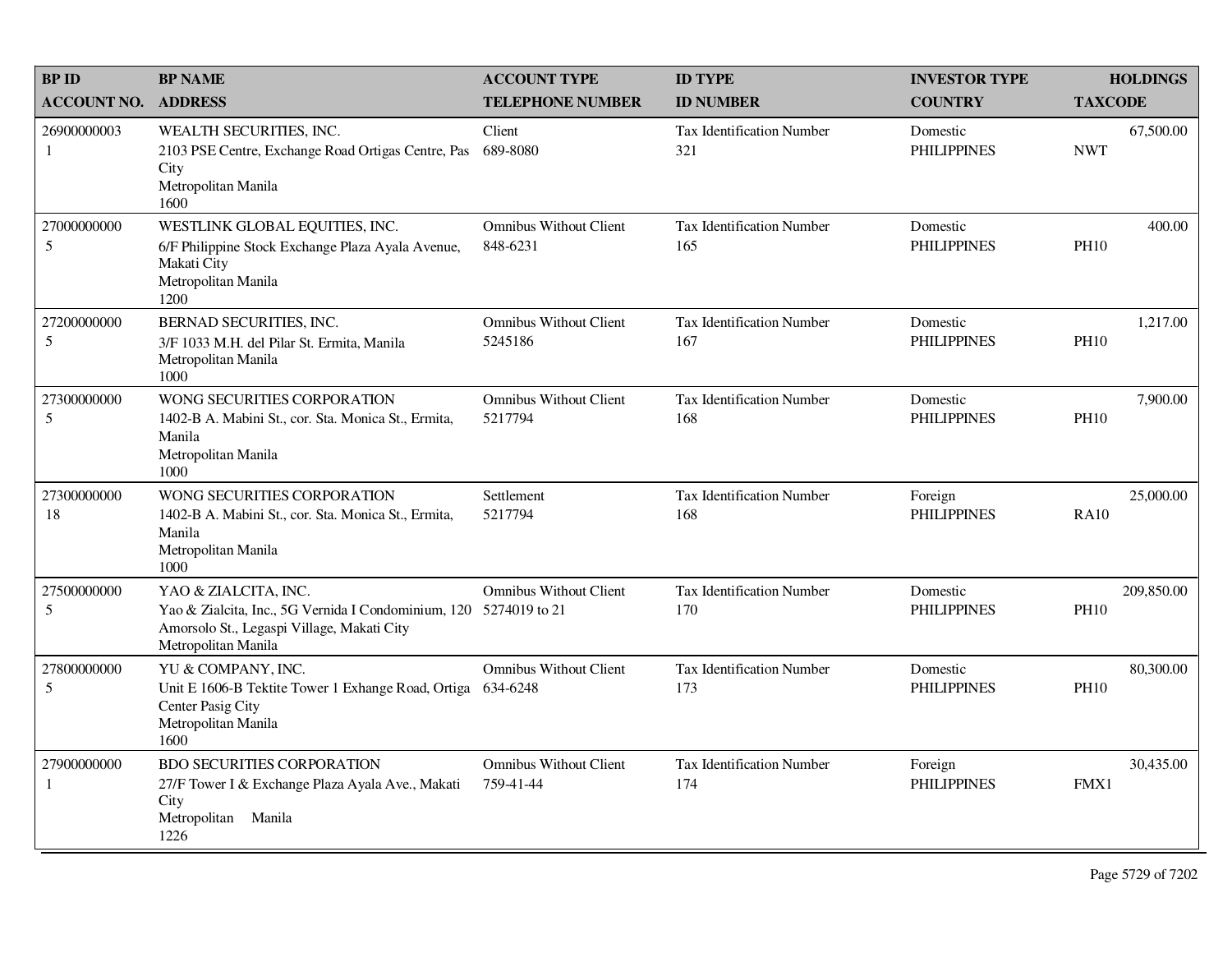| BP ID<br>ACCOUNT NO. | BP NAME<br>ADDRESS | ACCOUNT TYPE<br>TELEPHONE NUMBER | ID TYPE<br>ID NUMBER | INVESTOR TYPE<br>COUNTRY | HOLDINGS<br>TAXCODE |
|---|---|---|---|---|---|
| 26900000003<br>1 | WEALTH SECURITIES, INC.<br>2103 PSE Centre, Exchange Road Ortigas Centre, Pas City<br>Metropolitan Manila<br>1600 | Client<br>689-8080 | Tax Identification Number<br>321 | Domestic<br>PHILIPPINES | 67,500.00<br>NWT |
| 27000000000<br>5 | WESTLINK GLOBAL EQUITIES, INC.<br>6/F Philippine Stock Exchange Plaza Ayala Avenue, Makati City<br>Metropolitan Manila<br>1200 | Omnibus Without Client<br>848-6231 | Tax Identification Number<br>165 | Domestic<br>PHILIPPINES | 400.00<br>PH10 |
| 27200000000<br>5 | BERNAD SECURITIES, INC.<br>3/F 1033 M.H. del Pilar St. Ermita, Manila<br>Metropolitan Manila<br>1000 | Omnibus Without Client<br>5245186 | Tax Identification Number<br>167 | Domestic<br>PHILIPPINES | 1,217.00<br>PH10 |
| 27300000000<br>5 | WONG SECURITIES CORPORATION<br>1402-B A. Mabini St., cor. Sta. Monica St., Ermita, Manila<br>Metropolitan Manila<br>1000 | Omnibus Without Client<br>5217794 | Tax Identification Number<br>168 | Domestic<br>PHILIPPINES | 7,900.00<br>PH10 |
| 27300000000<br>18 | WONG SECURITIES CORPORATION<br>1402-B A. Mabini St., cor. Sta. Monica St., Ermita, Manila<br>Metropolitan Manila<br>1000 | Settlement<br>5217794 | Tax Identification Number<br>168 | Foreign<br>PHILIPPINES | 25,000.00<br>RA10 |
| 27500000000<br>5 | YAO & ZIALCITA, INC.<br>Yao & Zialcita, Inc., 5G Vernida I Condominium, 120 Amorsolo St., Legaspi Village, Makati City<br>Metropolitan Manila | Omnibus Without Client<br>5274019 to 21 | Tax Identification Number<br>170 | Domestic<br>PHILIPPINES | 209,850.00<br>PH10 |
| 27800000000<br>5 | YU & COMPANY, INC.<br>Unit E 1606-B Tektite Tower 1 Exhange Road, Ortiga Center Pasig City<br>Metropolitan Manila<br>1600 | Omnibus Without Client<br>634-6248 | Tax Identification Number<br>173 | Domestic<br>PHILIPPINES | 80,300.00<br>PH10 |
| 27900000000<br>1 | BDO SECURITIES CORPORATION<br>27/F Tower I & Exchange Plaza Ayala Ave., Makati City<br>Metropolitan Manila<br>1226 | Omnibus Without Client<br>759-41-44 | Tax Identification Number<br>174 | Foreign<br>PHILIPPINES | 30,435.00<br>FMX1 |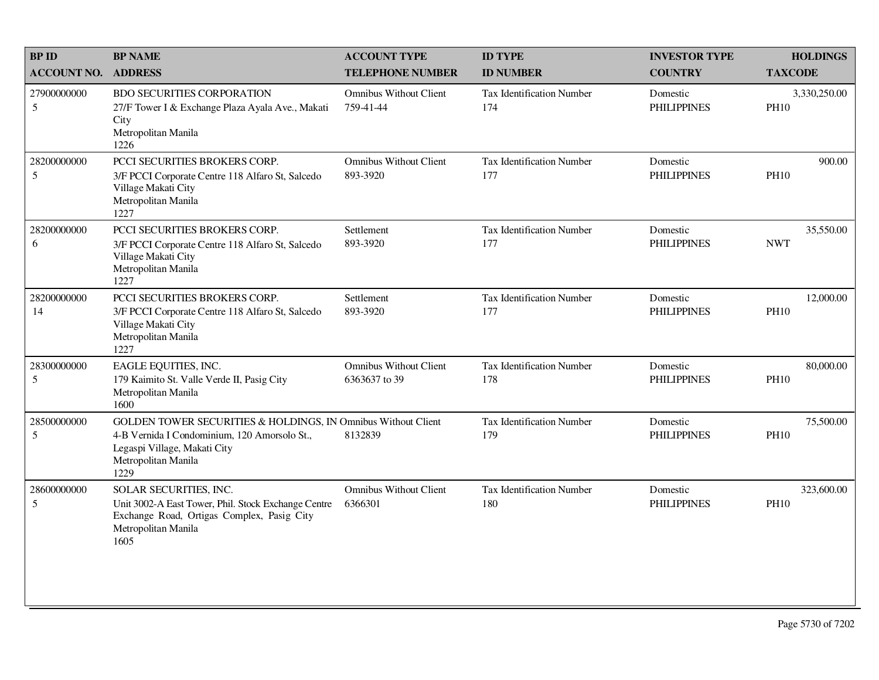| BP ID<br>ACCOUNT NO. | BP NAME<br>ADDRESS | ACCOUNT TYPE<br>TELEPHONE NUMBER | ID TYPE<br>ID NUMBER | INVESTOR TYPE<br>COUNTRY | HOLDINGS<br>TAXCODE |
|---|---|---|---|---|---|
| 27900000000<br>5 | BDO SECURITIES CORPORATION<br>27/F Tower I & Exchange Plaza Ayala Ave., Makati City<br>Metropolitan Manila<br>1226 | Omnibus Without Client<br>759-41-44 | Tax Identification Number<br>174 | Domestic<br>PHILIPPINES | 3,330,250.00<br>PH10 |
| 28200000000<br>5 | PCCI SECURITIES BROKERS CORP.<br>3/F PCCI Corporate Centre 118 Alfaro St, Salcedo Village Makati City<br>Metropolitan Manila<br>1227 | Omnibus Without Client<br>893-3920 | Tax Identification Number<br>177 | Domestic<br>PHILIPPINES | 900.00<br>PH10 |
| 28200000000<br>6 | PCCI SECURITIES BROKERS CORP.<br>3/F PCCI Corporate Centre 118 Alfaro St, Salcedo Village Makati City<br>Metropolitan Manila<br>1227 | Settlement<br>893-3920 | Tax Identification Number<br>177 | Domestic<br>PHILIPPINES | 35,550.00<br>NWT |
| 28200000000<br>14 | PCCI SECURITIES BROKERS CORP.<br>3/F PCCI Corporate Centre 118 Alfaro St, Salcedo Village Makati City<br>Metropolitan Manila<br>1227 | Settlement<br>893-3920 | Tax Identification Number<br>177 | Domestic<br>PHILIPPINES | 12,000.00<br>PH10 |
| 28300000000<br>5 | EAGLE EQUITIES, INC.<br>179 Kaimito St. Valle Verde II, Pasig City<br>Metropolitan Manila<br>1600 | Omnibus Without Client<br>6363637 to 39 | Tax Identification Number<br>178 | Domestic<br>PHILIPPINES | 80,000.00<br>PH10 |
| 28500000000<br>5 | GOLDEN TOWER SECURITIES & HOLDINGS, IN<br>4-B Vernida I Condominium, 120 Amorsolo St., Legaspi Village, Makati City<br>Metropolitan Manila<br>1229 | Omnibus Without Client<br>8132839 | Tax Identification Number<br>179 | Domestic<br>PHILIPPINES | 75,500.00<br>PH10 |
| 28600000000<br>5 | SOLAR SECURITIES, INC.<br>Unit 3002-A East Tower, Phil. Stock Exchange Centre Exchange Road, Ortigas Complex, Pasig City<br>Metropolitan Manila<br>1605 | Omnibus Without Client<br>6366301 | Tax Identification Number<br>180 | Domestic<br>PHILIPPINES | 323,600.00<br>PH10 |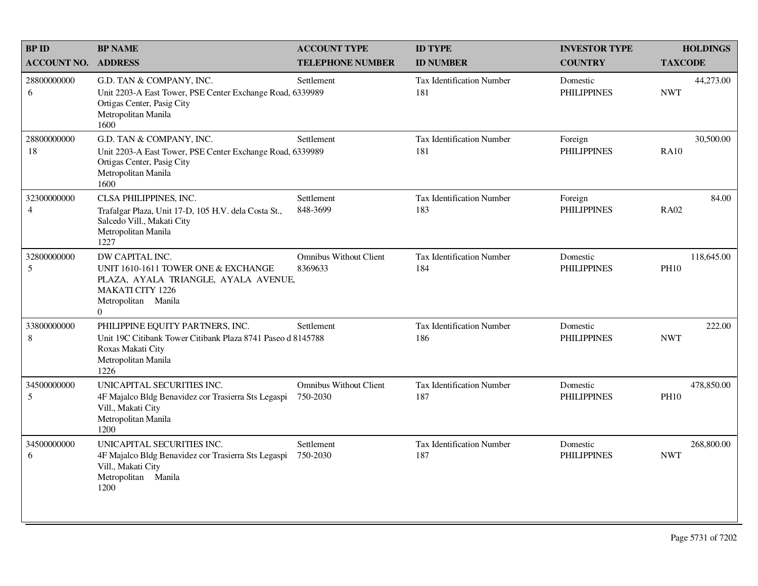| BP ID<br>ACCOUNT NO. | BP NAME<br>ADDRESS | ACCOUNT TYPE<br>TELEPHONE NUMBER | ID TYPE<br>ID NUMBER | INVESTOR TYPE<br>COUNTRY | HOLDINGS<br>TAXCODE |
|---|---|---|---|---|---|
| 28800000000<br>6 | G.D. TAN & COMPANY, INC.<br>Unit 2203-A East Tower, PSE Center Exchange Road, Ortigas Center, Pasig City<br>Metropolitan Manila<br>1600 | Settlement<br>6339989 | Tax Identification Number<br>181 | Domestic<br>PHILIPPINES | 44,273.00<br>NWT |
| 28800000000<br>18 | G.D. TAN & COMPANY, INC.<br>Unit 2203-A East Tower, PSE Center Exchange Road, Ortigas Center, Pasig City<br>Metropolitan Manila<br>1600 | Settlement<br>6339989 | Tax Identification Number<br>181 | Foreign<br>PHILIPPINES | 30,500.00<br>RA10 |
| 32300000000<br>4 | CLSA PHILIPPINES, INC.<br>Trafalgar Plaza, Unit 17-D, 105 H.V. dela Costa St., Salcedo Vill., Makati City<br>Metropolitan Manila<br>1227 | Settlement<br>848-3699 | Tax Identification Number<br>183 | Foreign<br>PHILIPPINES | 84.00<br>RA02 |
| 32800000000<br>5 | DW CAPITAL INC.<br>UNIT 1610-1611 TOWER ONE & EXCHANGE PLAZA, AYALA TRIANGLE, AYALA AVENUE, MAKATI CITY 1226<br>Metropolitan Manila<br>0 | Omnibus Without Client<br>8369633 | Tax Identification Number<br>184 | Domestic<br>PHILIPPINES | 118,645.00<br>PH10 |
| 33800000000<br>8 | PHILIPPINE EQUITY PARTNERS, INC.<br>Unit 19C Citibank Tower Citibank Plaza 8741 Paseo d Roxas Makati City<br>Metropolitan Manila<br>1226 | Settlement<br>8145788 | Tax Identification Number<br>186 | Domestic<br>PHILIPPINES | 222.00<br>NWT |
| 34500000000<br>5 | UNICAPITAL SECURITIES INC.<br>4F Majalco Bldg Benavidez cor Trasierra Sts Legaspi Vill., Makati City<br>Metropolitan Manila<br>1200 | Omnibus Without Client<br>750-2030 | Tax Identification Number<br>187 | Domestic<br>PHILIPPINES | 478,850.00<br>PH10 |
| 34500000000<br>6 | UNICAPITAL SECURITIES INC.<br>4F Majalco Bldg Benavidez cor Trasierra Sts Legaspi Vill., Makati City<br>Metropolitan Manila<br>1200 | Settlement<br>750-2030 | Tax Identification Number<br>187 | Domestic<br>PHILIPPINES | 268,800.00<br>NWT |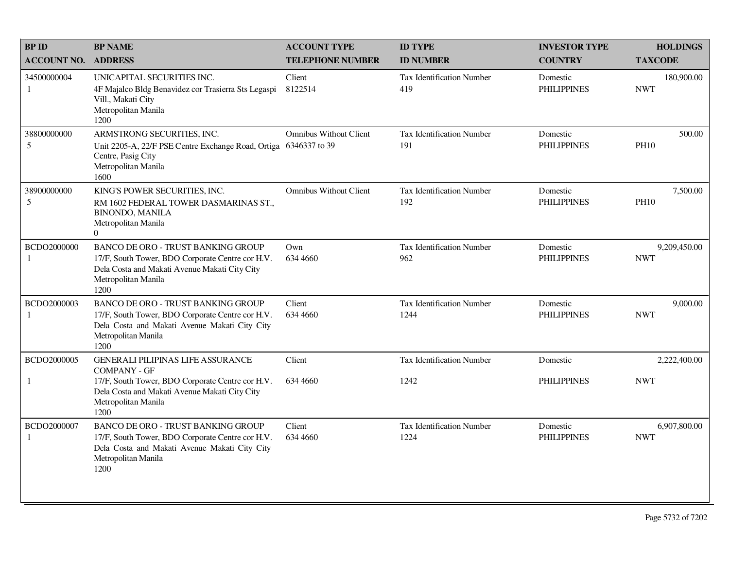| BP ID<br>ACCOUNT NO. | BP NAME<br>ADDRESS | ACCOUNT TYPE<br>TELEPHONE NUMBER | ID TYPE<br>ID NUMBER | INVESTOR TYPE<br>COUNTRY | HOLDINGS<br>TAXCODE |
|---|---|---|---|---|---|
| 34500000004<br>1 | UNICAPITAL SECURITIES INC.<br>4F Majalco Bldg Benavidez cor Trasierra Sts Legaspi Vill., Makati City<br>Metropolitan Manila<br>1200 | Client<br>8122514 | Tax Identification Number<br>419 | Domestic<br>PHILIPPINES | 180,900.00<br>NWT |
| 38800000000<br>5 | ARMSTRONG SECURITIES, INC.<br>Unit 2205-A, 22/F PSE Centre Exchange Road, Ortiga Centre, Pasig City<br>Metropolitan Manila<br>1600 | Omnibus Without Client<br>6346337 to 39 | Tax Identification Number<br>191 | Domestic<br>PHILIPPINES | 500.00<br>PH10 |
| 38900000000<br>5 | KING'S POWER SECURITIES, INC.<br>RM 1602 FEDERAL TOWER DASMARINAS ST., BINONDO, MANILA<br>Metropolitan Manila<br>0 | Omnibus Without Client | Tax Identification Number<br>192 | Domestic<br>PHILIPPINES | 7,500.00<br>PH10 |
| BCDO2000000<br>1 | BANCO DE ORO - TRUST BANKING GROUP<br>17/F, South Tower, BDO Corporate Centre cor H.V. Dela Costa and Makati Avenue Makati City City<br>Metropolitan Manila<br>1200 | Own<br>634 4660 | Tax Identification Number<br>962 | Domestic<br>PHILIPPINES | 9,209,450.00<br>NWT |
| BCDO2000003<br>1 | BANCO DE ORO - TRUST BANKING GROUP<br>17/F, South Tower, BDO Corporate Centre cor H.V. Dela Costa and Makati Avenue Makati City City<br>Metropolitan Manila<br>1200 | Client<br>634 4660 | Tax Identification Number<br>1244 | Domestic<br>PHILIPPINES | 9,000.00<br>NWT |
| BCDO2000005<br>1 | GENERALI PILIPINAS LIFE ASSURANCE COMPANY - GF<br>17/F, South Tower, BDO Corporate Centre cor H.V. Dela Costa and Makati Avenue Makati City City<br>Metropolitan Manila<br>1200 | Client<br>634 4660 | Tax Identification Number<br>1242 | Domestic<br>PHILIPPINES | 2,222,400.00<br>NWT |
| BCDO2000007<br>1 | BANCO DE ORO - TRUST BANKING GROUP<br>17/F, South Tower, BDO Corporate Centre cor H.V. Dela Costa and Makati Avenue Makati City City<br>Metropolitan Manila<br>1200 | Client<br>634 4660 | Tax Identification Number<br>1224 | Domestic<br>PHILIPPINES | 6,907,800.00<br>NWT |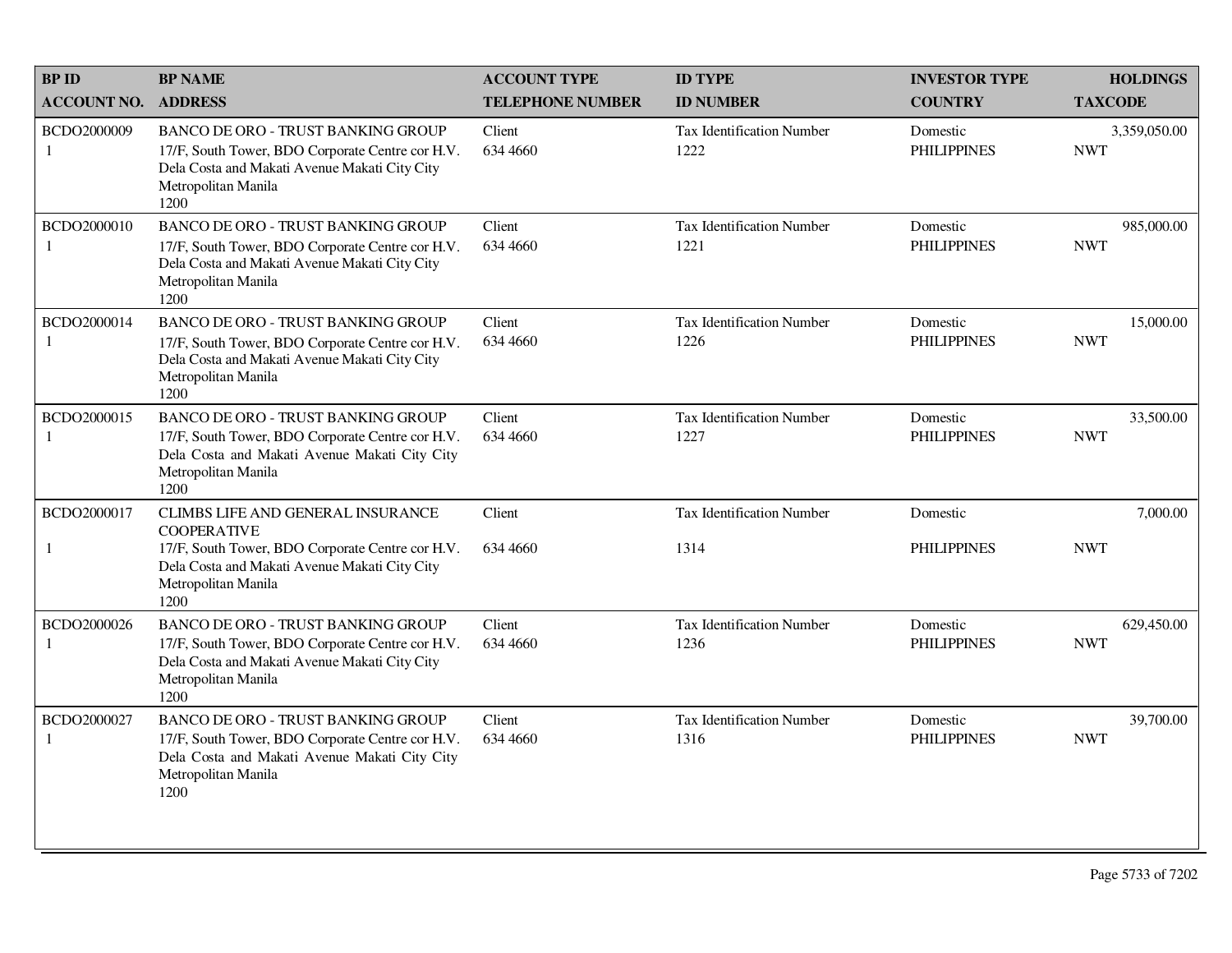| BP ID<br>ACCOUNT NO. | BP NAME<br>ADDRESS | ACCOUNT TYPE<br>TELEPHONE NUMBER | ID TYPE<br>ID NUMBER | INVESTOR TYPE<br>COUNTRY | HOLDINGS<br>TAXCODE |
|---|---|---|---|---|---|
| BCDO2000009<br>1 | BANCO DE ORO - TRUST BANKING GROUP<br>17/F, South Tower, BDO Corporate Centre cor H.V. Dela Costa and Makati Avenue Makati City City Metropolitan Manila<br>1200 | Client<br>634 4660 | Tax Identification Number<br>1222 | Domestic<br>PHILIPPINES | 3,359,050.00<br>NWT |
| BCDO2000010<br>1 | BANCO DE ORO - TRUST BANKING GROUP<br>17/F, South Tower, BDO Corporate Centre cor H.V. Dela Costa and Makati Avenue Makati City City Metropolitan Manila<br>1200 | Client<br>634 4660 | Tax Identification Number<br>1221 | Domestic<br>PHILIPPINES | 985,000.00<br>NWT |
| BCDO2000014<br>1 | BANCO DE ORO - TRUST BANKING GROUP<br>17/F, South Tower, BDO Corporate Centre cor H.V. Dela Costa and Makati Avenue Makati City City Metropolitan Manila<br>1200 | Client<br>634 4660 | Tax Identification Number<br>1226 | Domestic<br>PHILIPPINES | 15,000.00<br>NWT |
| BCDO2000015<br>1 | BANCO DE ORO - TRUST BANKING GROUP<br>17/F, South Tower, BDO Corporate Centre cor H.V. Dela Costa and Makati Avenue Makati City City Metropolitan Manila<br>1200 | Client<br>634 4660 | Tax Identification Number<br>1227 | Domestic<br>PHILIPPINES | 33,500.00<br>NWT |
| BCDO2000017<br>1 | CLIMBS LIFE AND GENERAL INSURANCE COOPERATIVE<br>17/F, South Tower, BDO Corporate Centre cor H.V. Dela Costa and Makati Avenue Makati City City Metropolitan Manila<br>1200 | Client<br>634 4660 | Tax Identification Number<br>1314 | Domestic<br>PHILIPPINES | 7,000.00<br>NWT |
| BCDO2000026<br>1 | BANCO DE ORO - TRUST BANKING GROUP<br>17/F, South Tower, BDO Corporate Centre cor H.V. Dela Costa and Makati Avenue Makati City City Metropolitan Manila<br>1200 | Client<br>634 4660 | Tax Identification Number<br>1236 | Domestic<br>PHILIPPINES | 629,450.00<br>NWT |
| BCDO2000027<br>1 | BANCO DE ORO - TRUST BANKING GROUP<br>17/F, South Tower, BDO Corporate Centre cor H.V. Dela Costa and Makati Avenue Makati City City Metropolitan Manila<br>1200 | Client<br>634 4660 | Tax Identification Number<br>1316 | Domestic<br>PHILIPPINES | 39,700.00<br>NWT |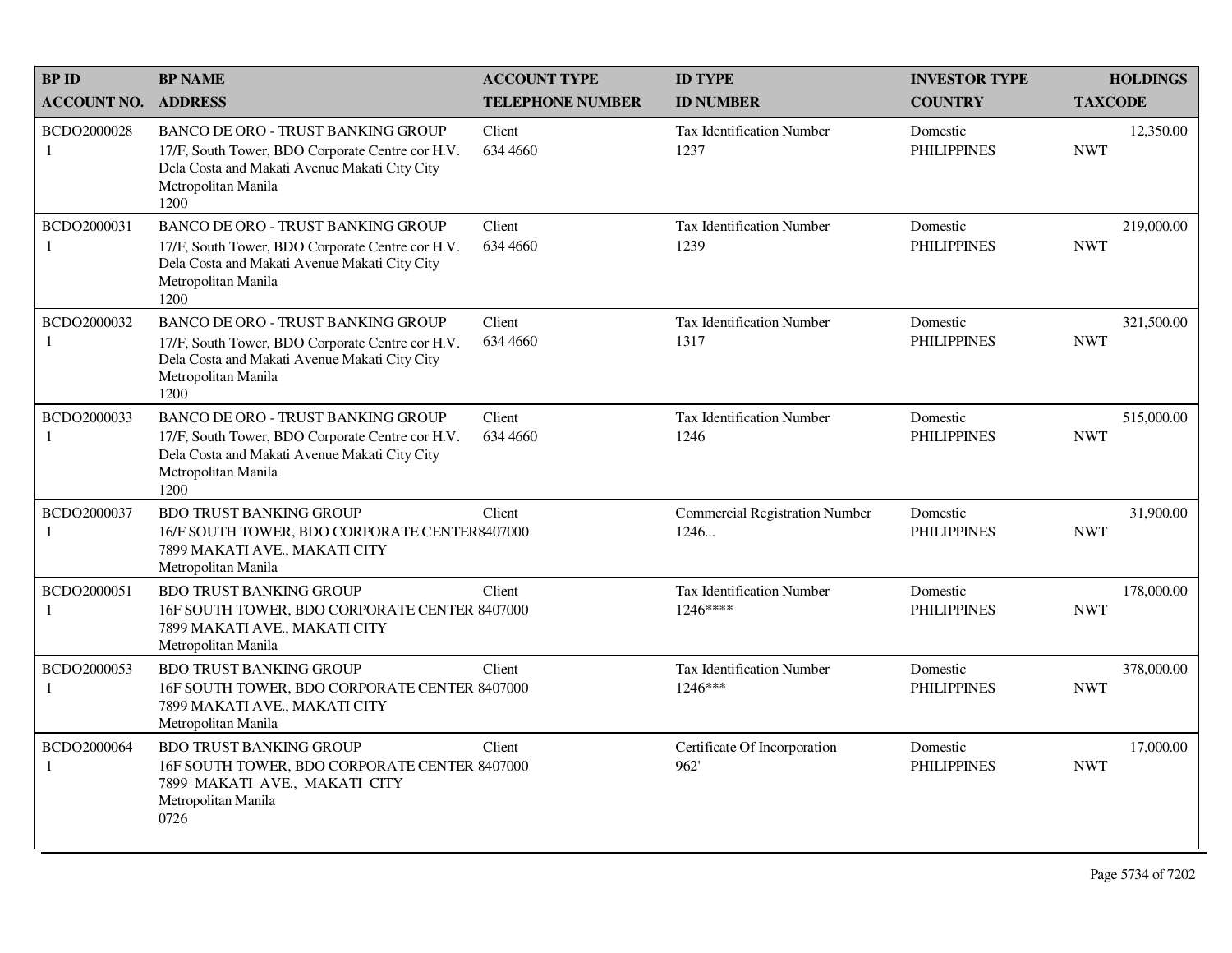| BP ID<br>ACCOUNT NO. | BP NAME<br>ADDRESS | ACCOUNT TYPE<br>TELEPHONE NUMBER | ID TYPE<br>ID NUMBER | INVESTOR TYPE<br>COUNTRY | HOLDINGS<br>TAXCODE |
|---|---|---|---|---|---|
| BCDO2000028<br>1 | BANCO DE ORO - TRUST BANKING GROUP<br>17/F, South Tower, BDO Corporate Centre cor H.V. Dela Costa and Makati Avenue Makati City City Metropolitan Manila<br>1200 | Client<br>634 4660 | Tax Identification Number<br>1237 | Domestic<br>PHILIPPINES | 12,350.00<br>NWT |
| BCDO2000031<br>1 | BANCO DE ORO - TRUST BANKING GROUP<br>17/F, South Tower, BDO Corporate Centre cor H.V. Dela Costa and Makati Avenue Makati City City Metropolitan Manila<br>1200 | Client<br>634 4660 | Tax Identification Number<br>1239 | Domestic<br>PHILIPPINES | 219,000.00<br>NWT |
| BCDO2000032<br>1 | BANCO DE ORO - TRUST BANKING GROUP<br>17/F, South Tower, BDO Corporate Centre cor H.V. Dela Costa and Makati Avenue Makati City City Metropolitan Manila<br>1200 | Client<br>634 4660 | Tax Identification Number<br>1317 | Domestic<br>PHILIPPINES | 321,500.00<br>NWT |
| BCDO2000033<br>1 | BANCO DE ORO - TRUST BANKING GROUP<br>17/F, South Tower, BDO Corporate Centre cor H.V. Dela Costa and Makati Avenue Makati City City Metropolitan Manila<br>1200 | Client<br>634 4660 | Tax Identification Number<br>1246 | Domestic<br>PHILIPPINES | 515,000.00<br>NWT |
| BCDO2000037<br>1 | BDO TRUST BANKING GROUP<br>16/F SOUTH TOWER, BDO CORPORATE CENTER 7899 MAKATI AVE., MAKATI CITY<br>Metropolitan Manila | Client<br>8407000 | Commercial Registration Number<br>1246... | Domestic<br>PHILIPPINES | 31,900.00<br>NWT |
| BCDO2000051<br>1 | BDO TRUST BANKING GROUP<br>16F SOUTH TOWER, BDO CORPORATE CENTER 7899 MAKATI AVE., MAKATI CITY<br>Metropolitan Manila | Client<br>8407000 | Tax Identification Number<br>1246**** | Domestic<br>PHILIPPINES | 178,000.00<br>NWT |
| BCDO2000053<br>1 | BDO TRUST BANKING GROUP<br>16F SOUTH TOWER, BDO CORPORATE CENTER 7899 MAKATI AVE., MAKATI CITY<br>Metropolitan Manila | Client<br>8407000 | Tax Identification Number<br>1246*** | Domestic<br>PHILIPPINES | 378,000.00<br>NWT |
| BCDO2000064<br>1 | BDO TRUST BANKING GROUP<br>16F SOUTH TOWER, BDO CORPORATE CENTER 7899 MAKATI AVE., MAKATI CITY<br>Metropolitan Manila<br>0726 | Client<br>8407000 | Certificate Of Incorporation<br>962' | Domestic<br>PHILIPPINES | 17,000.00<br>NWT |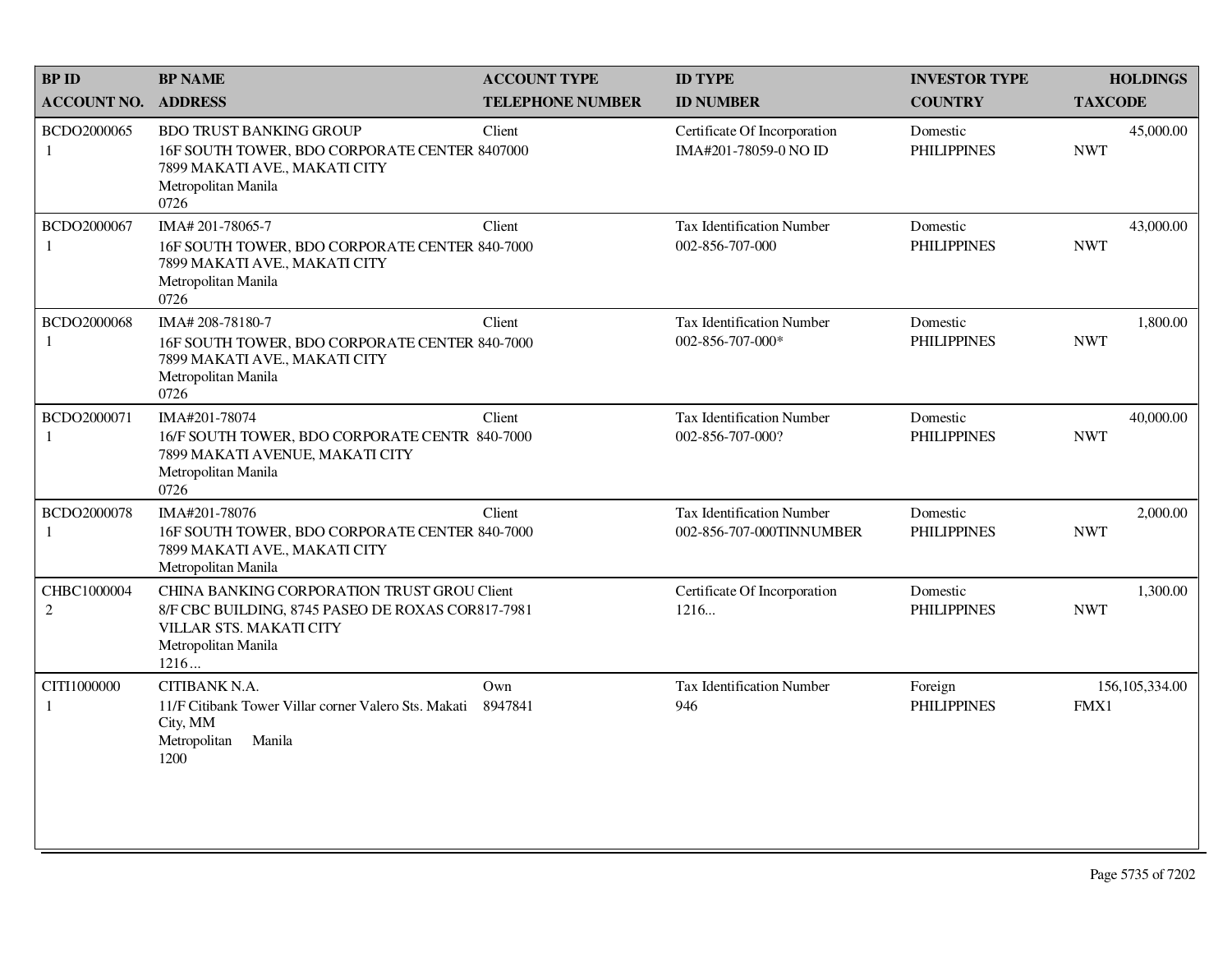| BP ID<br>ACCOUNT NO. | BP NAME<br>ADDRESS | ACCOUNT TYPE<br>TELEPHONE NUMBER | ID TYPE<br>ID NUMBER | INVESTOR TYPE<br>COUNTRY | HOLDINGS<br>TAXCODE |
|---|---|---|---|---|---|
| BCDO2000065<br>1 | BDO TRUST BANKING GROUP<br>16F SOUTH TOWER, BDO CORPORATE CENTER<br>7899 MAKATI AVE., MAKATI CITY<br>Metropolitan Manila<br>0726 | Client<br>8407000 | Certificate Of Incorporation<br>IMA#201-78059-0 NO ID | Domestic<br>PHILIPPINES | 45,000.00<br>NWT |
| BCDO2000067<br>1 | IMA# 201-78065-7<br>16F SOUTH TOWER, BDO CORPORATE CENTER<br>7899 MAKATI AVE., MAKATI CITY<br>Metropolitan Manila<br>0726 | Client<br>840-7000 | Tax Identification Number<br>002-856-707-000 | Domestic<br>PHILIPPINES | 43,000.00<br>NWT |
| BCDO2000068<br>1 | IMA# 208-78180-7<br>16F SOUTH TOWER, BDO CORPORATE CENTER<br>7899 MAKATI AVE., MAKATI CITY<br>Metropolitan Manila<br>0726 | Client<br>840-7000 | Tax Identification Number<br>002-856-707-000* | Domestic<br>PHILIPPINES | 1,800.00<br>NWT |
| BCDO2000071<br>1 | IMA#201-78074<br>16/F SOUTH TOWER, BDO CORPORATE CENTR<br>7899 MAKATI AVENUE, MAKATI CITY<br>Metropolitan Manila<br>0726 | Client<br>840-7000 | Tax Identification Number<br>002-856-707-000? | Domestic<br>PHILIPPINES | 40,000.00<br>NWT |
| BCDO2000078<br>1 | IMA#201-78076<br>16F SOUTH TOWER, BDO CORPORATE CENTER<br>7899 MAKATI AVE., MAKATI CITY<br>Metropolitan Manila | Client<br>840-7000 | Tax Identification Number<br>002-856-707-000TINNUMBER | Domestic<br>PHILIPPINES | 2,000.00<br>NWT |
| CHBC1000004<br>2 | CHINA BANKING CORPORATION TRUST GROU<br>8/F CBC BUILDING, 8745 PASEO DE ROXAS COR<br>VILLAR STS. MAKATI CITY<br>Metropolitan Manila<br>1216... | Client<br>817-7981 | Certificate Of Incorporation<br>1216... | Domestic<br>PHILIPPINES | 1,300.00<br>NWT |
| CITI1000000<br>1 | CITIBANK N.A.<br>11/F Citibank Tower Villar corner Valero Sts. Makati City, MM<br>Metropolitan Manila<br>1200 | Own<br>8947841 | Tax Identification Number<br>946 | Foreign<br>PHILIPPINES | 156,105,334.00<br>FMX1 |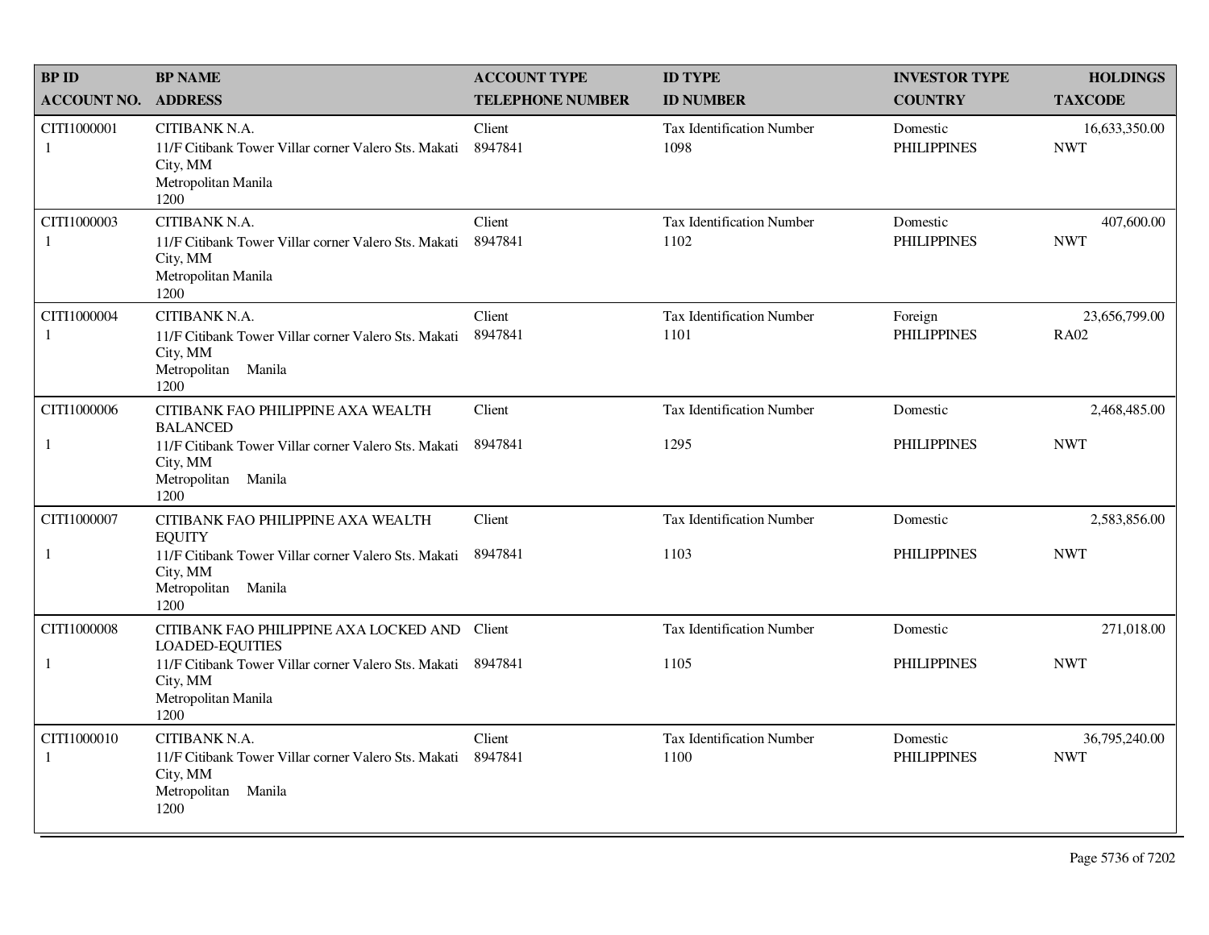| BP ID<br>ACCOUNT NO. | BP NAME<br>ADDRESS | ACCOUNT TYPE<br>TELEPHONE NUMBER | ID TYPE<br>ID NUMBER | INVESTOR TYPE<br>COUNTRY | HOLDINGS<br>TAXCODE |
|---|---|---|---|---|---|
| CITI1000001<br>1 | CITIBANK N.A.<br>11/F Citibank Tower Villar corner Valero Sts. Makati City, MM<br>Metropolitan Manila<br>1200 | Client<br>8947841 | Tax Identification Number<br>1098 | Domestic<br>PHILIPPINES | 16,633,350.00<br>NWT |
| CITI1000003<br>1 | CITIBANK N.A.<br>11/F Citibank Tower Villar corner Valero Sts. Makati City, MM<br>Metropolitan Manila<br>1200 | Client<br>8947841 | Tax Identification Number<br>1102 | Domestic<br>PHILIPPINES | 407,600.00<br>NWT |
| CITI1000004<br>1 | CITIBANK N.A.<br>11/F Citibank Tower Villar corner Valero Sts. Makati City, MM<br>Metropolitan Manila<br>1200 | Client<br>8947841 | Tax Identification Number<br>1101 | Foreign<br>PHILIPPINES | 23,656,799.00<br>RA02 |
| CITI1000006<br>1 | CITIBANK FAO PHILIPPINE AXA WEALTH BALANCED<br>11/F Citibank Tower Villar corner Valero Sts. Makati City, MM<br>Metropolitan Manila<br>1200 | Client<br>8947841 | Tax Identification Number<br>1295 | Domestic<br>PHILIPPINES | 2,468,485.00<br>NWT |
| CITI1000007<br>1 | CITIBANK FAO PHILIPPINE AXA WEALTH EQUITY<br>11/F Citibank Tower Villar corner Valero Sts. Makati City, MM<br>Metropolitan Manila<br>1200 | Client<br>8947841 | Tax Identification Number<br>1103 | Domestic<br>PHILIPPINES | 2,583,856.00<br>NWT |
| CITI1000008<br>1 | CITIBANK FAO PHILIPPINE AXA LOCKED AND LOADED-EQUITIES<br>11/F Citibank Tower Villar corner Valero Sts. Makati City, MM<br>Metropolitan Manila<br>1200 | Client<br>8947841 | Tax Identification Number<br>1105 | Domestic<br>PHILIPPINES | 271,018.00<br>NWT |
| CITI1000010<br>1 | CITIBANK N.A.<br>11/F Citibank Tower Villar corner Valero Sts. Makati City, MM<br>Metropolitan Manila<br>1200 | Client<br>8947841 | Tax Identification Number<br>1100 | Domestic<br>PHILIPPINES | 36,795,240.00<br>NWT |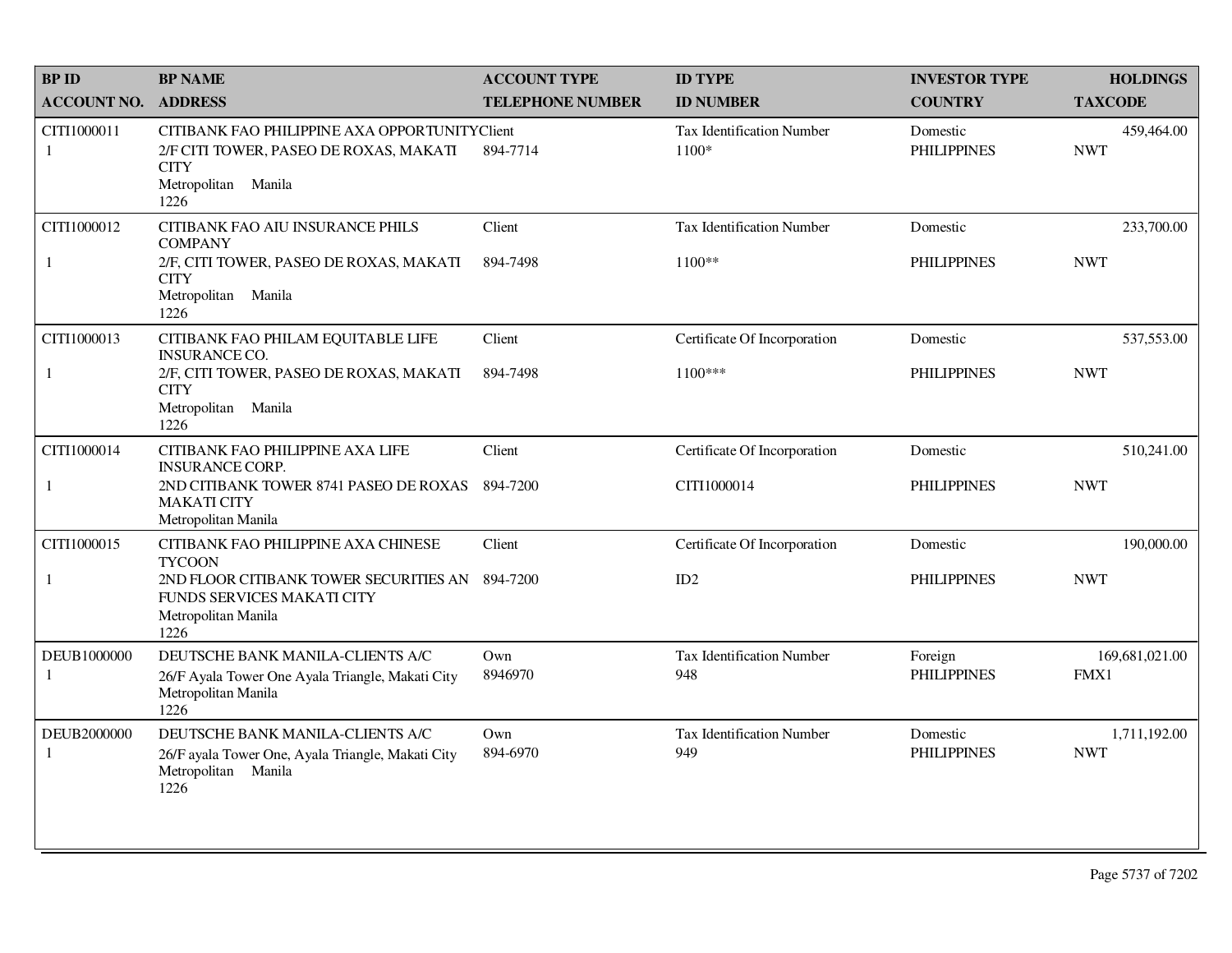| BP ID<br>ACCOUNT NO. | BP NAME<br>ADDRESS | ACCOUNT TYPE<br>TELEPHONE NUMBER | ID TYPE<br>ID NUMBER | INVESTOR TYPE<br>COUNTRY | HOLDINGS<br>TAXCODE |
|---|---|---|---|---|---|
| CITI1000011<br>1 | CITIBANK FAO PHILIPPINE AXA OPPORTUNITY<br>2/F CITI TOWER, PASEO DE ROXAS, MAKATI CITY<br>Metropolitan Manila<br>1226 | Client<br>894-7714 | Tax Identification Number<br>1100* | Domestic<br>PHILIPPINES | 459,464.00<br>NWT |
| CITI1000012<br>1 | CITIBANK FAO AIU INSURANCE PHILS COMPANY<br>2/F, CITI TOWER, PASEO DE ROXAS, MAKATI CITY<br>Metropolitan Manila<br>1226 | Client<br>894-7498 | Tax Identification Number<br>1100** | Domestic<br>PHILIPPINES | 233,700.00<br>NWT |
| CITI1000013<br>1 | CITIBANK FAO PHILAM EQUITABLE LIFE INSURANCE CO.<br>2/F, CITI TOWER, PASEO DE ROXAS, MAKATI CITY<br>Metropolitan Manila<br>1226 | Client<br>894-7498 | Certificate Of Incorporation<br>1100*** | Domestic<br>PHILIPPINES | 537,553.00<br>NWT |
| CITI1000014<br>1 | CITIBANK FAO PHILIPPINE AXA LIFE INSURANCE CORP.<br>2ND CITIBANK TOWER 8741 PASEO DE ROXAS MAKATI CITY<br>Metropolitan Manila | Client<br>894-7200 | Certificate Of Incorporation<br>CITI1000014 | Domestic<br>PHILIPPINES | 510,241.00<br>NWT |
| CITI1000015<br>1 | CITIBANK FAO PHILIPPINE AXA CHINESE TYCOON<br>2ND FLOOR CITIBANK TOWER SECURITIES AN FUNDS SERVICES MAKATI CITY<br>Metropolitan Manila<br>1226 | Client<br>894-7200 | Certificate Of Incorporation<br>ID2 | Domestic<br>PHILIPPINES | 190,000.00<br>NWT |
| DEUB1000000<br>1 | DEUTSCHE BANK MANILA-CLIENTS A/C<br>26/F Ayala Tower One Ayala Triangle, Makati City<br>Metropolitan Manila<br>1226 | Own<br>8946970 | Tax Identification Number<br>948 | Foreign<br>PHILIPPINES | 169,681,021.00<br>FMX1 |
| DEUB2000000<br>1 | DEUTSCHE BANK MANILA-CLIENTS A/C<br>26/F ayala Tower One, Ayala Triangle, Makati City<br>Metropolitan Manila<br>1226 | Own<br>894-6970 | Tax Identification Number<br>949 | Domestic<br>PHILIPPINES | 1,711,192.00<br>NWT |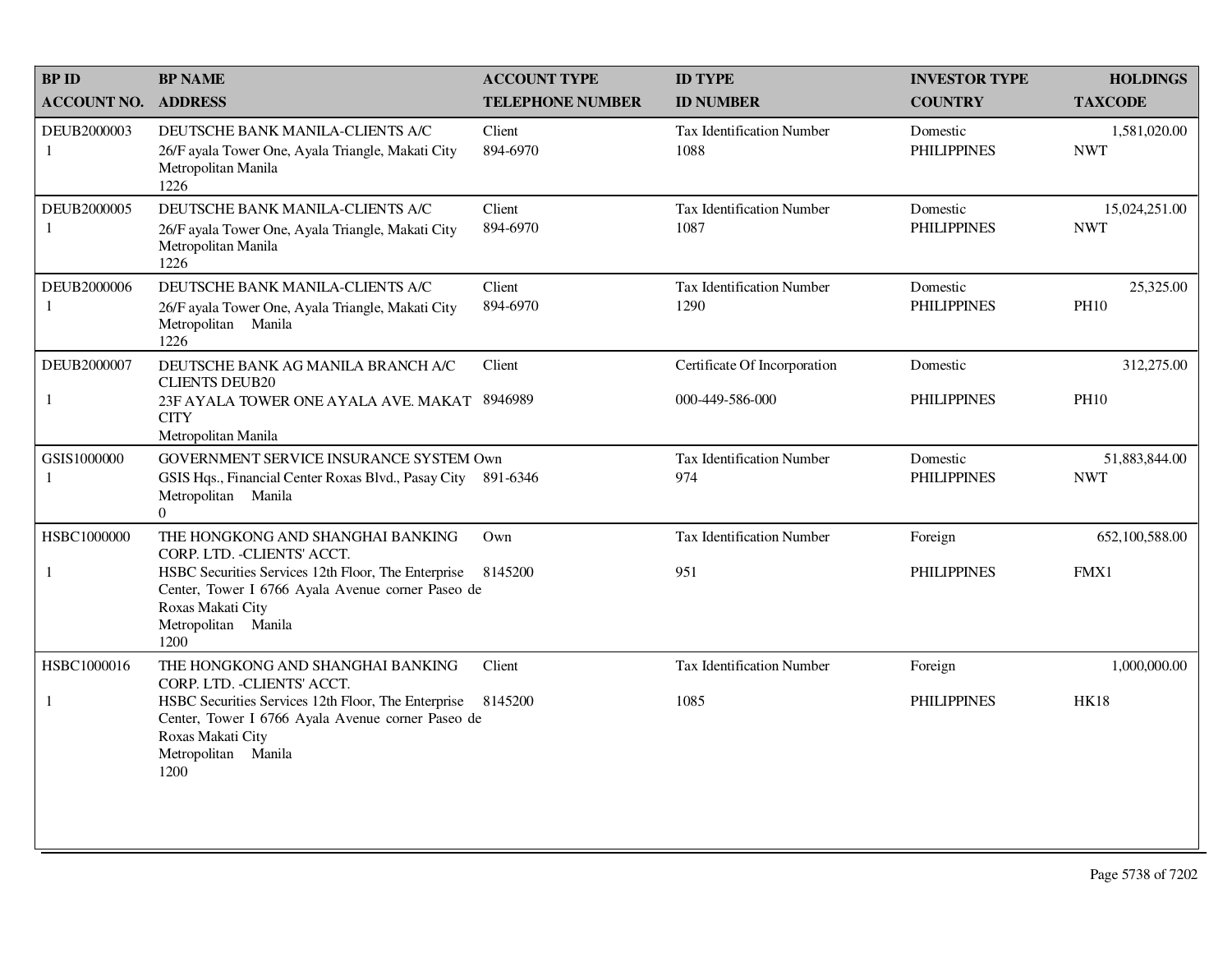| BP ID<br>ACCOUNT NO. | BP NAME<br>ADDRESS | ACCOUNT TYPE<br>TELEPHONE NUMBER | ID TYPE<br>ID NUMBER | INVESTOR TYPE<br>COUNTRY | HOLDINGS<br>TAXCODE |
|---|---|---|---|---|---|
| DEUB2000003<br>1 | DEUTSCHE BANK MANILA-CLIENTS A/C<br>26/F ayala Tower One, Ayala Triangle, Makati City<br>Metropolitan Manila<br>1226 | Client<br>894-6970 | Tax Identification Number<br>1088 | Domestic<br>PHILIPPINES | 1,581,020.00<br>NWT |
| DEUB2000005<br>1 | DEUTSCHE BANK MANILA-CLIENTS A/C<br>26/F ayala Tower One, Ayala Triangle, Makati City<br>Metropolitan Manila<br>1226 | Client<br>894-6970 | Tax Identification Number<br>1087 | Domestic<br>PHILIPPINES | 15,024,251.00<br>NWT |
| DEUB2000006<br>1 | DEUTSCHE BANK MANILA-CLIENTS A/C<br>26/F ayala Tower One, Ayala Triangle, Makati City<br>Metropolitan Manila<br>1226 | Client<br>894-6970 | Tax Identification Number<br>1290 | Domestic<br>PHILIPPINES | 25,325.00<br>PH10 |
| DEUB2000007<br>1 | DEUTSCHE BANK AG MANILA BRANCH A/C CLIENTS DEUB20<br>23F AYALA TOWER ONE AYALA AVE. MAKAT CITY<br>Metropolitan Manila | Client<br>8946989 | Certificate Of Incorporation<br>000-449-586-000 | Domestic<br>PHILIPPINES | 312,275.00<br>PH10 |
| GSIS1000000<br>1 | GOVERNMENT SERVICE INSURANCE SYSTEM<br>GSIS Hqs., Financial Center Roxas Blvd., Pasay City<br>Metropolitan Manila<br>0 | Own<br>891-6346 | Tax Identification Number<br>974 | Domestic<br>PHILIPPINES | 51,883,844.00<br>NWT |
| HSBC1000000<br>1 | THE HONGKONG AND SHANGHAI BANKING CORP. LTD. -CLIENTS' ACCT.<br>HSBC Securities Services 12th Floor, The Enterprise Center, Tower I 6766 Ayala Avenue corner Paseo de Roxas Makati City<br>Metropolitan Manila<br>1200 | Own<br>8145200 | Tax Identification Number<br>951 | Foreign<br>PHILIPPINES | 652,100,588.00<br>FMX1 |
| HSBC1000016<br>1 | THE HONGKONG AND SHANGHAI BANKING CORP. LTD. -CLIENTS' ACCT.<br>HSBC Securities Services 12th Floor, The Enterprise Center, Tower I 6766 Ayala Avenue corner Paseo de Roxas Makati City<br>Metropolitan Manila<br>1200 | Client<br>8145200 | Tax Identification Number<br>1085 | Foreign<br>PHILIPPINES | 1,000,000.00<br>HK18 |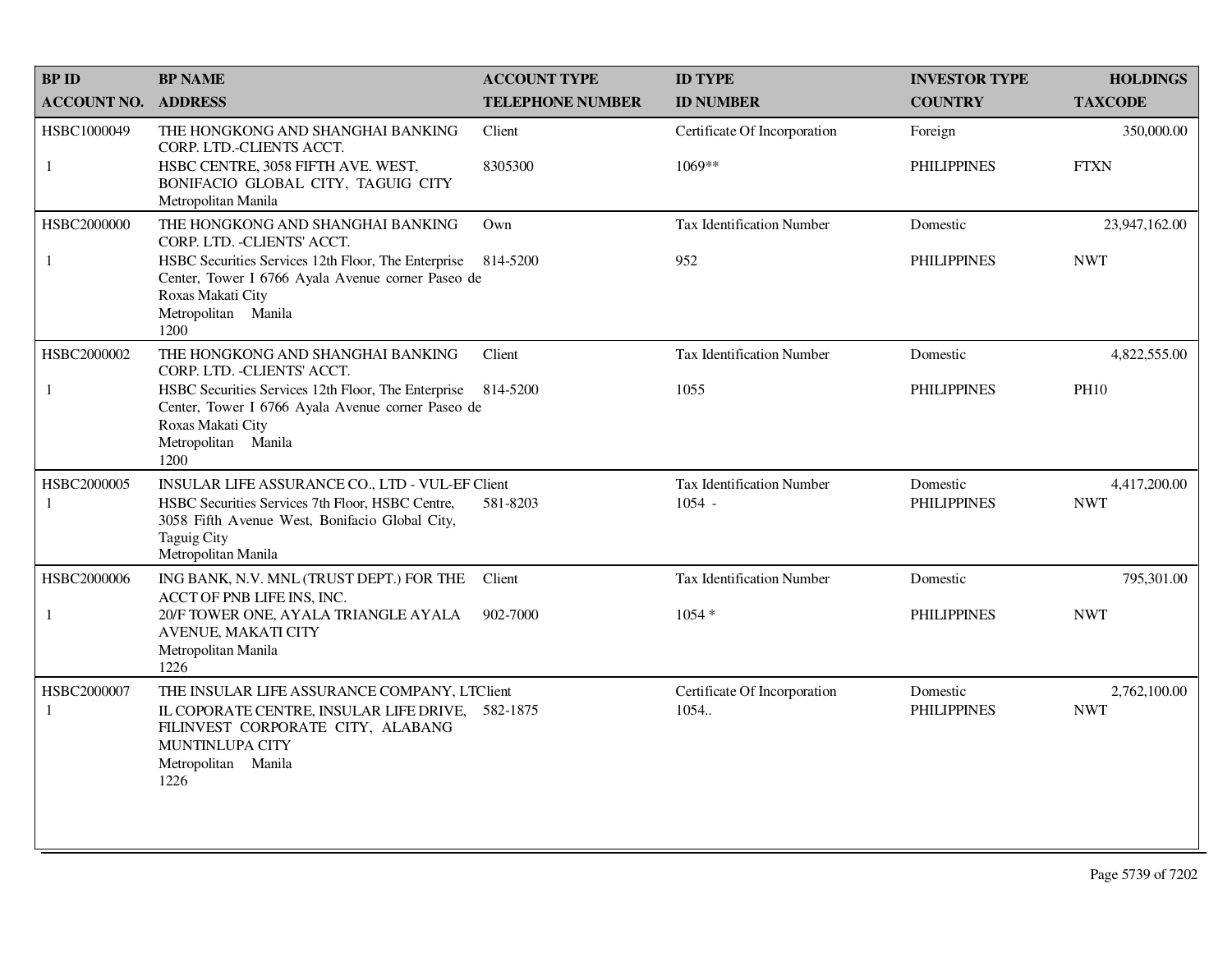| BP ID<br>ACCOUNT NO. | BP NAME<br>ADDRESS | ACCOUNT TYPE<br>TELEPHONE NUMBER | ID TYPE<br>ID NUMBER | INVESTOR TYPE<br>COUNTRY | HOLDINGS<br>TAXCODE |
|---|---|---|---|---|---|
| HSBC1000049<br>1 | THE HONGKONG AND SHANGHAI BANKING CORP. LTD.-CLIENTS ACCT.<br>HSBC CENTRE, 3058 FIFTH AVE. WEST, BONIFACIO GLOBAL CITY, TAGUIG CITY<br>Metropolitan Manila | Client<br>8305300 | Certificate Of Incorporation<br>1069** | Foreign<br>PHILIPPINES | 350,000.00<br>FTXN |
| HSBC2000000<br>1 | THE HONGKONG AND SHANGHAI BANKING CORP. LTD. -CLIENTS' ACCT.<br>HSBC Securities Services 12th Floor, The Enterprise Center, Tower I 6766 Ayala Avenue corner Paseo de Roxas Makati City<br>Metropolitan Manila<br>1200 | Own<br>814-5200 | Tax Identification Number<br>952 | Domestic<br>PHILIPPINES | 23,947,162.00<br>NWT |
| HSBC2000002<br>1 | THE HONGKONG AND SHANGHAI BANKING CORP. LTD. -CLIENTS' ACCT.<br>HSBC Securities Services 12th Floor, The Enterprise Center, Tower I 6766 Ayala Avenue corner Paseo de Roxas Makati City<br>Metropolitan Manila<br>1200 | Client<br>814-5200 | Tax Identification Number<br>1055 | Domestic<br>PHILIPPINES | 4,822,555.00<br>PH10 |
| HSBC2000005<br>1 | INSULAR LIFE ASSURANCE CO., LTD - VUL-EF<br>HSBC Securities Services 7th Floor, HSBC Centre, 3058 Fifth Avenue West, Bonifacio Global City, Taguig City<br>Metropolitan Manila | Client<br>581-8203 | Tax Identification Number<br>1054 - | Domestic<br>PHILIPPINES | 4,417,200.00<br>NWT |
| HSBC2000006<br>1 | ING BANK, N.V. MNL (TRUST DEPT.) FOR THE ACCT OF PNB LIFE INS, INC.<br>20/F TOWER ONE, AYALA TRIANGLE AYALA AVENUE, MAKATI CITY<br>Metropolitan Manila<br>1226 | Client<br>902-7000 | Tax Identification Number<br>1054 * | Domestic<br>PHILIPPINES | 795,301.00<br>NWT |
| HSBC2000007<br>1 | THE INSULAR LIFE ASSURANCE COMPANY, LT<br>IL COPORATE CENTRE, INSULAR LIFE DRIVE, FILINVEST CORPORATE CITY, ALABANG MUNTINLUPA CITY<br>Metropolitan Manila<br>1226 | Client<br>582-1875 | Certificate Of Incorporation<br>1054.. | Domestic<br>PHILIPPINES | 2,762,100.00<br>NWT |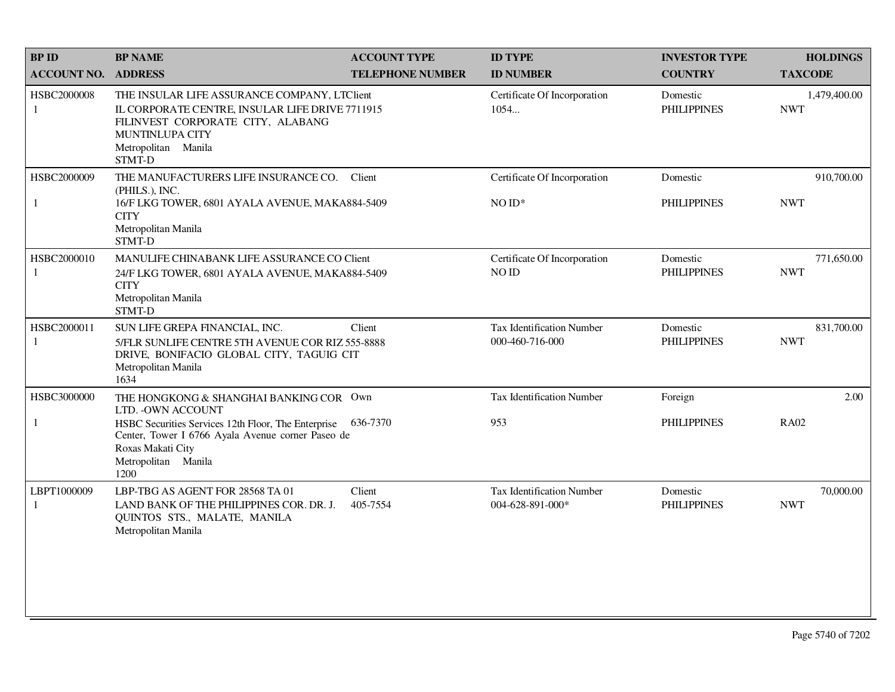| BP ID<br>ACCOUNT NO. | BP NAME<br>ADDRESS | ACCOUNT TYPE<br>TELEPHONE NUMBER | ID TYPE<br>ID NUMBER | INVESTOR TYPE<br>COUNTRY | HOLDINGS<br>TAXCODE |
|---|---|---|---|---|---|
| HSBC2000008<br>1 | THE INSULAR LIFE ASSURANCE COMPANY, LTD<br>IL CORPORATE CENTRE, INSULAR LIFE DRIVE FILINVEST CORPORATE CITY, ALABANG MUNTINLUPA CITY<br>Metropolitan Manila<br>STMT-D | Client<br>7711915 | Certificate Of Incorporation<br>1054... | Domestic<br>PHILIPPINES | 1,479,400.00<br>NWT |
| HSBC2000009<br>1 | THE MANUFACTURERS LIFE INSURANCE CO. (PHILS.), INC.<br>16/F LKG TOWER, 6801 AYALA AVENUE, MAKA CITY<br>Metropolitan Manila<br>STMT-D | Client<br>884-5409 | Certificate Of Incorporation<br>NO ID* | Domestic<br>PHILIPPINES | 910,700.00<br>NWT |
| HSBC2000010<br>1 | MANULIFE CHINABANK LIFE ASSURANCE CO<br>24/F LKG TOWER, 6801 AYALA AVENUE, MAKA CITY<br>Metropolitan Manila<br>STMT-D | Client<br>884-5409 | Certificate Of Incorporation<br>NO ID | Domestic<br>PHILIPPINES | 771,650.00<br>NWT |
| HSBC2000011<br>1 | SUN LIFE GREPA FINANCIAL, INC.<br>5/FLR SUNLIFE CENTRE 5TH AVENUE COR RIZ DRIVE, BONIFACIO GLOBAL CITY, TAGUIG CIT<br>Metropolitan Manila<br>1634 | Client<br>555-8888 | Tax Identification Number<br>000-460-716-000 | Domestic<br>PHILIPPINES | 831,700.00<br>NWT |
| HSBC3000000<br>1 | THE HONGKONG & SHANGHAI BANKING COR LTD. -OWN ACCOUNT<br>HSBC Securities Services 12th Floor, The Enterprise Center, Tower I 6766 Ayala Avenue corner Paseo de Roxas Makati City<br>Metropolitan Manila<br>1200 | Own<br>636-7370 | Tax Identification Number<br>953 | Foreign<br>PHILIPPINES | 2.00<br>RA02 |
| LBPT1000009<br>1 | LBP-TBG AS AGENT FOR 28568 TA 01<br>LAND BANK OF THE PHILIPPINES COR. DR. J. QUINTOS STS., MALATE, MANILA<br>Metropolitan Manila | Client<br>405-7554 | Tax Identification Number<br>004-628-891-000* | Domestic<br>PHILIPPINES | 70,000.00<br>NWT |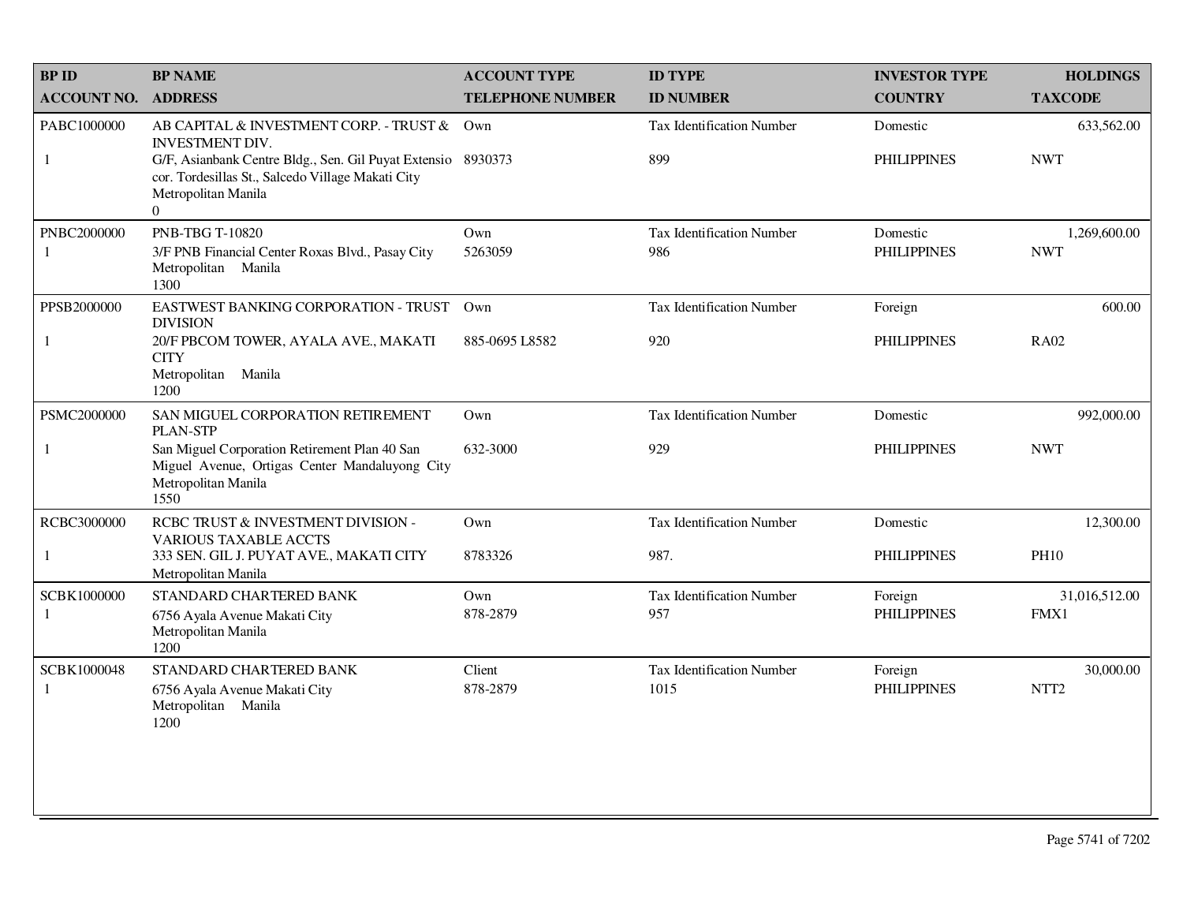| BP ID<br>ACCOUNT NO. | BP NAME<br>ADDRESS | ACCOUNT TYPE<br>TELEPHONE NUMBER | ID TYPE<br>ID NUMBER | INVESTOR TYPE<br>COUNTRY | HOLDINGS<br>TAXCODE |
|---|---|---|---|---|---|
| PABC1000000<br>1 | AB CAPITAL & INVESTMENT CORP. - TRUST & INVESTMENT DIV.<br>G/F, Asianbank Centre Bldg., Sen. Gil Puyat Extensio cor. Tordesillas St., Salcedo Village Makati City Metropolitan Manila<br>0 | Own<br>8930373 | Tax Identification Number<br>899 | Domestic<br>PHILIPPINES | 633,562.00<br>NWT |
| PNBC2000000<br>1 | PNB-TBG T-10820<br>3/F PNB Financial Center Roxas Blvd., Pasay City Metropolitan Manila<br>1300 | Own<br>5263059 | Tax Identification Number<br>986 | Domestic<br>PHILIPPINES | 1,269,600.00<br>NWT |
| PPSB2000000<br>1 | EASTWEST BANKING CORPORATION - TRUST DIVISION<br>20/F PBCOM TOWER, AYALA AVE., MAKATI CITY<br>Metropolitan Manila<br>1200 | Own<br>885-0695 L8582 | Tax Identification Number<br>920 | Foreign<br>PHILIPPINES | 600.00<br>RA02 |
| PSMC2000000<br>1 | SAN MIGUEL CORPORATION RETIREMENT PLAN-STP<br>San Miguel Corporation Retirement Plan 40 San Miguel Avenue, Ortigas Center Mandaluyong City Metropolitan Manila<br>1550 | Own<br>632-3000 | Tax Identification Number<br>929 | Domestic<br>PHILIPPINES | 992,000.00<br>NWT |
| RCBC3000000<br>1 | RCBC TRUST & INVESTMENT DIVISION - VARIOUS TAXABLE ACCTS<br>333 SEN. GIL J. PUYAT AVE., MAKATI CITY<br>Metropolitan Manila | Own<br>8783326 | Tax Identification Number<br>987. | Domestic<br>PHILIPPINES | 12,300.00<br>PH10 |
| SCBK1000000<br>1 | STANDARD CHARTERED BANK<br>6756 Ayala Avenue Makati City<br>Metropolitan Manila<br>1200 | Own<br>878-2879 | Tax Identification Number<br>957 | Foreign<br>PHILIPPINES | 31,016,512.00<br>FMX1 |
| SCBK1000048<br>1 | STANDARD CHARTERED BANK<br>6756 Ayala Avenue Makati City<br>Metropolitan Manila<br>1200 | Client<br>878-2879 | Tax Identification Number<br>1015 | Foreign<br>PHILIPPINES | 30,000.00<br>NTT2 |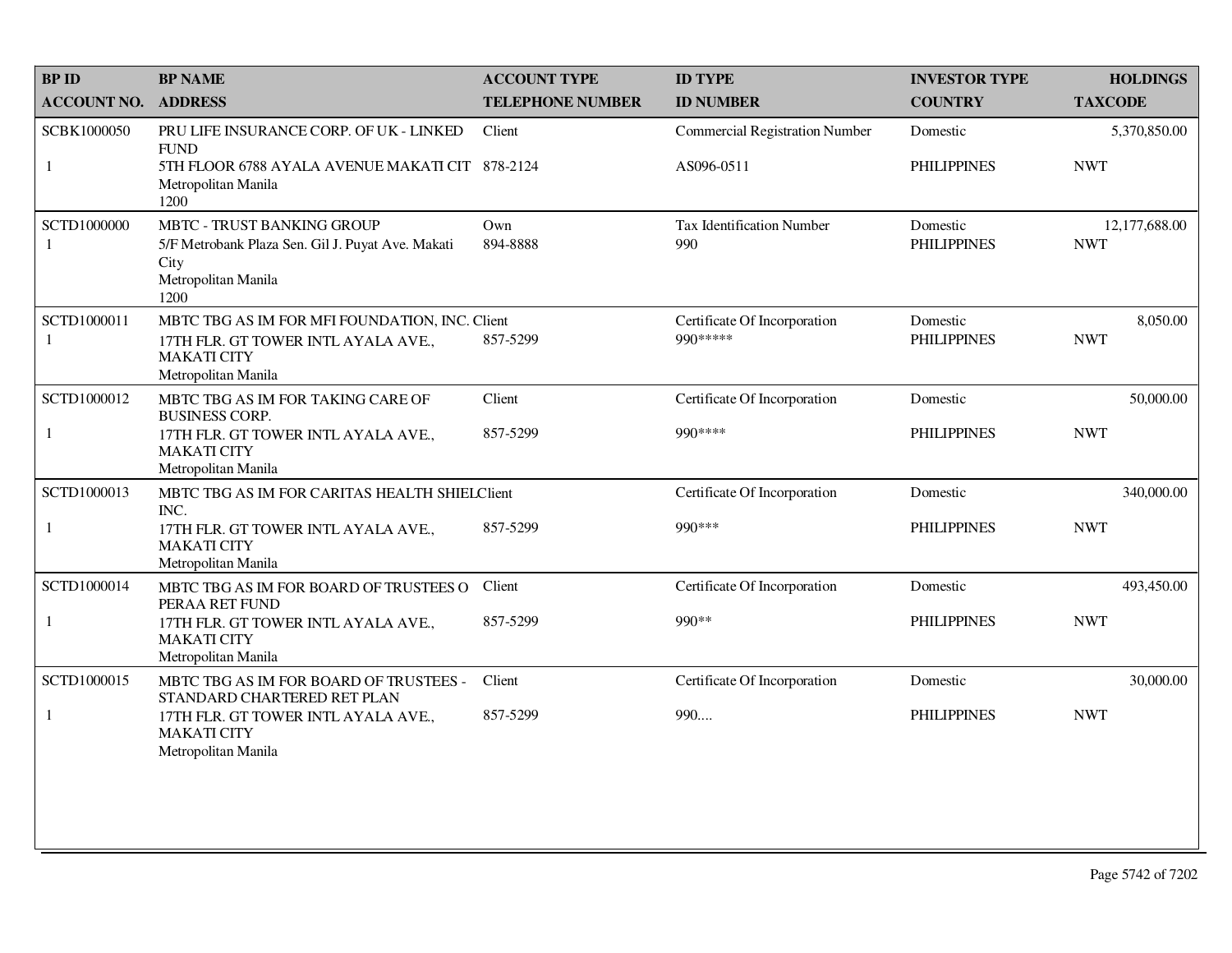| BP ID<br>ACCOUNT NO. | BP NAME<br>ADDRESS | ACCOUNT TYPE<br>TELEPHONE NUMBER | ID TYPE<br>ID NUMBER | INVESTOR TYPE<br>COUNTRY | HOLDINGS<br>TAXCODE |
|---|---|---|---|---|---|
| SCBK1000050<br>1 | PRU LIFE INSURANCE CORP. OF UK - LINKED FUND<br>5TH FLOOR 6788 AYALA AVENUE MAKATI CIT<br>Metropolitan Manila<br>1200 | Client<br>878-2124 | Commercial Registration Number<br>AS096-0511 | Domestic<br>PHILIPPINES | 5,370,850.00<br>NWT |
| SCTD1000000<br>1 | MBTC - TRUST BANKING GROUP<br>5/F Metrobank Plaza Sen. Gil J. Puyat Ave. Makati City<br>Metropolitan Manila<br>1200 | Own<br>894-8888 | Tax Identification Number<br>990 | Domestic<br>PHILIPPINES | 12,177,688.00<br>NWT |
| SCTD1000011<br>1 | MBTC TBG AS IM FOR MFI FOUNDATION, INC.<br>17TH FLR. GT TOWER INTL AYALA AVE., MAKATI CITY<br>Metropolitan Manila | Client<br>857-5299 | Certificate Of Incorporation<br>990***** | Domestic<br>PHILIPPINES | 8,050.00<br>NWT |
| SCTD1000012<br>1 | MBTC TBG AS IM FOR TAKING CARE OF BUSINESS CORP.<br>17TH FLR. GT TOWER INTL AYALA AVE., MAKATI CITY<br>Metropolitan Manila | Client<br>857-5299 | Certificate Of Incorporation<br>990**** | Domestic<br>PHILIPPINES | 50,000.00<br>NWT |
| SCTD1000013<br>1 | MBTC TBG AS IM FOR CARITAS HEALTH SHIEL INC.<br>17TH FLR. GT TOWER INTL AYALA AVE., MAKATI CITY<br>Metropolitan Manila | Client<br>857-5299 | Certificate Of Incorporation<br>990*** | Domestic<br>PHILIPPINES | 340,000.00<br>NWT |
| SCTD1000014<br>1 | MBTC TBG AS IM FOR BOARD OF TRUSTEES O PERAA RET FUND<br>17TH FLR. GT TOWER INTL AYALA AVE., MAKATI CITY<br>Metropolitan Manila | Client<br>857-5299 | Certificate Of Incorporation<br>990** | Domestic<br>PHILIPPINES | 493,450.00<br>NWT |
| SCTD1000015<br>1 | MBTC TBG AS IM FOR BOARD OF TRUSTEES - STANDARD CHARTERED RET PLAN<br>17TH FLR. GT TOWER INTL AYALA AVE., MAKATI CITY<br>Metropolitan Manila | Client<br>857-5299 | Certificate Of Incorporation<br>990.... | Domestic<br>PHILIPPINES | 30,000.00<br>NWT |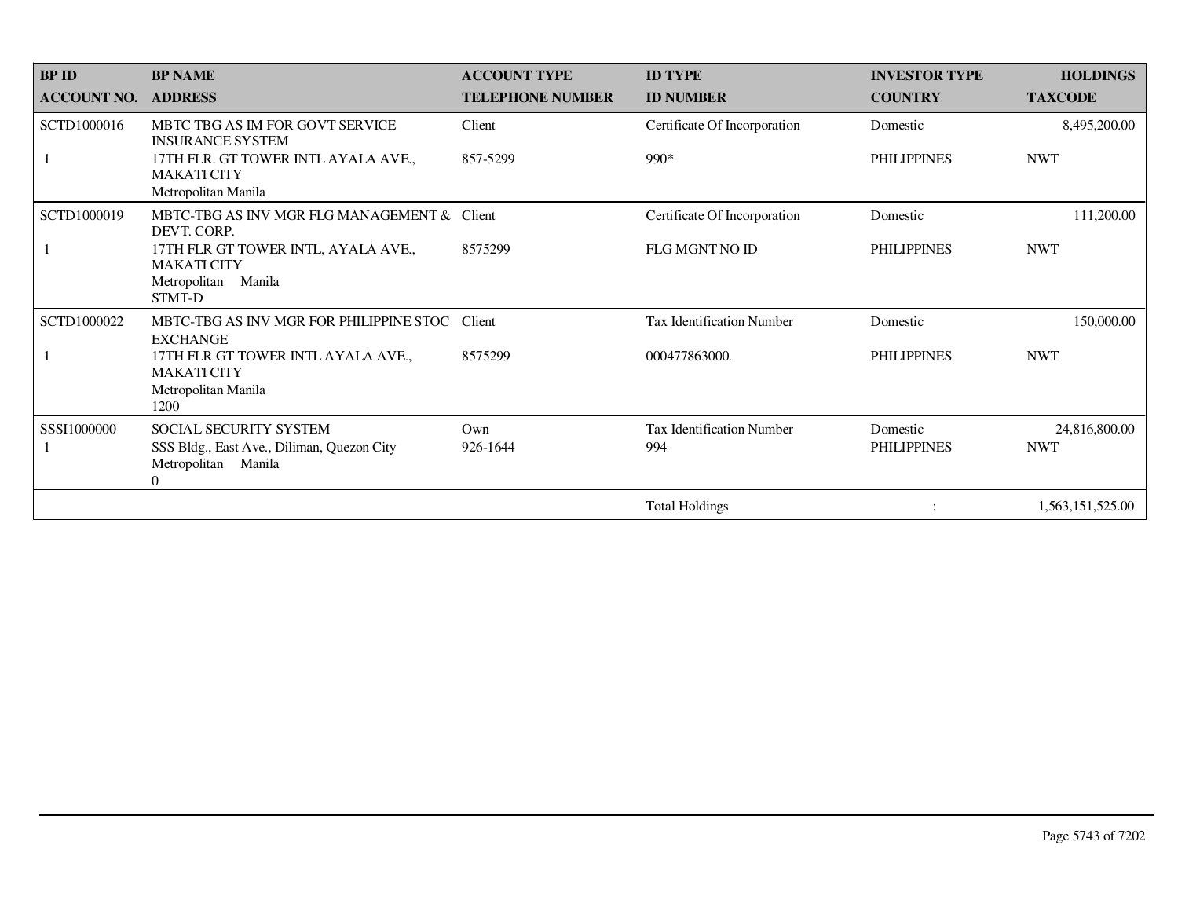| BP ID<br>ACCOUNT NO. | BP NAME<br>ADDRESS | ACCOUNT TYPE<br>TELEPHONE NUMBER | ID TYPE<br>ID NUMBER | INVESTOR TYPE<br>COUNTRY | HOLDINGS<br>TAXCODE |
|---|---|---|---|---|---|
| SCTD1000016<br>1 | MBTC TBG AS IM FOR GOVT SERVICE INSURANCE SYSTEM<br>17TH FLR. GT TOWER INTL AYALA AVE., MAKATI CITY<br>Metropolitan Manila | Client<br>857-5299 | Certificate Of Incorporation<br>990* | Domestic<br>PHILIPPINES | 8,495,200.00<br>NWT |
| SCTD1000019<br>1 | MBTC-TBG AS INV MGR FLG MANAGEMENT & DEVT. CORP.<br>17TH FLR GT TOWER INTL, AYALA AVE., MAKATI CITY<br>Metropolitan Manila<br>STMT-D | Client<br>8575299 | Certificate Of Incorporation<br>FLG MGNT NO ID | Domestic<br>PHILIPPINES | 111,200.00<br>NWT |
| SCTD1000022<br>1 | MBTC-TBG AS INV MGR FOR PHILIPPINE STOC EXCHANGE<br>17TH FLR GT TOWER INTL AYALA AVE., MAKATI CITY<br>Metropolitan Manila<br>1200 | Client<br>8575299 | Tax Identification Number<br>000477863000. | Domestic<br>PHILIPPINES | 150,000.00<br>NWT |
| SSSI1000000<br>1 | SOCIAL SECURITY SYSTEM<br>SSS Bldg., East Ave., Diliman, Quezon City<br>Metropolitan Manila<br>0 | Own<br>926-1644 | Tax Identification Number<br>994 | Domestic<br>PHILIPPINES | 24,816,800.00<br>NWT |
| | | | Total Holdings | : | 1,563,151,525.00 |